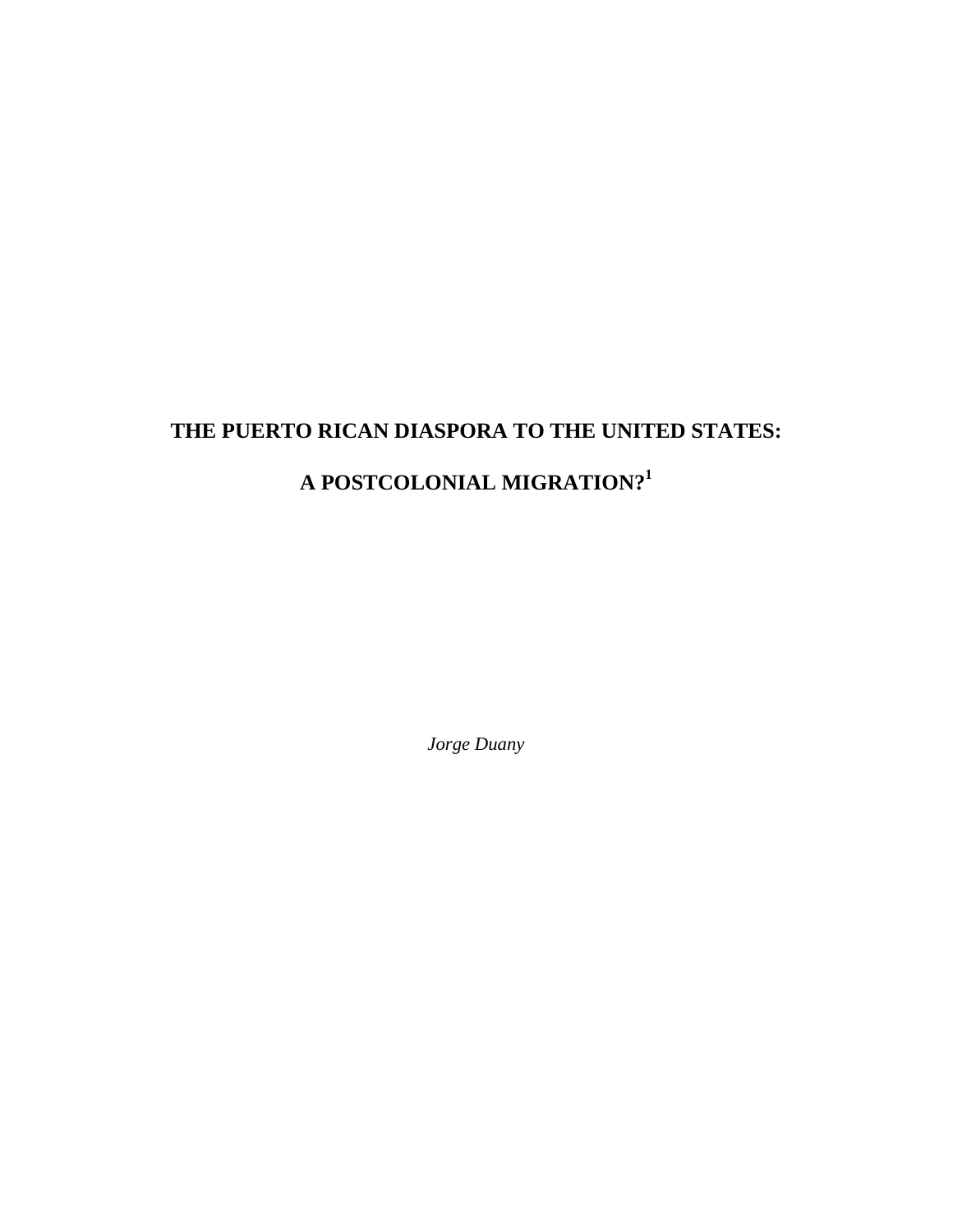# THE PUERTO RICAN DIASPORA TO THE UNITED STATES:

# A POSTCOLONIAL MIGRATION?[1]

*Jorge Duany*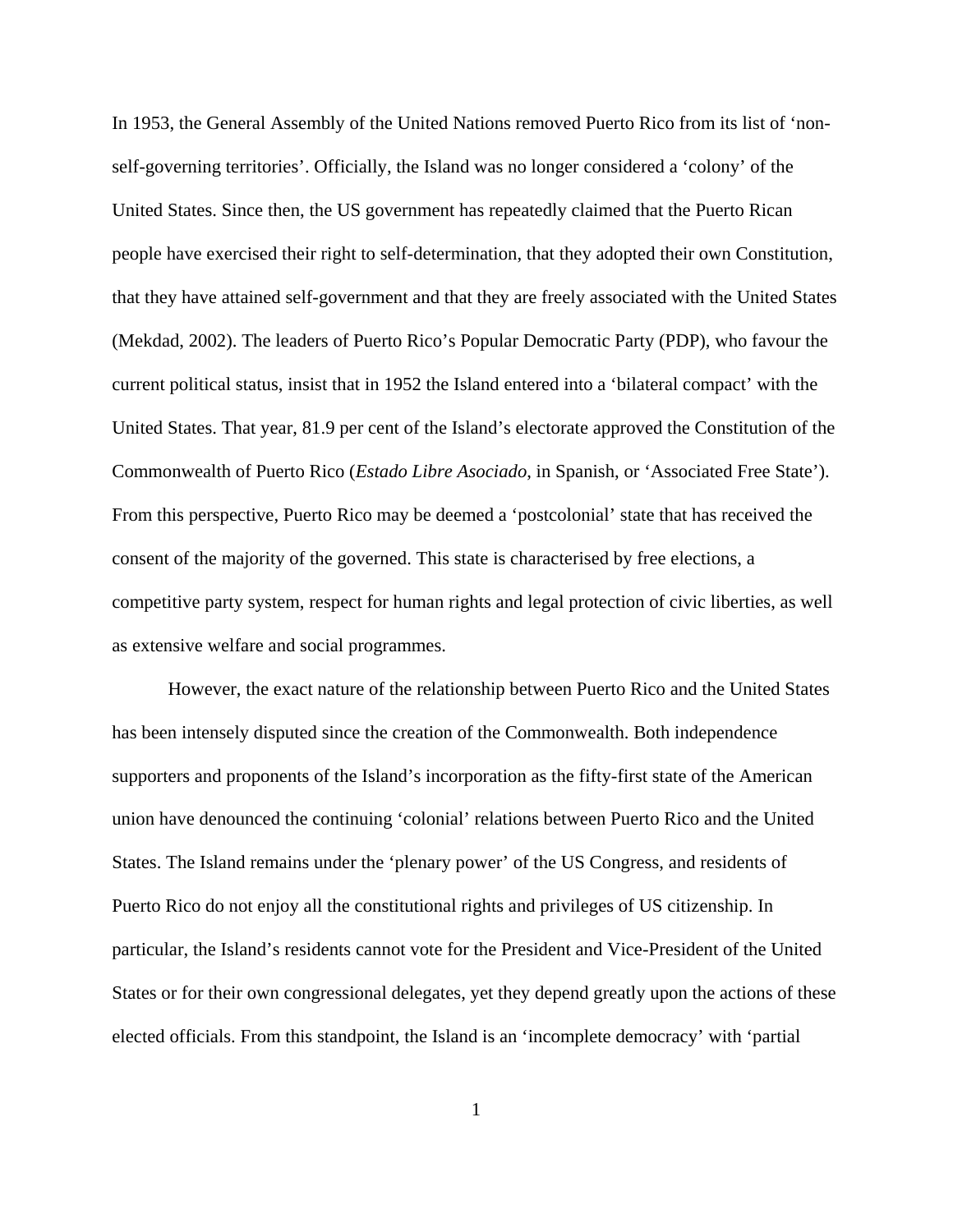In 1953, the General Assembly of the United Nations removed Puerto Rico from its list of 'non-self-governing territories'. Officially, the Island was no longer considered a 'colony' of the United States. Since then, the US government has repeatedly claimed that the Puerto Rican people have exercised their right to self-determination, that they adopted their own Constitution, that they have attained self-government and that they are freely associated with the United States (Mekdad, 2002). The leaders of Puerto Rico's Popular Democratic Party (PDP), who favour the current political status, insist that in 1952 the Island entered into a 'bilateral compact' with the United States. That year, 81.9 per cent of the Island's electorate approved the Constitution of the Commonwealth of Puerto Rico (*Estado Libre Asociado*, in Spanish, or 'Associated Free State'). From this perspective, Puerto Rico may be deemed a 'postcolonial' state that has received the consent of the majority of the governed. This state is characterised by free elections, a competitive party system, respect for human rights and legal protection of civic liberties, as well as extensive welfare and social programmes.

However, the exact nature of the relationship between Puerto Rico and the United States has been intensely disputed since the creation of the Commonwealth. Both independence supporters and proponents of the Island's incorporation as the fifty-first state of the American union have denounced the continuing 'colonial' relations between Puerto Rico and the United States. The Island remains under the 'plenary power' of the US Congress, and residents of Puerto Rico do not enjoy all the constitutional rights and privileges of US citizenship. In particular, the Island's residents cannot vote for the President and Vice-President of the United States or for their own congressional delegates, yet they depend greatly upon the actions of these elected officials. From this standpoint, the Island is an 'incomplete democracy' with 'partial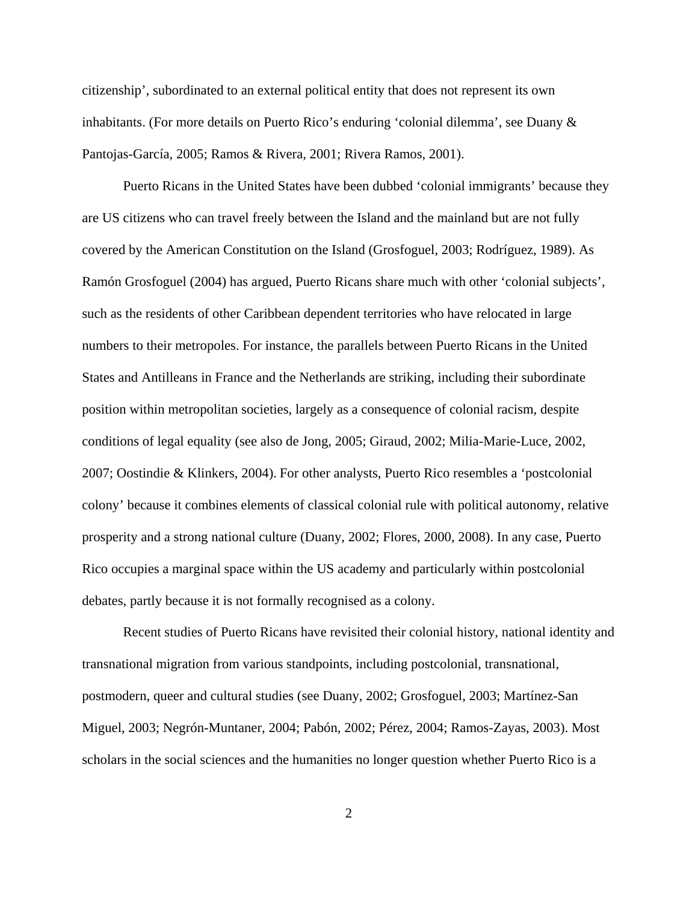citizenship', subordinated to an external political entity that does not represent its own inhabitants. (For more details on Puerto Rico's enduring 'colonial dilemma', see Duany & Pantojas-García, 2005; Ramos & Rivera, 2001; Rivera Ramos, 2001).

Puerto Ricans in the United States have been dubbed 'colonial immigrants' because they are US citizens who can travel freely between the Island and the mainland but are not fully covered by the American Constitution on the Island (Grosfoguel, 2003; Rodríguez, 1989). As Ramón Grosfoguel (2004) has argued, Puerto Ricans share much with other 'colonial subjects', such as the residents of other Caribbean dependent territories who have relocated in large numbers to their metropoles. For instance, the parallels between Puerto Ricans in the United States and Antilleans in France and the Netherlands are striking, including their subordinate position within metropolitan societies, largely as a consequence of colonial racism, despite conditions of legal equality (see also de Jong, 2005; Giraud, 2002; Milia-Marie-Luce, 2002, 2007; Oostindie & Klinkers, 2004). For other analysts, Puerto Rico resembles a 'postcolonial colony' because it combines elements of classical colonial rule with political autonomy, relative prosperity and a strong national culture (Duany, 2002; Flores, 2000, 2008). In any case, Puerto Rico occupies a marginal space within the US academy and particularly within postcolonial debates, partly because it is not formally recognised as a colony.

Recent studies of Puerto Ricans have revisited their colonial history, national identity and transnational migration from various standpoints, including postcolonial, transnational, postmodern, queer and cultural studies (see Duany, 2002; Grosfoguel, 2003; Martínez-San Miguel, 2003; Negrón-Muntaner, 2004; Pabón, 2002; Pérez, 2004; Ramos-Zayas, 2003). Most scholars in the social sciences and the humanities no longer question whether Puerto Rico is a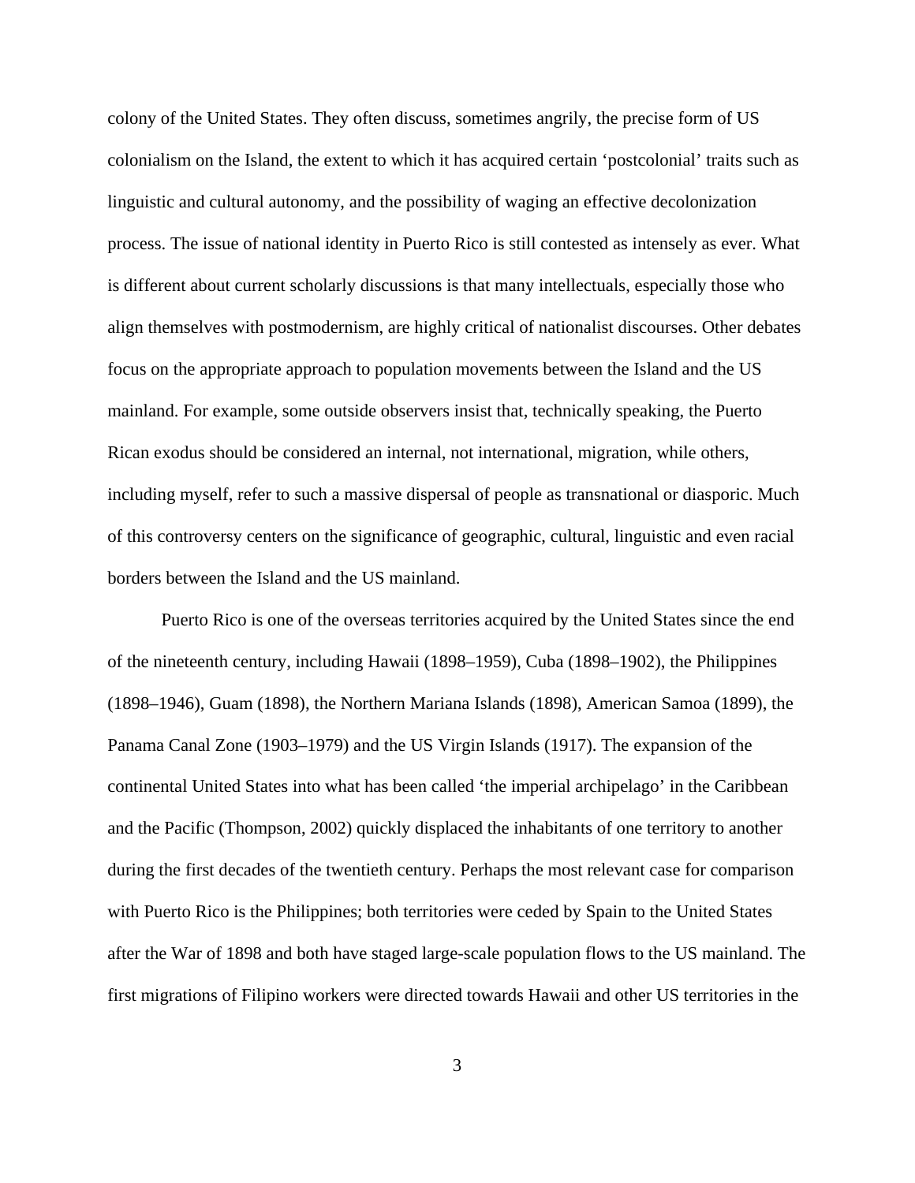colony of the United States. They often discuss, sometimes angrily, the precise form of US colonialism on the Island, the extent to which it has acquired certain 'postcolonial' traits such as linguistic and cultural autonomy, and the possibility of waging an effective decolonization process. The issue of national identity in Puerto Rico is still contested as intensely as ever. What is different about current scholarly discussions is that many intellectuals, especially those who align themselves with postmodernism, are highly critical of nationalist discourses. Other debates focus on the appropriate approach to population movements between the Island and the US mainland. For example, some outside observers insist that, technically speaking, the Puerto Rican exodus should be considered an internal, not international, migration, while others, including myself, refer to such a massive dispersal of people as transnational or diasporic. Much of this controversy centers on the significance of geographic, cultural, linguistic and even racial borders between the Island and the US mainland.

Puerto Rico is one of the overseas territories acquired by the United States since the end of the nineteenth century, including Hawaii (1898–1959), Cuba (1898–1902), the Philippines (1898–1946), Guam (1898), the Northern Mariana Islands (1898), American Samoa (1899), the Panama Canal Zone (1903–1979) and the US Virgin Islands (1917). The expansion of the continental United States into what has been called 'the imperial archipelago' in the Caribbean and the Pacific (Thompson, 2002) quickly displaced the inhabitants of one territory to another during the first decades of the twentieth century. Perhaps the most relevant case for comparison with Puerto Rico is the Philippines; both territories were ceded by Spain to the United States after the War of 1898 and both have staged large-scale population flows to the US mainland. The first migrations of Filipino workers were directed towards Hawaii and other US territories in the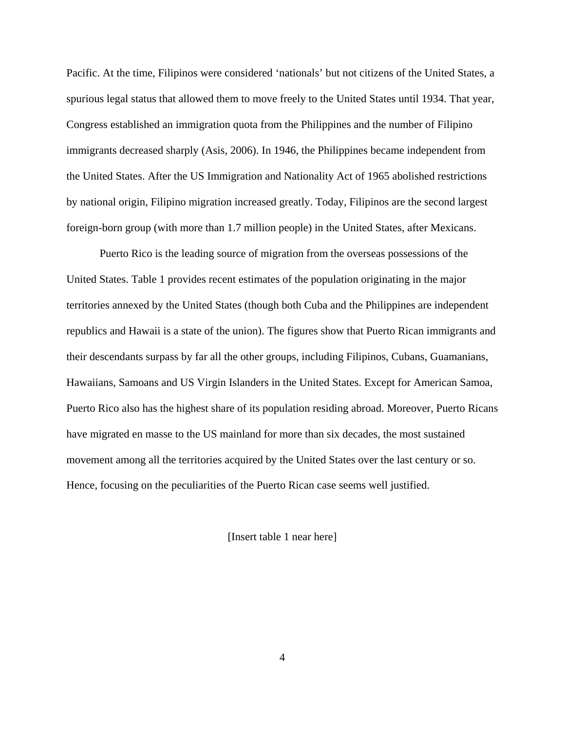Pacific. At the time, Filipinos were considered 'nationals' but not citizens of the United States, a spurious legal status that allowed them to move freely to the United States until 1934. That year, Congress established an immigration quota from the Philippines and the number of Filipino immigrants decreased sharply (Asis, 2006). In 1946, the Philippines became independent from the United States. After the US Immigration and Nationality Act of 1965 abolished restrictions by national origin, Filipino migration increased greatly. Today, Filipinos are the second largest foreign-born group (with more than 1.7 million people) in the United States, after Mexicans.

Puerto Rico is the leading source of migration from the overseas possessions of the United States. Table 1 provides recent estimates of the population originating in the major territories annexed by the United States (though both Cuba and the Philippines are independent republics and Hawaii is a state of the union). The figures show that Puerto Rican immigrants and their descendants surpass by far all the other groups, including Filipinos, Cubans, Guamanians, Hawaiians, Samoans and US Virgin Islanders in the United States. Except for American Samoa, Puerto Rico also has the highest share of its population residing abroad. Moreover, Puerto Ricans have migrated en masse to the US mainland for more than six decades, the most sustained movement among all the territories acquired by the United States over the last century or so. Hence, focusing on the peculiarities of the Puerto Rican case seems well justified.

[Insert table 1 near here]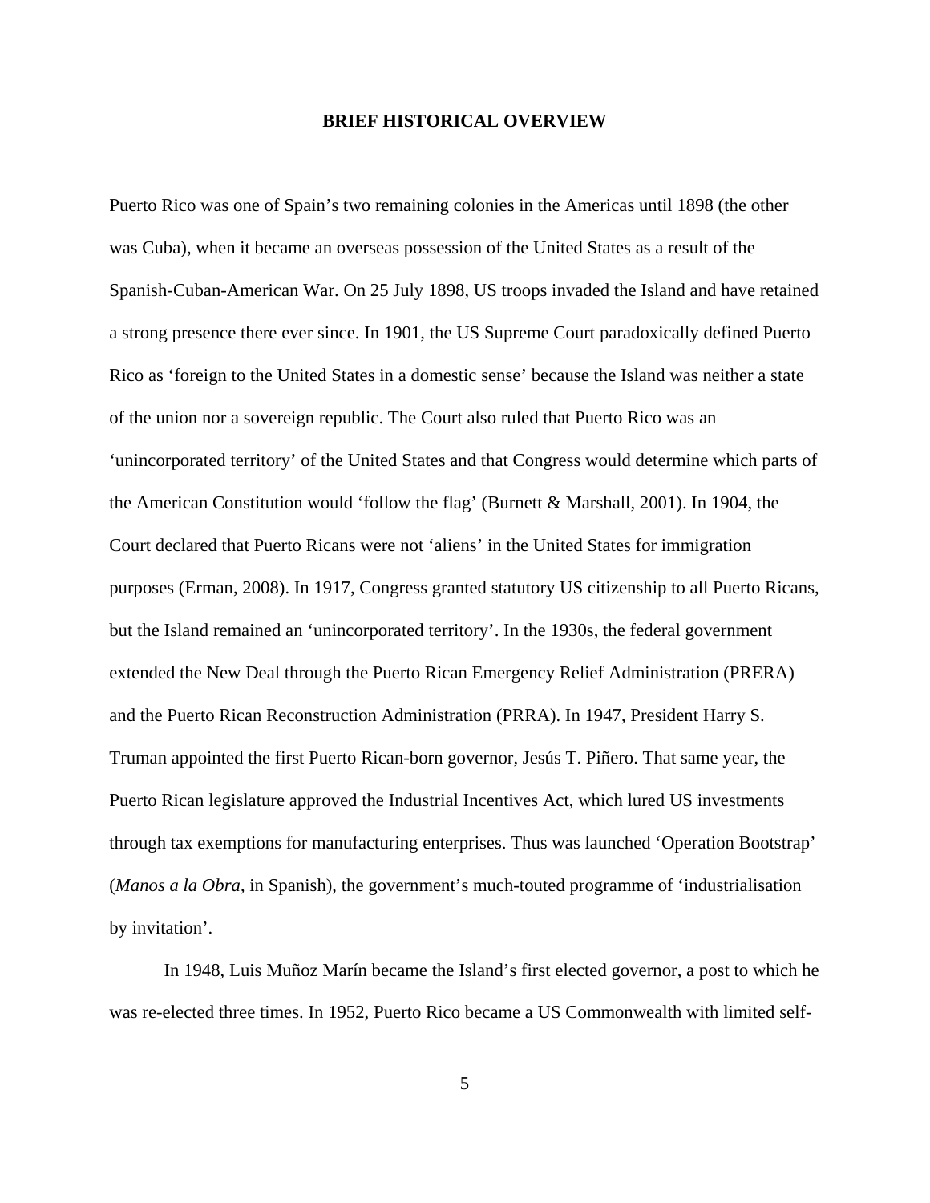## BRIEF HISTORICAL OVERVIEW

Puerto Rico was one of Spain's two remaining colonies in the Americas until 1898 (the other was Cuba), when it became an overseas possession of the United States as a result of the Spanish-Cuban-American War. On 25 July 1898, US troops invaded the Island and have retained a strong presence there ever since. In 1901, the US Supreme Court paradoxically defined Puerto Rico as 'foreign to the United States in a domestic sense' because the Island was neither a state of the union nor a sovereign republic. The Court also ruled that Puerto Rico was an 'unincorporated territory' of the United States and that Congress would determine which parts of the American Constitution would 'follow the flag' (Burnett & Marshall, 2001). In 1904, the Court declared that Puerto Ricans were not 'aliens' in the United States for immigration purposes (Erman, 2008). In 1917, Congress granted statutory US citizenship to all Puerto Ricans, but the Island remained an 'unincorporated territory'. In the 1930s, the federal government extended the New Deal through the Puerto Rican Emergency Relief Administration (PRERA) and the Puerto Rican Reconstruction Administration (PRRA). In 1947, President Harry S. Truman appointed the first Puerto Rican-born governor, Jesús T. Piñero. That same year, the Puerto Rican legislature approved the Industrial Incentives Act, which lured US investments through tax exemptions for manufacturing enterprises. Thus was launched 'Operation Bootstrap' (*Manos a la Obra*, in Spanish), the government's much-touted programme of 'industrialisation by invitation'.

In 1948, Luis Muñoz Marín became the Island's first elected governor, a post to which he was re-elected three times. In 1952, Puerto Rico became a US Commonwealth with limited self-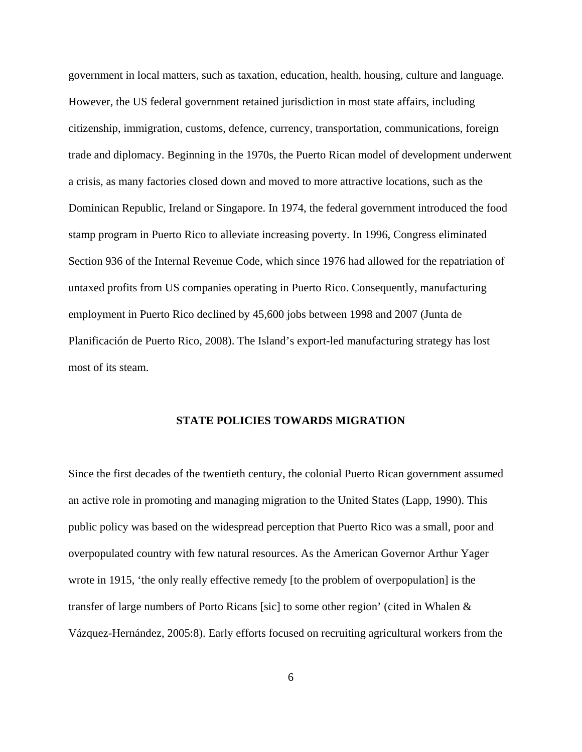government in local matters, such as taxation, education, health, housing, culture and language. However, the US federal government retained jurisdiction in most state affairs, including citizenship, immigration, customs, defence, currency, transportation, communications, foreign trade and diplomacy. Beginning in the 1970s, the Puerto Rican model of development underwent a crisis, as many factories closed down and moved to more attractive locations, such as the Dominican Republic, Ireland or Singapore. In 1974, the federal government introduced the food stamp program in Puerto Rico to alleviate increasing poverty. In 1996, Congress eliminated Section 936 of the Internal Revenue Code, which since 1976 had allowed for the repatriation of untaxed profits from US companies operating in Puerto Rico. Consequently, manufacturing employment in Puerto Rico declined by 45,600 jobs between 1998 and 2007 (Junta de Planificación de Puerto Rico, 2008). The Island's export-led manufacturing strategy has lost most of its steam.

## STATE POLICIES TOWARDS MIGRATION

Since the first decades of the twentieth century, the colonial Puerto Rican government assumed an active role in promoting and managing migration to the United States (Lapp, 1990). This public policy was based on the widespread perception that Puerto Rico was a small, poor and overpopulated country with few natural resources. As the American Governor Arthur Yager wrote in 1915, 'the only really effective remedy [to the problem of overpopulation] is the transfer of large numbers of Porto Ricans [sic] to some other region' (cited in Whalen & Vázquez-Hernández, 2005:8). Early efforts focused on recruiting agricultural workers from the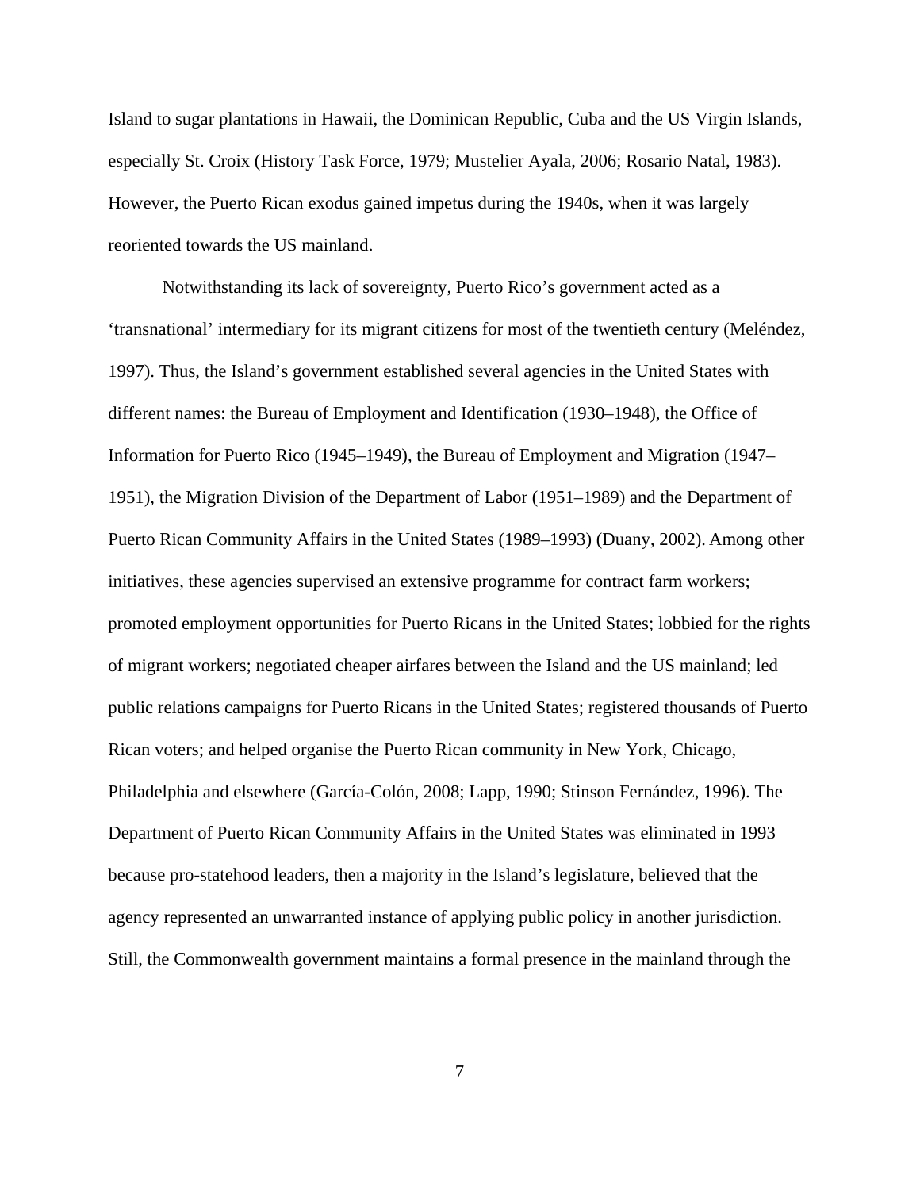Island to sugar plantations in Hawaii, the Dominican Republic, Cuba and the US Virgin Islands, especially St. Croix (History Task Force, 1979; Mustelier Ayala, 2006; Rosario Natal, 1983). However, the Puerto Rican exodus gained impetus during the 1940s, when it was largely reoriented towards the US mainland.

Notwithstanding its lack of sovereignty, Puerto Rico's government acted as a 'transnational' intermediary for its migrant citizens for most of the twentieth century (Meléndez, 1997). Thus, the Island's government established several agencies in the United States with different names: the Bureau of Employment and Identification (1930–1948), the Office of Information for Puerto Rico (1945–1949), the Bureau of Employment and Migration (1947–1951), the Migration Division of the Department of Labor (1951–1989) and the Department of Puerto Rican Community Affairs in the United States (1989–1993) (Duany, 2002). Among other initiatives, these agencies supervised an extensive programme for contract farm workers; promoted employment opportunities for Puerto Ricans in the United States; lobbied for the rights of migrant workers; negotiated cheaper airfares between the Island and the US mainland; led public relations campaigns for Puerto Ricans in the United States; registered thousands of Puerto Rican voters; and helped organise the Puerto Rican community in New York, Chicago, Philadelphia and elsewhere (García-Colón, 2008; Lapp, 1990; Stinson Fernández, 1996). The Department of Puerto Rican Community Affairs in the United States was eliminated in 1993 because pro-statehood leaders, then a majority in the Island's legislature, believed that the agency represented an unwarranted instance of applying public policy in another jurisdiction. Still, the Commonwealth government maintains a formal presence in the mainland through the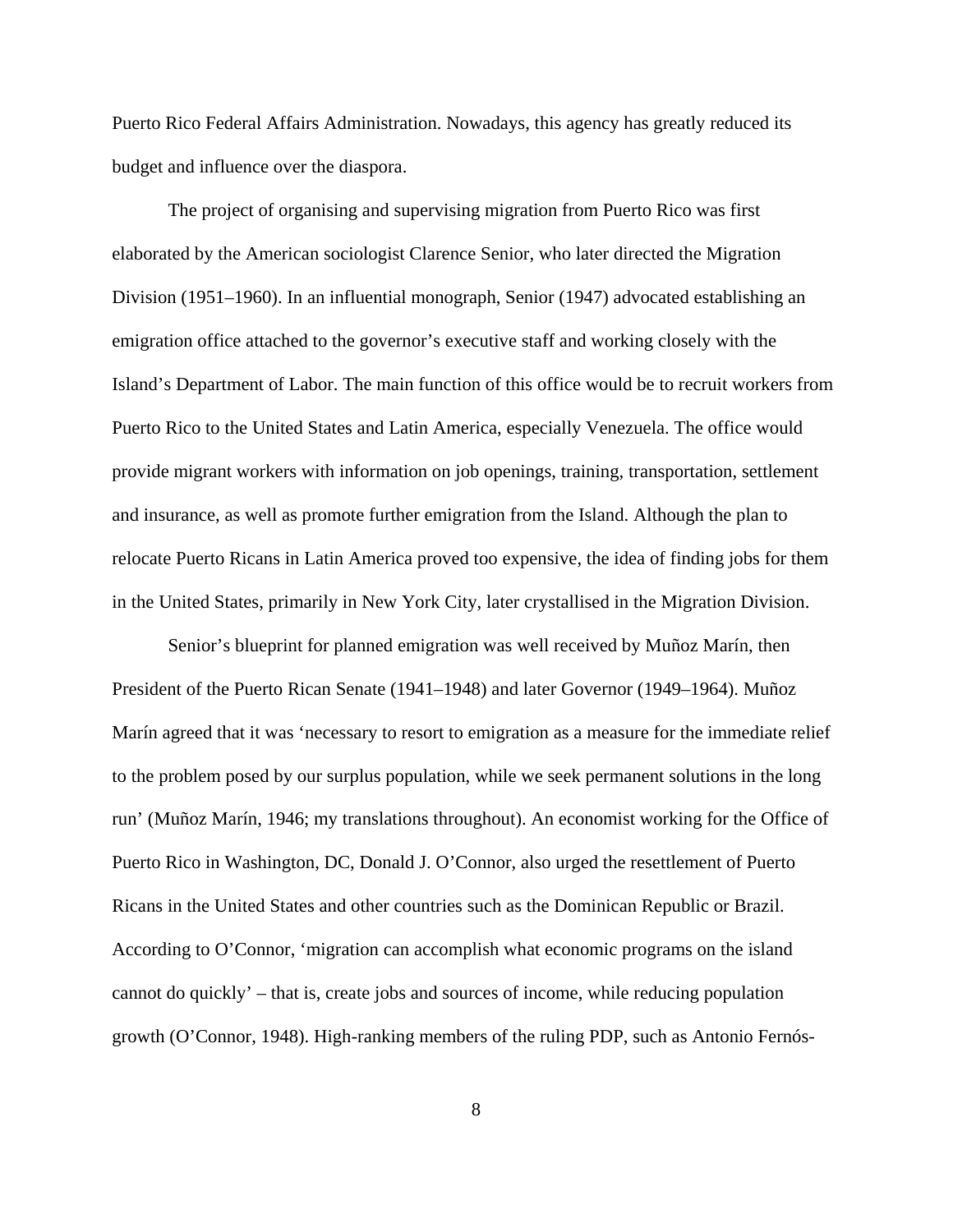Puerto Rico Federal Affairs Administration. Nowadays, this agency has greatly reduced its budget and influence over the diaspora.

The project of organising and supervising migration from Puerto Rico was first elaborated by the American sociologist Clarence Senior, who later directed the Migration Division (1951–1960). In an influential monograph, Senior (1947) advocated establishing an emigration office attached to the governor's executive staff and working closely with the Island's Department of Labor. The main function of this office would be to recruit workers from Puerto Rico to the United States and Latin America, especially Venezuela. The office would provide migrant workers with information on job openings, training, transportation, settlement and insurance, as well as promote further emigration from the Island. Although the plan to relocate Puerto Ricans in Latin America proved too expensive, the idea of finding jobs for them in the United States, primarily in New York City, later crystallised in the Migration Division.

Senior's blueprint for planned emigration was well received by Muñoz Marín, then President of the Puerto Rican Senate (1941–1948) and later Governor (1949–1964). Muñoz Marín agreed that it was 'necessary to resort to emigration as a measure for the immediate relief to the problem posed by our surplus population, while we seek permanent solutions in the long run' (Muñoz Marín, 1946; my translations throughout). An economist working for the Office of Puerto Rico in Washington, DC, Donald J. O'Connor, also urged the resettlement of Puerto Ricans in the United States and other countries such as the Dominican Republic or Brazil. According to O'Connor, 'migration can accomplish what economic programs on the island cannot do quickly' – that is, create jobs and sources of income, while reducing population growth (O'Connor, 1948). High-ranking members of the ruling PDP, such as Antonio Fernós-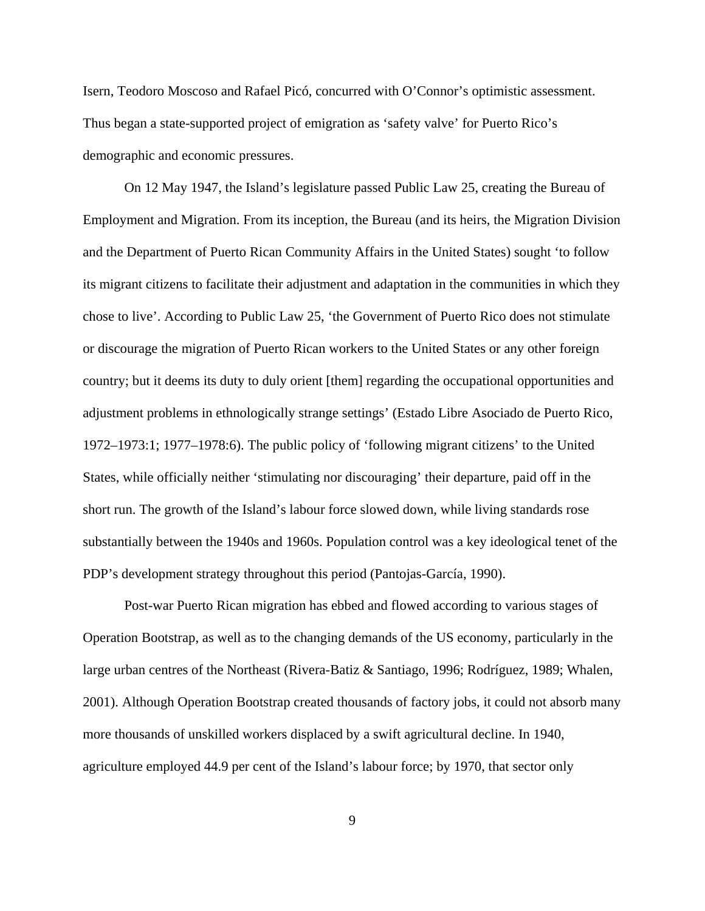Isern, Teodoro Moscoso and Rafael Picó, concurred with O'Connor's optimistic assessment. Thus began a state-supported project of emigration as 'safety valve' for Puerto Rico's demographic and economic pressures.

On 12 May 1947, the Island's legislature passed Public Law 25, creating the Bureau of Employment and Migration. From its inception, the Bureau (and its heirs, the Migration Division and the Department of Puerto Rican Community Affairs in the United States) sought 'to follow its migrant citizens to facilitate their adjustment and adaptation in the communities in which they chose to live'. According to Public Law 25, 'the Government of Puerto Rico does not stimulate or discourage the migration of Puerto Rican workers to the United States or any other foreign country; but it deems its duty to duly orient [them] regarding the occupational opportunities and adjustment problems in ethnologically strange settings' (Estado Libre Asociado de Puerto Rico, 1972–1973:1; 1977–1978:6). The public policy of 'following migrant citizens' to the United States, while officially neither 'stimulating nor discouraging' their departure, paid off in the short run. The growth of the Island's labour force slowed down, while living standards rose substantially between the 1940s and 1960s. Population control was a key ideological tenet of the PDP's development strategy throughout this period (Pantojas-García, 1990).

Post-war Puerto Rican migration has ebbed and flowed according to various stages of Operation Bootstrap, as well as to the changing demands of the US economy, particularly in the large urban centres of the Northeast (Rivera-Batiz & Santiago, 1996; Rodríguez, 1989; Whalen, 2001). Although Operation Bootstrap created thousands of factory jobs, it could not absorb many more thousands of unskilled workers displaced by a swift agricultural decline. In 1940, agriculture employed 44.9 per cent of the Island's labour force; by 1970, that sector only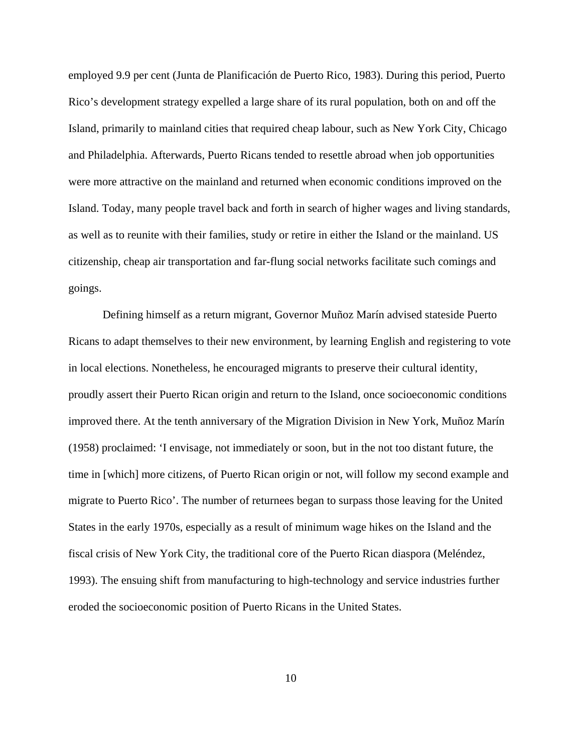employed 9.9 per cent (Junta de Planificación de Puerto Rico, 1983). During this period, Puerto Rico's development strategy expelled a large share of its rural population, both on and off the Island, primarily to mainland cities that required cheap labour, such as New York City, Chicago and Philadelphia. Afterwards, Puerto Ricans tended to resettle abroad when job opportunities were more attractive on the mainland and returned when economic conditions improved on the Island. Today, many people travel back and forth in search of higher wages and living standards, as well as to reunite with their families, study or retire in either the Island or the mainland. US citizenship, cheap air transportation and far-flung social networks facilitate such comings and goings.

Defining himself as a return migrant, Governor Muñoz Marín advised stateside Puerto Ricans to adapt themselves to their new environment, by learning English and registering to vote in local elections. Nonetheless, he encouraged migrants to preserve their cultural identity, proudly assert their Puerto Rican origin and return to the Island, once socioeconomic conditions improved there. At the tenth anniversary of the Migration Division in New York, Muñoz Marín (1958) proclaimed: 'I envisage, not immediately or soon, but in the not too distant future, the time in [which] more citizens, of Puerto Rican origin or not, will follow my second example and migrate to Puerto Rico'. The number of returnees began to surpass those leaving for the United States in the early 1970s, especially as a result of minimum wage hikes on the Island and the fiscal crisis of New York City, the traditional core of the Puerto Rican diaspora (Meléndez, 1993). The ensuing shift from manufacturing to high-technology and service industries further eroded the socioeconomic position of Puerto Ricans in the United States.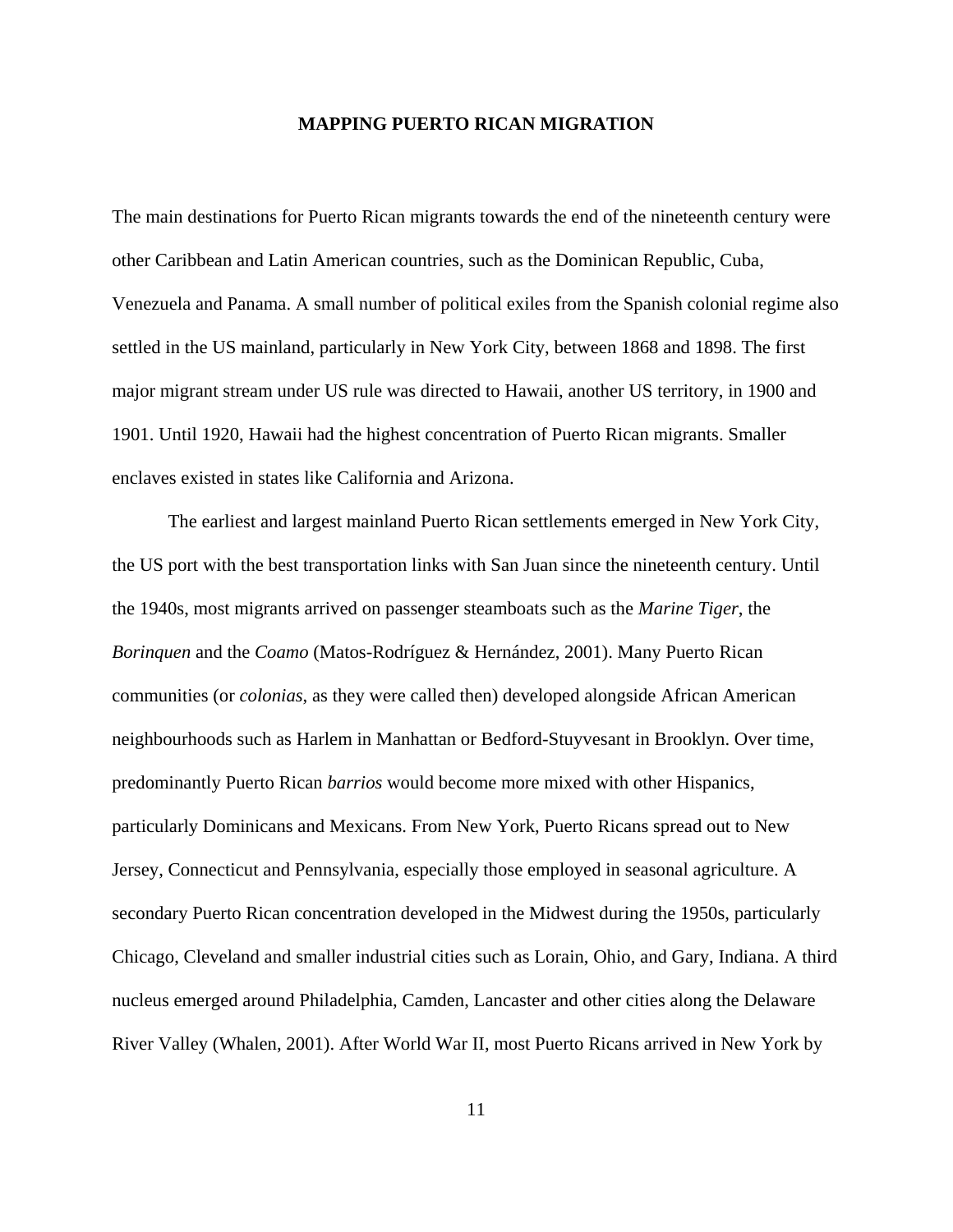## MAPPING PUERTO RICAN MIGRATION

The main destinations for Puerto Rican migrants towards the end of the nineteenth century were other Caribbean and Latin American countries, such as the Dominican Republic, Cuba, Venezuela and Panama. A small number of political exiles from the Spanish colonial regime also settled in the US mainland, particularly in New York City, between 1868 and 1898. The first major migrant stream under US rule was directed to Hawaii, another US territory, in 1900 and 1901. Until 1920, Hawaii had the highest concentration of Puerto Rican migrants. Smaller enclaves existed in states like California and Arizona.

The earliest and largest mainland Puerto Rican settlements emerged in New York City, the US port with the best transportation links with San Juan since the nineteenth century. Until the 1940s, most migrants arrived on passenger steamboats such as the *Marine Tiger*, the *Borinquen* and the *Coamo* (Matos-Rodríguez & Hernández, 2001). Many Puerto Rican communities (or *colonias*, as they were called then) developed alongside African American neighbourhoods such as Harlem in Manhattan or Bedford-Stuyvesant in Brooklyn. Over time, predominantly Puerto Rican *barrios* would become more mixed with other Hispanics, particularly Dominicans and Mexicans. From New York, Puerto Ricans spread out to New Jersey, Connecticut and Pennsylvania, especially those employed in seasonal agriculture. A secondary Puerto Rican concentration developed in the Midwest during the 1950s, particularly Chicago, Cleveland and smaller industrial cities such as Lorain, Ohio, and Gary, Indiana. A third nucleus emerged around Philadelphia, Camden, Lancaster and other cities along the Delaware River Valley (Whalen, 2001). After World War II, most Puerto Ricans arrived in New York by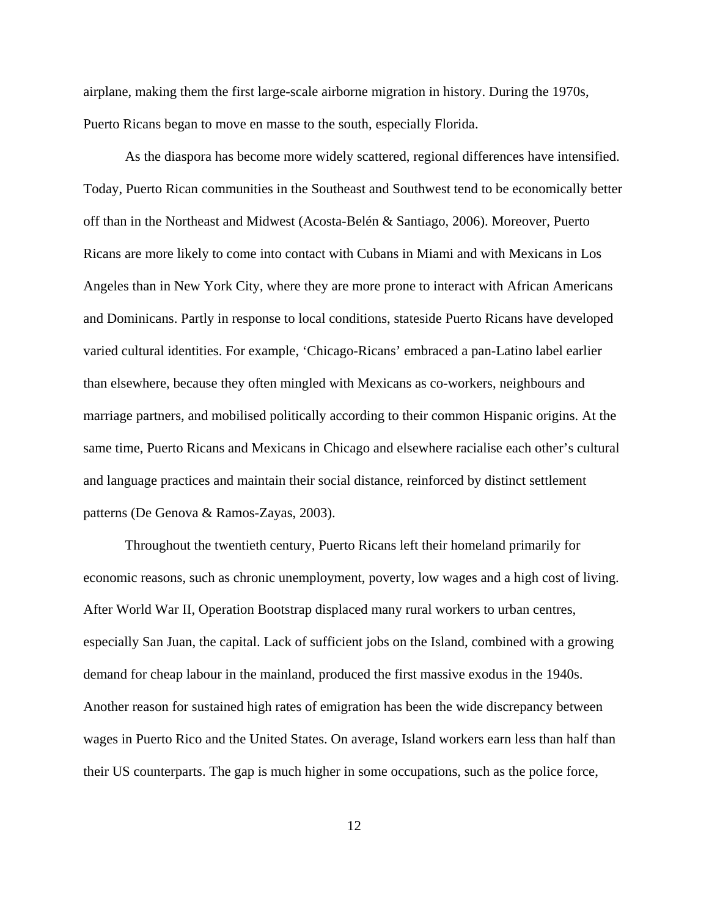airplane, making them the first large-scale airborne migration in history. During the 1970s, Puerto Ricans began to move en masse to the south, especially Florida.

As the diaspora has become more widely scattered, regional differences have intensified. Today, Puerto Rican communities in the Southeast and Southwest tend to be economically better off than in the Northeast and Midwest (Acosta-Belén & Santiago, 2006). Moreover, Puerto Ricans are more likely to come into contact with Cubans in Miami and with Mexicans in Los Angeles than in New York City, where they are more prone to interact with African Americans and Dominicans. Partly in response to local conditions, stateside Puerto Ricans have developed varied cultural identities. For example, 'Chicago-Ricans' embraced a pan-Latino label earlier than elsewhere, because they often mingled with Mexicans as co-workers, neighbours and marriage partners, and mobilised politically according to their common Hispanic origins. At the same time, Puerto Ricans and Mexicans in Chicago and elsewhere racialise each other's cultural and language practices and maintain their social distance, reinforced by distinct settlement patterns (De Genova & Ramos-Zayas, 2003).

Throughout the twentieth century, Puerto Ricans left their homeland primarily for economic reasons, such as chronic unemployment, poverty, low wages and a high cost of living. After World War II, Operation Bootstrap displaced many rural workers to urban centres, especially San Juan, the capital. Lack of sufficient jobs on the Island, combined with a growing demand for cheap labour in the mainland, produced the first massive exodus in the 1940s. Another reason for sustained high rates of emigration has been the wide discrepancy between wages in Puerto Rico and the United States. On average, Island workers earn less than half than their US counterparts. The gap is much higher in some occupations, such as the police force,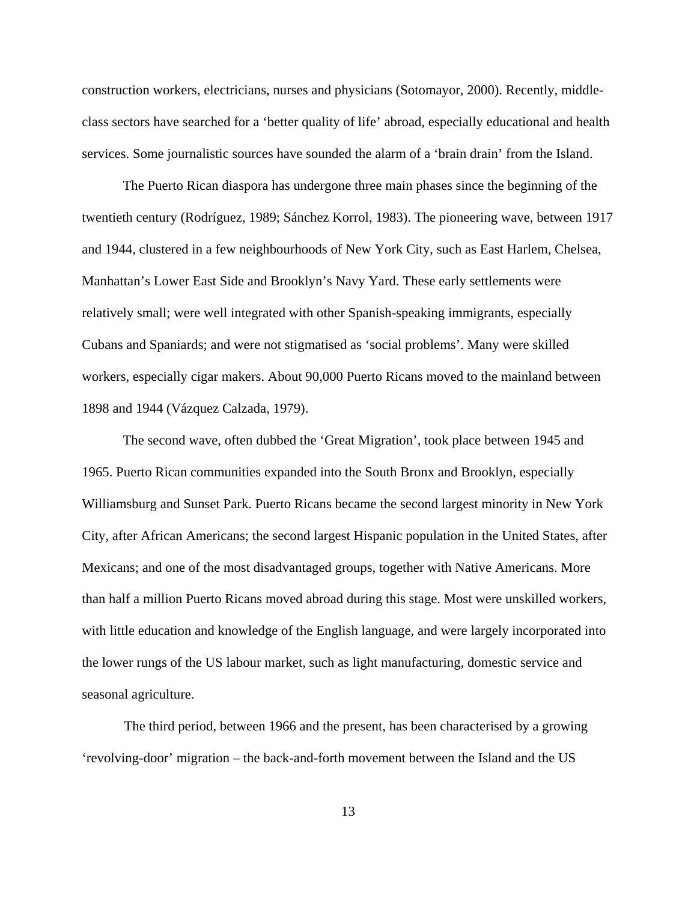construction workers, electricians, nurses and physicians (Sotomayor, 2000). Recently, middle-class sectors have searched for a 'better quality of life' abroad, especially educational and health services. Some journalistic sources have sounded the alarm of a 'brain drain' from the Island.

The Puerto Rican diaspora has undergone three main phases since the beginning of the twentieth century (Rodríguez, 1989; Sánchez Korrol, 1983). The pioneering wave, between 1917 and 1944, clustered in a few neighbourhoods of New York City, such as East Harlem, Chelsea, Manhattan's Lower East Side and Brooklyn's Navy Yard. These early settlements were relatively small; were well integrated with other Spanish-speaking immigrants, especially Cubans and Spaniards; and were not stigmatised as 'social problems'. Many were skilled workers, especially cigar makers. About 90,000 Puerto Ricans moved to the mainland between 1898 and 1944 (Vázquez Calzada, 1979).

The second wave, often dubbed the 'Great Migration', took place between 1945 and 1965. Puerto Rican communities expanded into the South Bronx and Brooklyn, especially Williamsburg and Sunset Park. Puerto Ricans became the second largest minority in New York City, after African Americans; the second largest Hispanic population in the United States, after Mexicans; and one of the most disadvantaged groups, together with Native Americans. More than half a million Puerto Ricans moved abroad during this stage. Most were unskilled workers, with little education and knowledge of the English language, and were largely incorporated into the lower rungs of the US labour market, such as light manufacturing, domestic service and seasonal agriculture.

The third period, between 1966 and the present, has been characterised by a growing 'revolving-door' migration – the back-and-forth movement between the Island and the US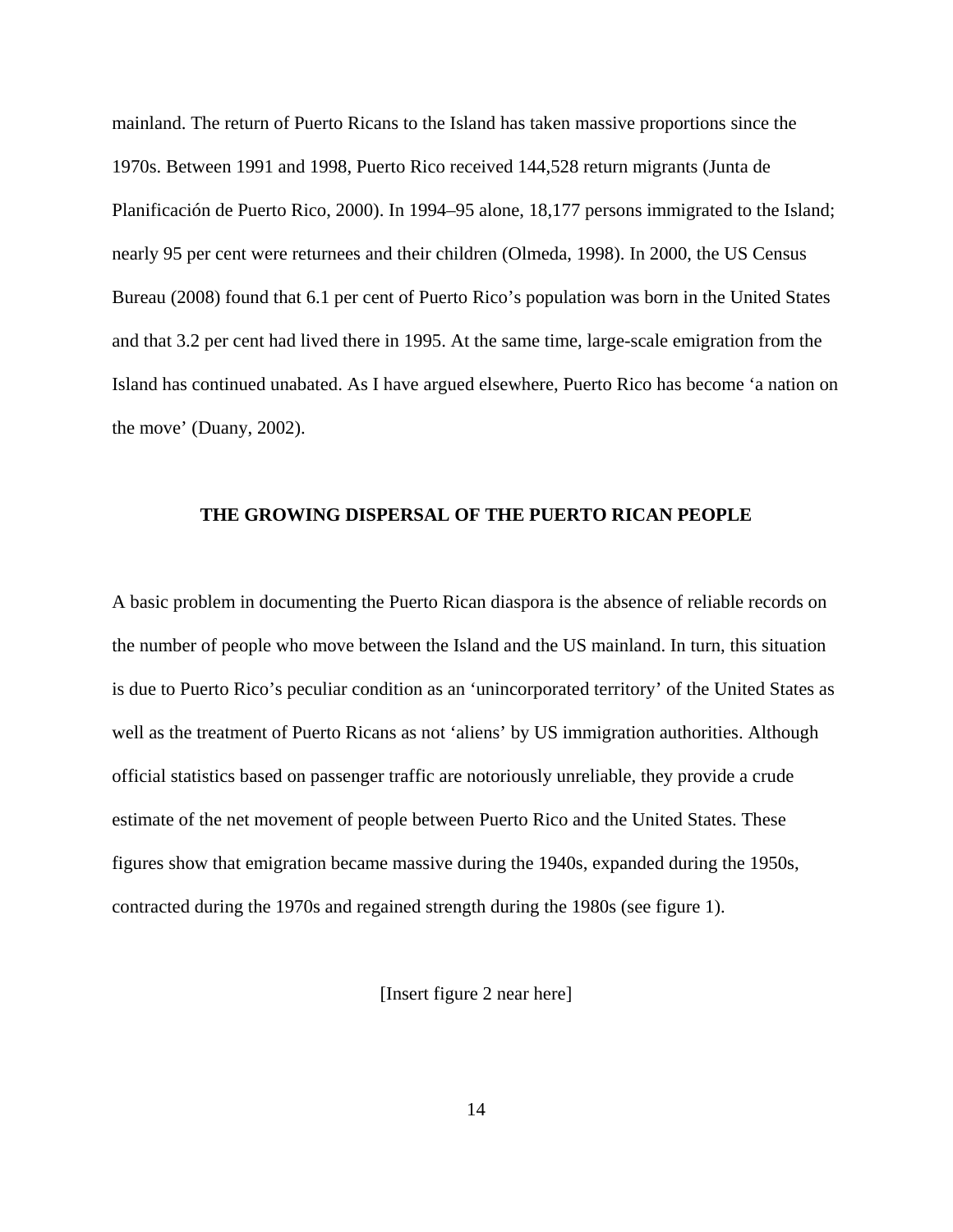mainland. The return of Puerto Ricans to the Island has taken massive proportions since the 1970s. Between 1991 and 1998, Puerto Rico received 144,528 return migrants (Junta de Planificación de Puerto Rico, 2000). In 1994–95 alone, 18,177 persons immigrated to the Island; nearly 95 per cent were returnees and their children (Olmeda, 1998). In 2000, the US Census Bureau (2008) found that 6.1 per cent of Puerto Rico's population was born in the United States and that 3.2 per cent had lived there in 1995. At the same time, large-scale emigration from the Island has continued unabated. As I have argued elsewhere, Puerto Rico has become 'a nation on the move' (Duany, 2002).

## THE GROWING DISPERSAL OF THE PUERTO RICAN PEOPLE

A basic problem in documenting the Puerto Rican diaspora is the absence of reliable records on the number of people who move between the Island and the US mainland. In turn, this situation is due to Puerto Rico's peculiar condition as an 'unincorporated territory' of the United States as well as the treatment of Puerto Ricans as not 'aliens' by US immigration authorities. Although official statistics based on passenger traffic are notoriously unreliable, they provide a crude estimate of the net movement of people between Puerto Rico and the United States. These figures show that emigration became massive during the 1940s, expanded during the 1950s, contracted during the 1970s and regained strength during the 1980s (see figure 1).

[Insert figure 2 near here]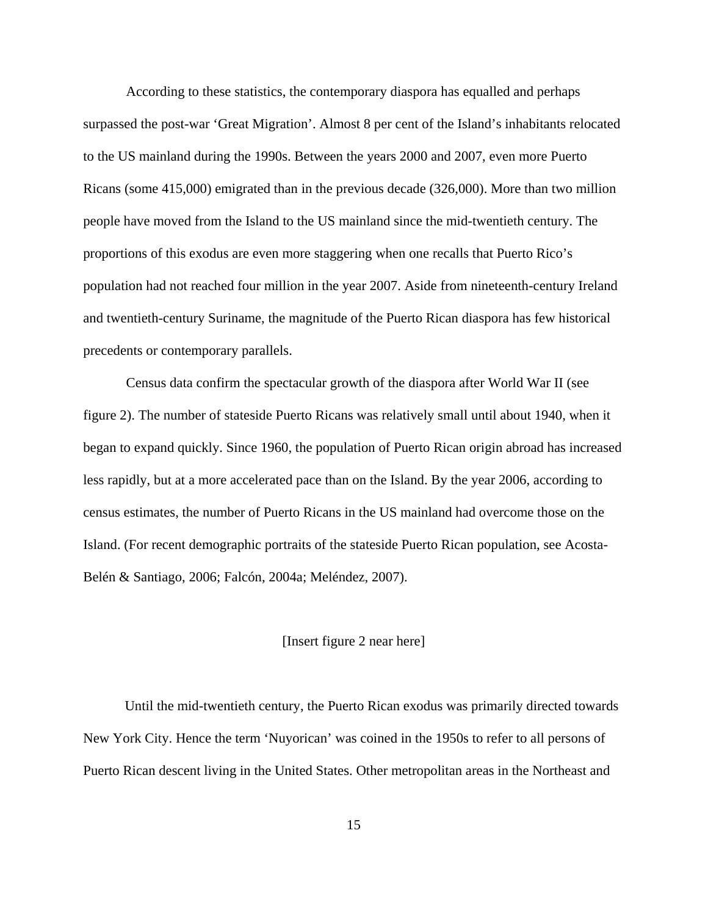According to these statistics, the contemporary diaspora has equalled and perhaps surpassed the post-war 'Great Migration'. Almost 8 per cent of the Island's inhabitants relocated to the US mainland during the 1990s. Between the years 2000 and 2007, even more Puerto Ricans (some 415,000) emigrated than in the previous decade (326,000). More than two million people have moved from the Island to the US mainland since the mid-twentieth century. The proportions of this exodus are even more staggering when one recalls that Puerto Rico's population had not reached four million in the year 2007. Aside from nineteenth-century Ireland and twentieth-century Suriname, the magnitude of the Puerto Rican diaspora has few historical precedents or contemporary parallels.

Census data confirm the spectacular growth of the diaspora after World War II (see figure 2). The number of stateside Puerto Ricans was relatively small until about 1940, when it began to expand quickly. Since 1960, the population of Puerto Rican origin abroad has increased less rapidly, but at a more accelerated pace than on the Island. By the year 2006, according to census estimates, the number of Puerto Ricans in the US mainland had overcome those on the Island. (For recent demographic portraits of the stateside Puerto Rican population, see Acosta-Belén & Santiago, 2006; Falcón, 2004a; Meléndez, 2007).

[Insert figure 2 near here]

Until the mid-twentieth century, the Puerto Rican exodus was primarily directed towards New York City. Hence the term 'Nuyorican' was coined in the 1950s to refer to all persons of Puerto Rican descent living in the United States. Other metropolitan areas in the Northeast and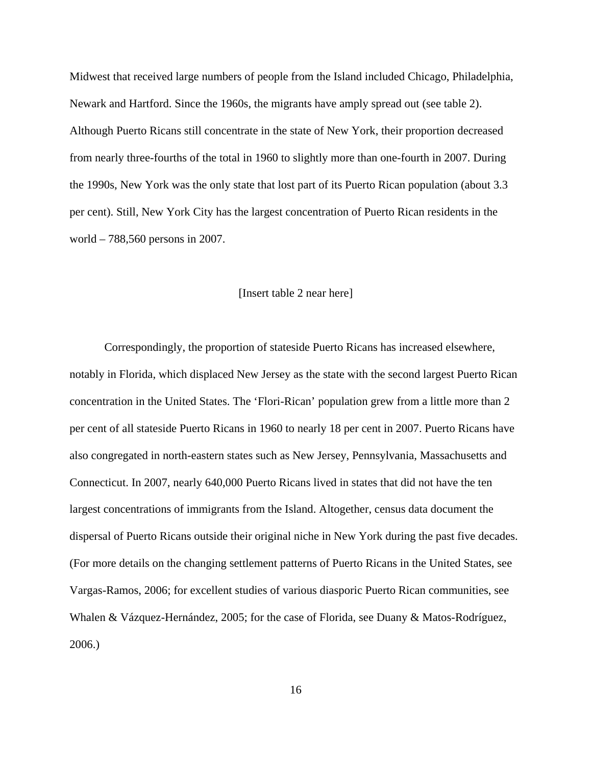Midwest that received large numbers of people from the Island included Chicago, Philadelphia, Newark and Hartford. Since the 1960s, the migrants have amply spread out (see table 2). Although Puerto Ricans still concentrate in the state of New York, their proportion decreased from nearly three-fourths of the total in 1960 to slightly more than one-fourth in 2007. During the 1990s, New York was the only state that lost part of its Puerto Rican population (about 3.3 per cent). Still, New York City has the largest concentration of Puerto Rican residents in the world – 788,560 persons in 2007.

[Insert table 2 near here]

Correspondingly, the proportion of stateside Puerto Ricans has increased elsewhere, notably in Florida, which displaced New Jersey as the state with the second largest Puerto Rican concentration in the United States. The 'Flori-Rican' population grew from a little more than 2 per cent of all stateside Puerto Ricans in 1960 to nearly 18 per cent in 2007. Puerto Ricans have also congregated in north-eastern states such as New Jersey, Pennsylvania, Massachusetts and Connecticut. In 2007, nearly 640,000 Puerto Ricans lived in states that did not have the ten largest concentrations of immigrants from the Island. Altogether, census data document the dispersal of Puerto Ricans outside their original niche in New York during the past five decades. (For more details on the changing settlement patterns of Puerto Ricans in the United States, see Vargas-Ramos, 2006; for excellent studies of various diasporic Puerto Rican communities, see Whalen & Vázquez-Hernández, 2005; for the case of Florida, see Duany & Matos-Rodríguez, 2006.)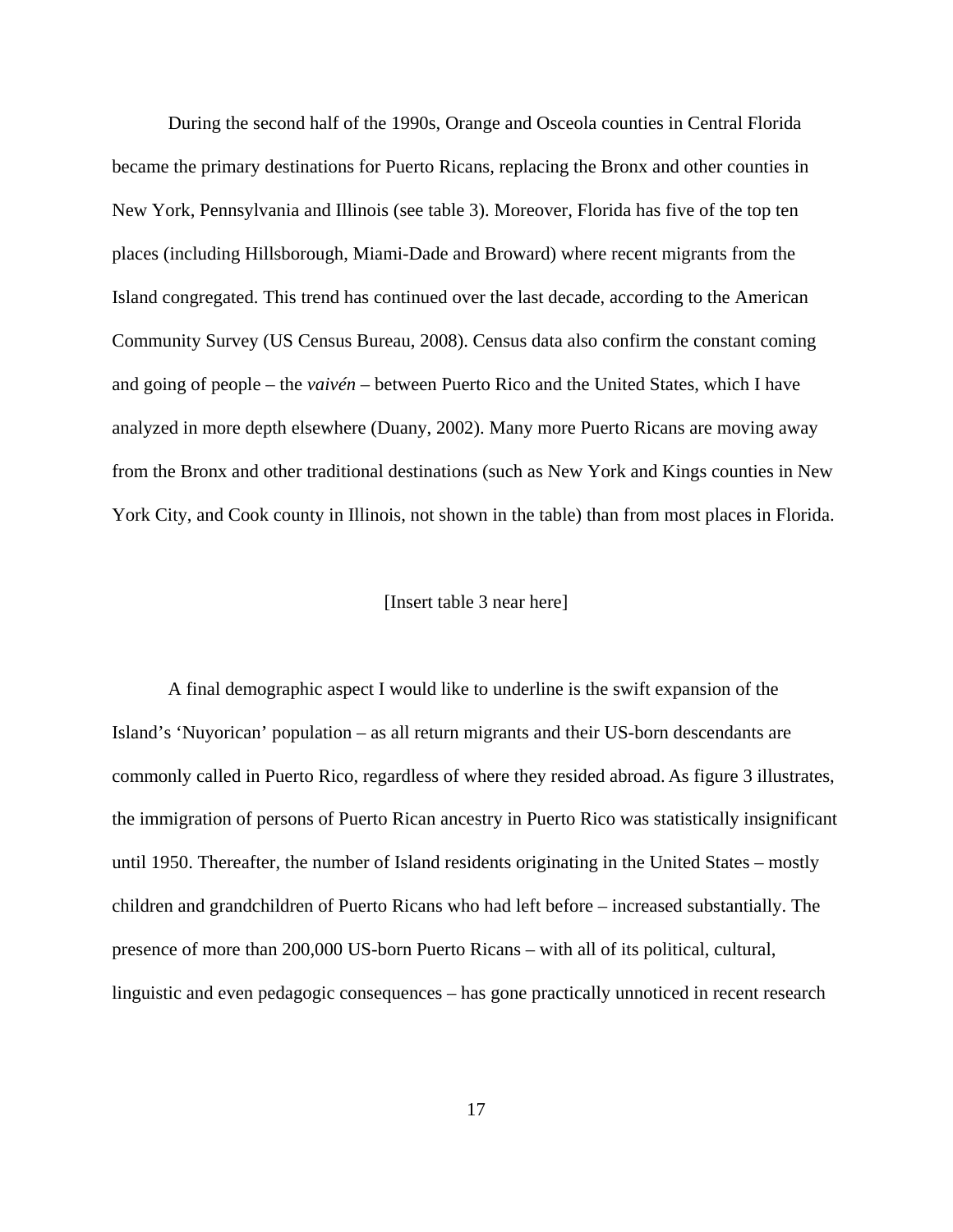During the second half of the 1990s, Orange and Osceola counties in Central Florida became the primary destinations for Puerto Ricans, replacing the Bronx and other counties in New York, Pennsylvania and Illinois (see table 3). Moreover, Florida has five of the top ten places (including Hillsborough, Miami-Dade and Broward) where recent migrants from the Island congregated. This trend has continued over the last decade, according to the American Community Survey (US Census Bureau, 2008). Census data also confirm the constant coming and going of people – the *vaivén* – between Puerto Rico and the United States, which I have analyzed in more depth elsewhere (Duany, 2002). Many more Puerto Ricans are moving away from the Bronx and other traditional destinations (such as New York and Kings counties in New York City, and Cook county in Illinois, not shown in the table) than from most places in Florida.

[Insert table 3 near here]

A final demographic aspect I would like to underline is the swift expansion of the Island's 'Nuyorican' population – as all return migrants and their US-born descendants are commonly called in Puerto Rico, regardless of where they resided abroad. As figure 3 illustrates, the immigration of persons of Puerto Rican ancestry in Puerto Rico was statistically insignificant until 1950. Thereafter, the number of Island residents originating in the United States – mostly children and grandchildren of Puerto Ricans who had left before – increased substantially. The presence of more than 200,000 US-born Puerto Ricans – with all of its political, cultural, linguistic and even pedagogic consequences – has gone practically unnoticed in recent research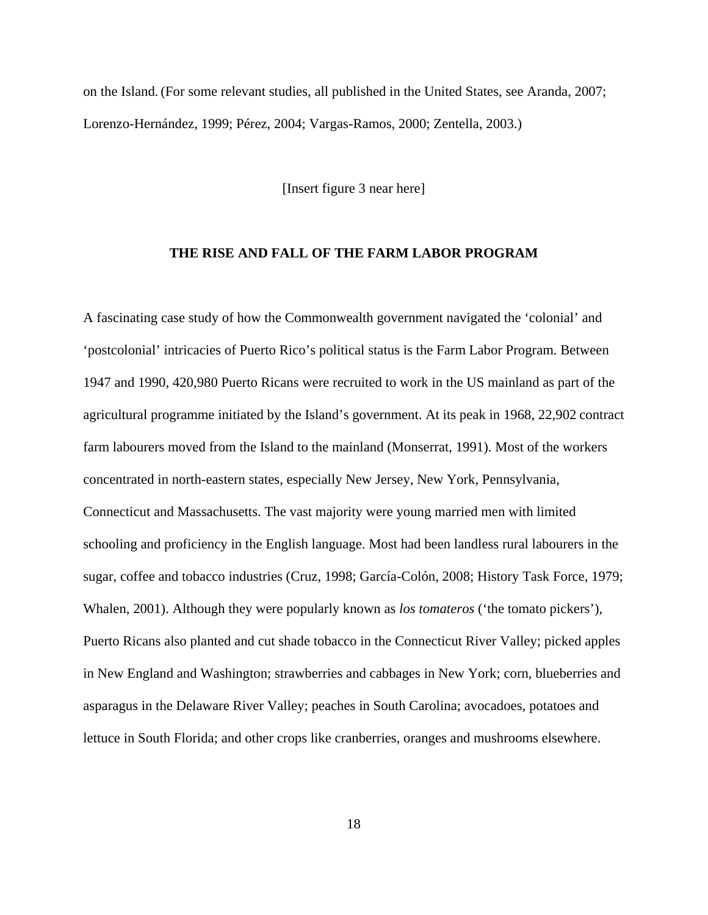on the Island. (For some relevant studies, all published in the United States, see Aranda, 2007; Lorenzo-Hernández, 1999; Pérez, 2004; Vargas-Ramos, 2000; Zentella, 2003.)

[Insert figure 3 near here]

## THE RISE AND FALL OF THE FARM LABOR PROGRAM

A fascinating case study of how the Commonwealth government navigated the 'colonial' and 'postcolonial' intricacies of Puerto Rico's political status is the Farm Labor Program. Between 1947 and 1990, 420,980 Puerto Ricans were recruited to work in the US mainland as part of the agricultural programme initiated by the Island's government. At its peak in 1968, 22,902 contract farm labourers moved from the Island to the mainland (Monserrat, 1991). Most of the workers concentrated in north-eastern states, especially New Jersey, New York, Pennsylvania, Connecticut and Massachusetts. The vast majority were young married men with limited schooling and proficiency in the English language. Most had been landless rural labourers in the sugar, coffee and tobacco industries (Cruz, 1998; García-Colón, 2008; History Task Force, 1979; Whalen, 2001). Although they were popularly known as *los tomateros* ('the tomato pickers'), Puerto Ricans also planted and cut shade tobacco in the Connecticut River Valley; picked apples in New England and Washington; strawberries and cabbages in New York; corn, blueberries and asparagus in the Delaware River Valley; peaches in South Carolina; avocadoes, potatoes and lettuce in South Florida; and other crops like cranberries, oranges and mushrooms elsewhere.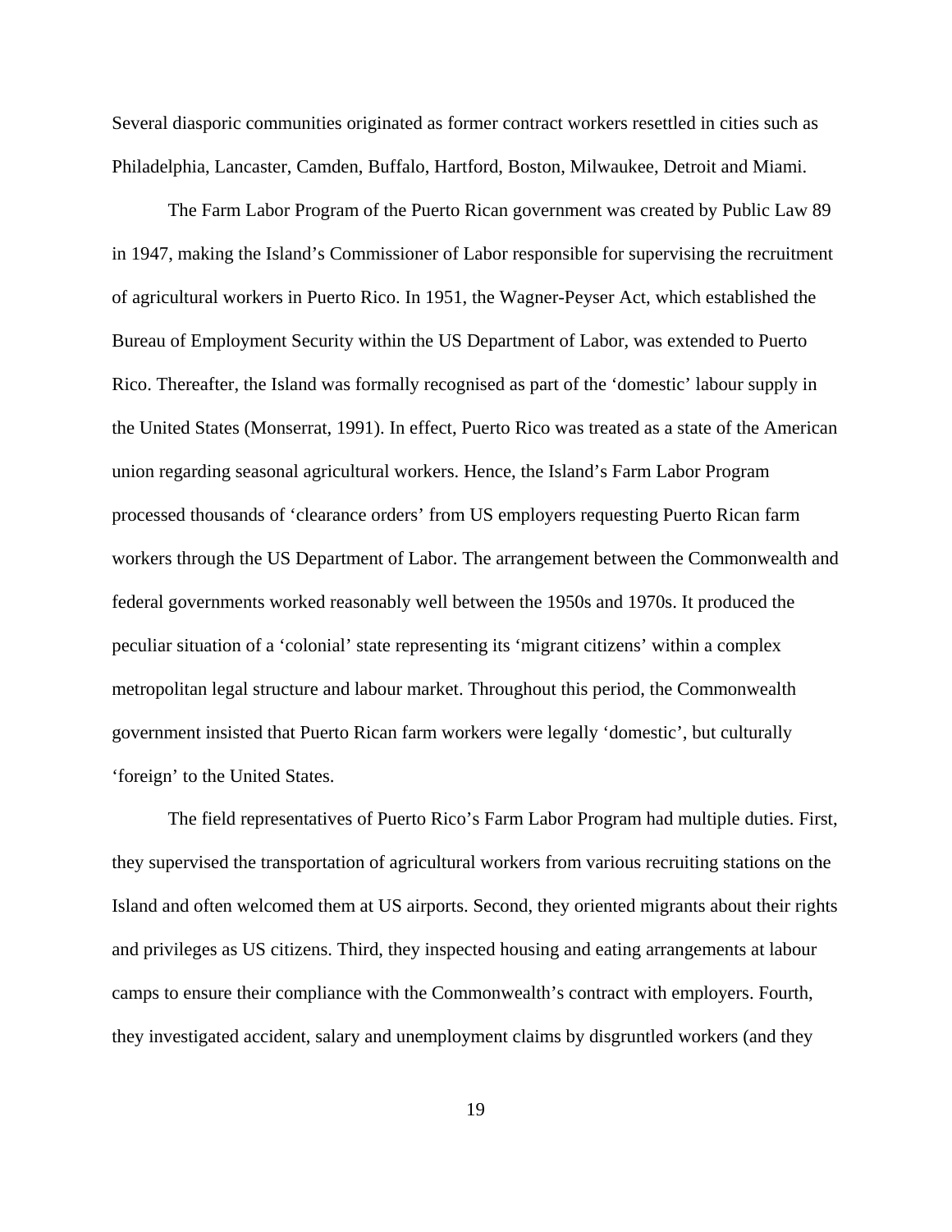Several diasporic communities originated as former contract workers resettled in cities such as Philadelphia, Lancaster, Camden, Buffalo, Hartford, Boston, Milwaukee, Detroit and Miami.

The Farm Labor Program of the Puerto Rican government was created by Public Law 89 in 1947, making the Island's Commissioner of Labor responsible for supervising the recruitment of agricultural workers in Puerto Rico. In 1951, the Wagner-Peyser Act, which established the Bureau of Employment Security within the US Department of Labor, was extended to Puerto Rico. Thereafter, the Island was formally recognised as part of the 'domestic' labour supply in the United States (Monserrat, 1991). In effect, Puerto Rico was treated as a state of the American union regarding seasonal agricultural workers. Hence, the Island's Farm Labor Program processed thousands of 'clearance orders' from US employers requesting Puerto Rican farm workers through the US Department of Labor. The arrangement between the Commonwealth and federal governments worked reasonably well between the 1950s and 1970s. It produced the peculiar situation of a 'colonial' state representing its 'migrant citizens' within a complex metropolitan legal structure and labour market. Throughout this period, the Commonwealth government insisted that Puerto Rican farm workers were legally 'domestic', but culturally 'foreign' to the United States.

The field representatives of Puerto Rico's Farm Labor Program had multiple duties. First, they supervised the transportation of agricultural workers from various recruiting stations on the Island and often welcomed them at US airports. Second, they oriented migrants about their rights and privileges as US citizens. Third, they inspected housing and eating arrangements at labour camps to ensure their compliance with the Commonwealth's contract with employers. Fourth, they investigated accident, salary and unemployment claims by disgruntled workers (and they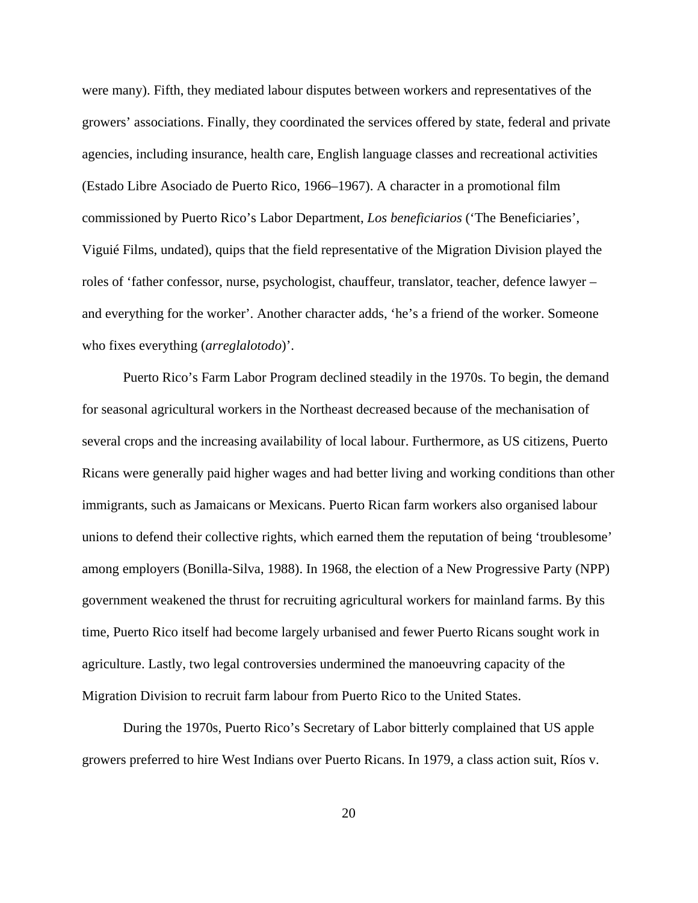were many). Fifth, they mediated labour disputes between workers and representatives of the growers' associations. Finally, they coordinated the services offered by state, federal and private agencies, including insurance, health care, English language classes and recreational activities (Estado Libre Asociado de Puerto Rico, 1966–1967). A character in a promotional film commissioned by Puerto Rico's Labor Department, *Los beneficiarios* ('The Beneficiaries', Viguié Films, undated), quips that the field representative of the Migration Division played the roles of 'father confessor, nurse, psychologist, chauffeur, translator, teacher, defence lawyer – and everything for the worker'. Another character adds, 'he's a friend of the worker. Someone who fixes everything (*arreglalotodo*)'.

Puerto Rico's Farm Labor Program declined steadily in the 1970s. To begin, the demand for seasonal agricultural workers in the Northeast decreased because of the mechanisation of several crops and the increasing availability of local labour. Furthermore, as US citizens, Puerto Ricans were generally paid higher wages and had better living and working conditions than other immigrants, such as Jamaicans or Mexicans. Puerto Rican farm workers also organised labour unions to defend their collective rights, which earned them the reputation of being 'troublesome' among employers (Bonilla-Silva, 1988). In 1968, the election of a New Progressive Party (NPP) government weakened the thrust for recruiting agricultural workers for mainland farms. By this time, Puerto Rico itself had become largely urbanised and fewer Puerto Ricans sought work in agriculture. Lastly, two legal controversies undermined the manoeuvring capacity of the Migration Division to recruit farm labour from Puerto Rico to the United States.

During the 1970s, Puerto Rico's Secretary of Labor bitterly complained that US apple growers preferred to hire West Indians over Puerto Ricans. In 1979, a class action suit, Ríos v.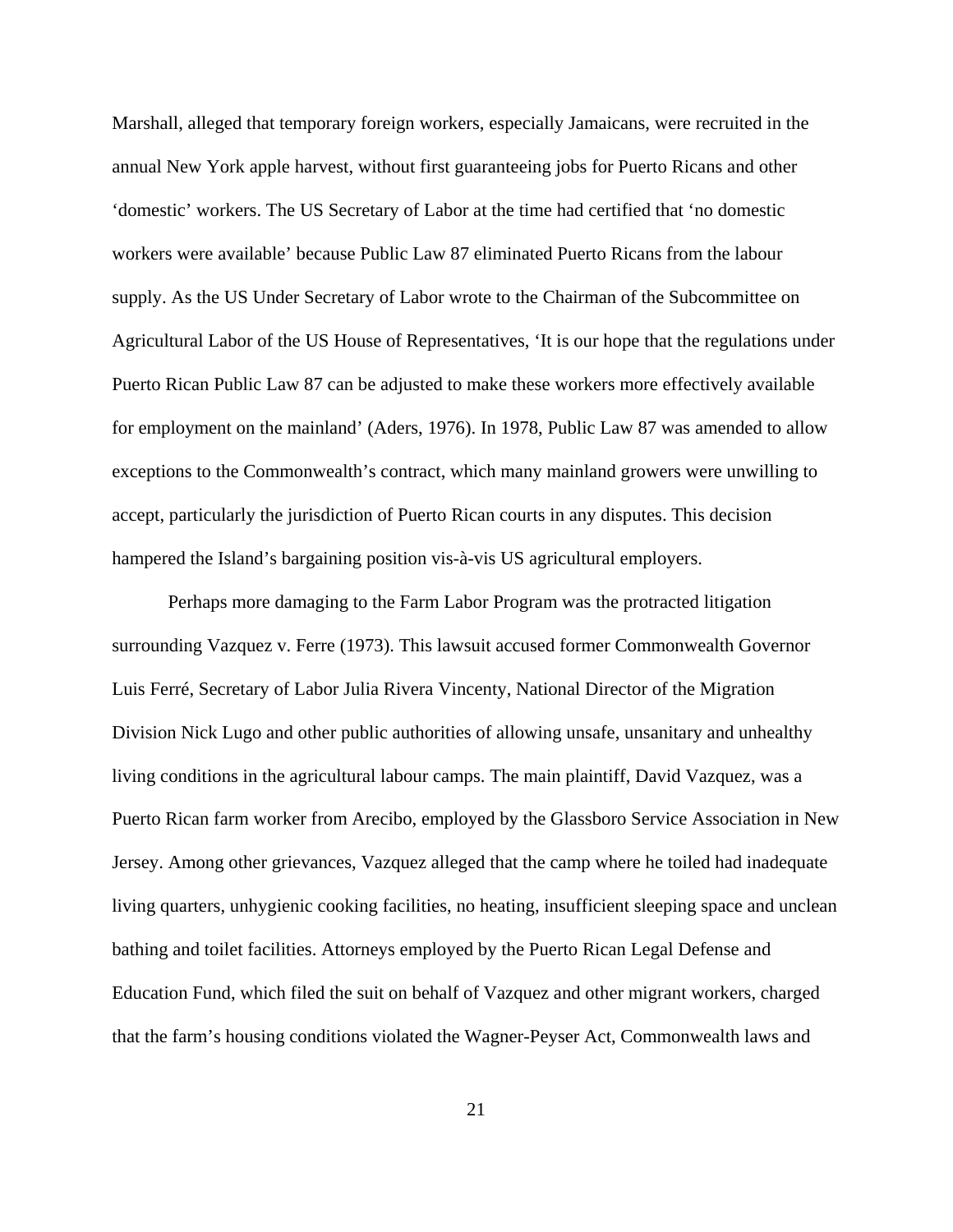Marshall, alleged that temporary foreign workers, especially Jamaicans, were recruited in the annual New York apple harvest, without first guaranteeing jobs for Puerto Ricans and other 'domestic' workers. The US Secretary of Labor at the time had certified that 'no domestic workers were available' because Public Law 87 eliminated Puerto Ricans from the labour supply. As the US Under Secretary of Labor wrote to the Chairman of the Subcommittee on Agricultural Labor of the US House of Representatives, 'It is our hope that the regulations under Puerto Rican Public Law 87 can be adjusted to make these workers more effectively available for employment on the mainland' (Aders, 1976). In 1978, Public Law 87 was amended to allow exceptions to the Commonwealth's contract, which many mainland growers were unwilling to accept, particularly the jurisdiction of Puerto Rican courts in any disputes. This decision hampered the Island's bargaining position vis-à-vis US agricultural employers.

Perhaps more damaging to the Farm Labor Program was the protracted litigation surrounding Vazquez v. Ferre (1973). This lawsuit accused former Commonwealth Governor Luis Ferré, Secretary of Labor Julia Rivera Vincenty, National Director of the Migration Division Nick Lugo and other public authorities of allowing unsafe, unsanitary and unhealthy living conditions in the agricultural labour camps. The main plaintiff, David Vazquez, was a Puerto Rican farm worker from Arecibo, employed by the Glassboro Service Association in New Jersey. Among other grievances, Vazquez alleged that the camp where he toiled had inadequate living quarters, unhygienic cooking facilities, no heating, insufficient sleeping space and unclean bathing and toilet facilities. Attorneys employed by the Puerto Rican Legal Defense and Education Fund, which filed the suit on behalf of Vazquez and other migrant workers, charged that the farm's housing conditions violated the Wagner-Peyser Act, Commonwealth laws and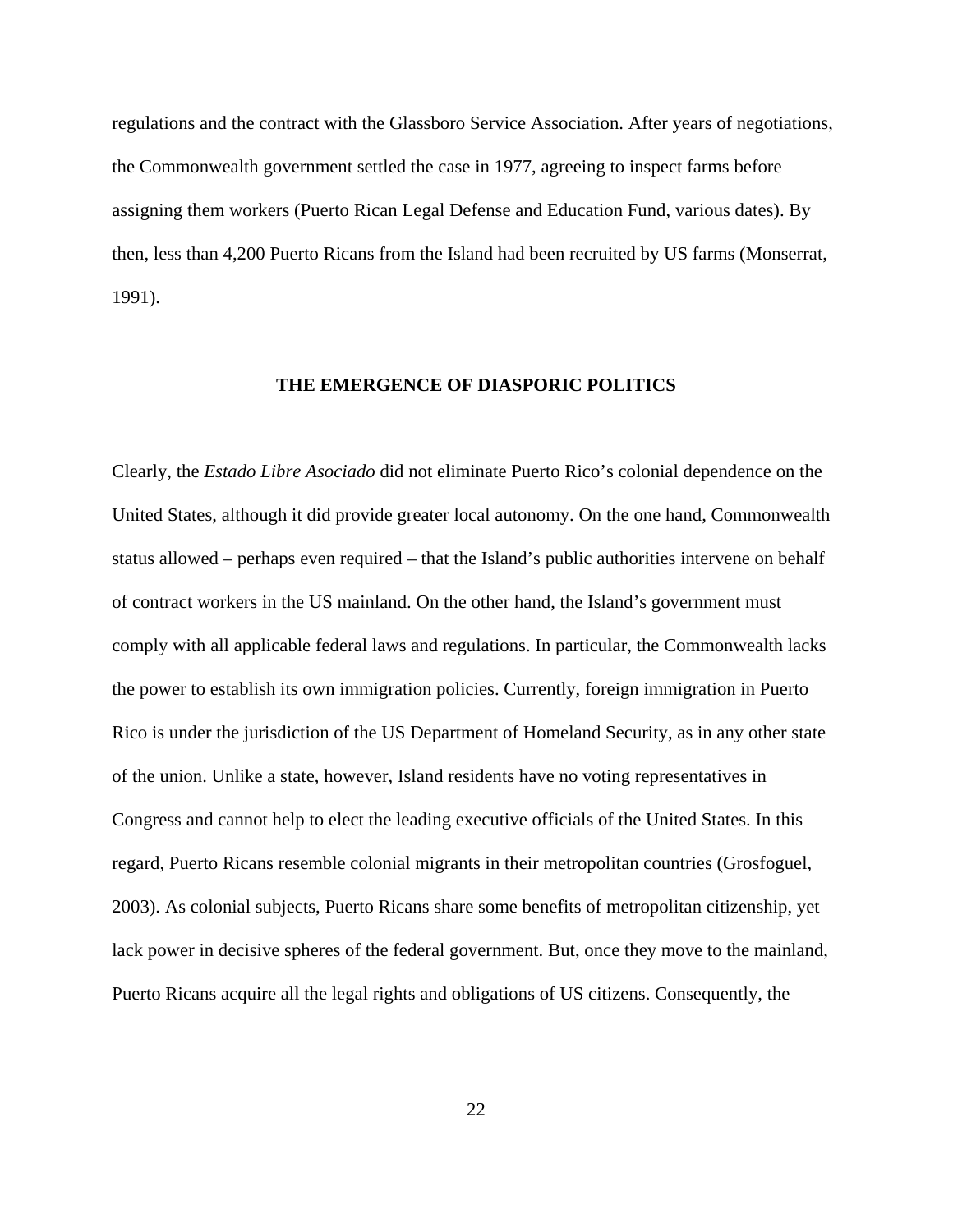regulations and the contract with the Glassboro Service Association. After years of negotiations, the Commonwealth government settled the case in 1977, agreeing to inspect farms before assigning them workers (Puerto Rican Legal Defense and Education Fund, various dates). By then, less than 4,200 Puerto Ricans from the Island had been recruited by US farms (Monserrat, 1991).

## THE EMERGENCE OF DIASPORIC POLITICS

Clearly, the *Estado Libre Asociado* did not eliminate Puerto Rico's colonial dependence on the United States, although it did provide greater local autonomy. On the one hand, Commonwealth status allowed – perhaps even required – that the Island's public authorities intervene on behalf of contract workers in the US mainland. On the other hand, the Island's government must comply with all applicable federal laws and regulations. In particular, the Commonwealth lacks the power to establish its own immigration policies. Currently, foreign immigration in Puerto Rico is under the jurisdiction of the US Department of Homeland Security, as in any other state of the union. Unlike a state, however, Island residents have no voting representatives in Congress and cannot help to elect the leading executive officials of the United States. In this regard, Puerto Ricans resemble colonial migrants in their metropolitan countries (Grosfoguel, 2003). As colonial subjects, Puerto Ricans share some benefits of metropolitan citizenship, yet lack power in decisive spheres of the federal government. But, once they move to the mainland, Puerto Ricans acquire all the legal rights and obligations of US citizens. Consequently, the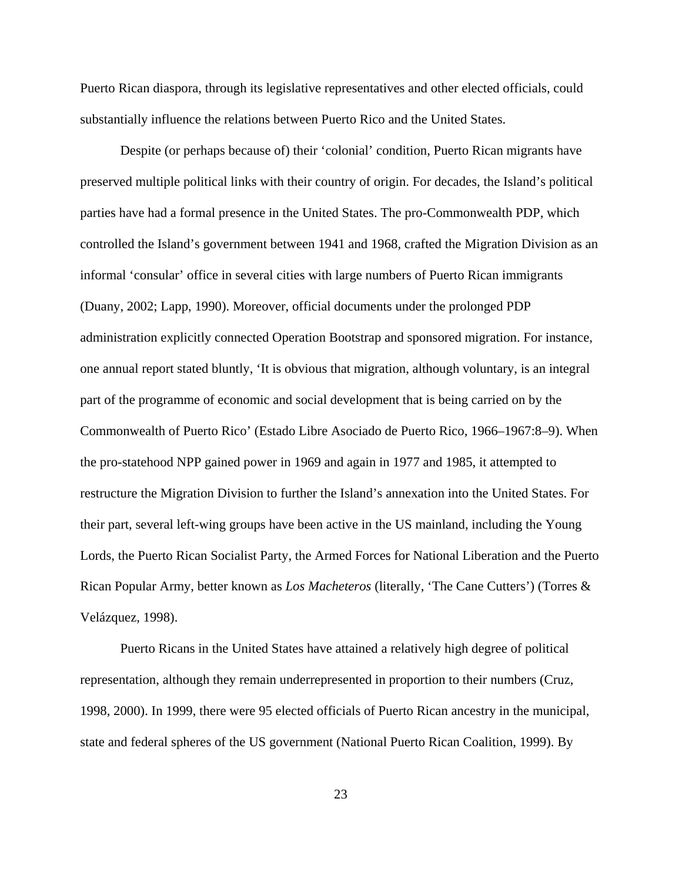Puerto Rican diaspora, through its legislative representatives and other elected officials, could substantially influence the relations between Puerto Rico and the United States.

Despite (or perhaps because of) their 'colonial' condition, Puerto Rican migrants have preserved multiple political links with their country of origin. For decades, the Island's political parties have had a formal presence in the United States. The pro-Commonwealth PDP, which controlled the Island's government between 1941 and 1968, crafted the Migration Division as an informal 'consular' office in several cities with large numbers of Puerto Rican immigrants (Duany, 2002; Lapp, 1990). Moreover, official documents under the prolonged PDP administration explicitly connected Operation Bootstrap and sponsored migration. For instance, one annual report stated bluntly, 'It is obvious that migration, although voluntary, is an integral part of the programme of economic and social development that is being carried on by the Commonwealth of Puerto Rico' (Estado Libre Asociado de Puerto Rico, 1966–1967:8–9). When the pro-statehood NPP gained power in 1969 and again in 1977 and 1985, it attempted to restructure the Migration Division to further the Island's annexation into the United States. For their part, several left-wing groups have been active in the US mainland, including the Young Lords, the Puerto Rican Socialist Party, the Armed Forces for National Liberation and the Puerto Rican Popular Army, better known as *Los Macheteros* (literally, 'The Cane Cutters') (Torres & Velázquez, 1998).

Puerto Ricans in the United States have attained a relatively high degree of political representation, although they remain underrepresented in proportion to their numbers (Cruz, 1998, 2000). In 1999, there were 95 elected officials of Puerto Rican ancestry in the municipal, state and federal spheres of the US government (National Puerto Rican Coalition, 1999). By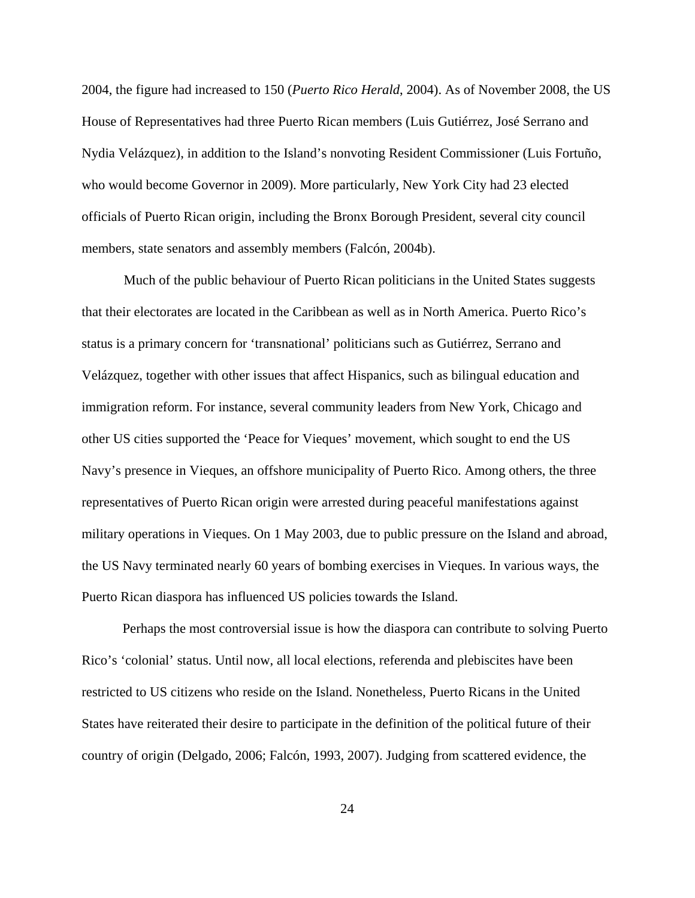2004, the figure had increased to 150 (*Puerto Rico Herald*, 2004). As of November 2008, the US House of Representatives had three Puerto Rican members (Luis Gutiérrez, José Serrano and Nydia Velázquez), in addition to the Island's nonvoting Resident Commissioner (Luis Fortuño, who would become Governor in 2009). More particularly, New York City had 23 elected officials of Puerto Rican origin, including the Bronx Borough President, several city council members, state senators and assembly members (Falcón, 2004b).

Much of the public behaviour of Puerto Rican politicians in the United States suggests that their electorates are located in the Caribbean as well as in North America. Puerto Rico's status is a primary concern for 'transnational' politicians such as Gutiérrez, Serrano and Velázquez, together with other issues that affect Hispanics, such as bilingual education and immigration reform. For instance, several community leaders from New York, Chicago and other US cities supported the 'Peace for Vieques' movement, which sought to end the US Navy's presence in Vieques, an offshore municipality of Puerto Rico. Among others, the three representatives of Puerto Rican origin were arrested during peaceful manifestations against military operations in Vieques. On 1 May 2003, due to public pressure on the Island and abroad, the US Navy terminated nearly 60 years of bombing exercises in Vieques. In various ways, the Puerto Rican diaspora has influenced US policies towards the Island.

Perhaps the most controversial issue is how the diaspora can contribute to solving Puerto Rico's 'colonial' status. Until now, all local elections, referenda and plebiscites have been restricted to US citizens who reside on the Island. Nonetheless, Puerto Ricans in the United States have reiterated their desire to participate in the definition of the political future of their country of origin (Delgado, 2006; Falcón, 1993, 2007). Judging from scattered evidence, the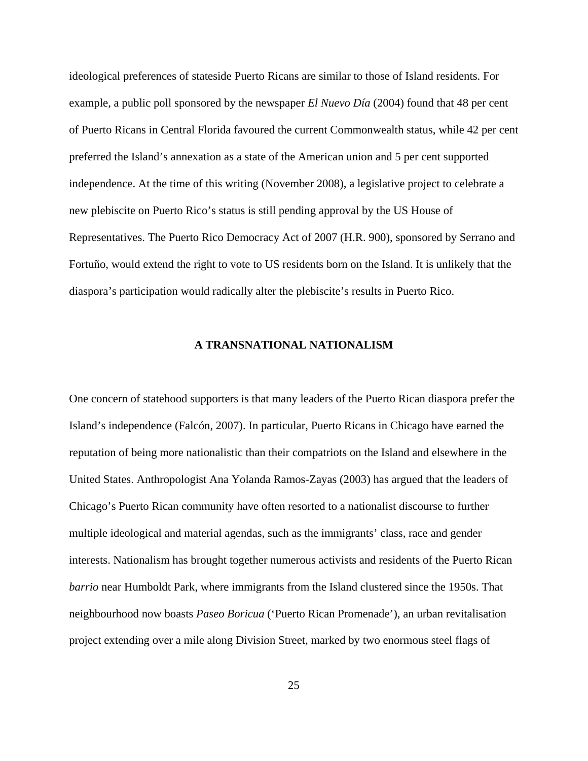ideological preferences of stateside Puerto Ricans are similar to those of Island residents. For example, a public poll sponsored by the newspaper *El Nuevo Día* (2004) found that 48 per cent of Puerto Ricans in Central Florida favoured the current Commonwealth status, while 42 per cent preferred the Island's annexation as a state of the American union and 5 per cent supported independence. At the time of this writing (November 2008), a legislative project to celebrate a new plebiscite on Puerto Rico's status is still pending approval by the US House of Representatives. The Puerto Rico Democracy Act of 2007 (H.R. 900), sponsored by Serrano and Fortuño, would extend the right to vote to US residents born on the Island. It is unlikely that the diaspora's participation would radically alter the plebiscite's results in Puerto Rico.

## A TRANSNATIONAL NATIONALISM

One concern of statehood supporters is that many leaders of the Puerto Rican diaspora prefer the Island's independence (Falcón, 2007). In particular, Puerto Ricans in Chicago have earned the reputation of being more nationalistic than their compatriots on the Island and elsewhere in the United States. Anthropologist Ana Yolanda Ramos-Zayas (2003) has argued that the leaders of Chicago's Puerto Rican community have often resorted to a nationalist discourse to further multiple ideological and material agendas, such as the immigrants' class, race and gender interests. Nationalism has brought together numerous activists and residents of the Puerto Rican *barrio* near Humboldt Park, where immigrants from the Island clustered since the 1950s. That neighbourhood now boasts *Paseo Boricua* ('Puerto Rican Promenade'), an urban revitalisation project extending over a mile along Division Street, marked by two enormous steel flags of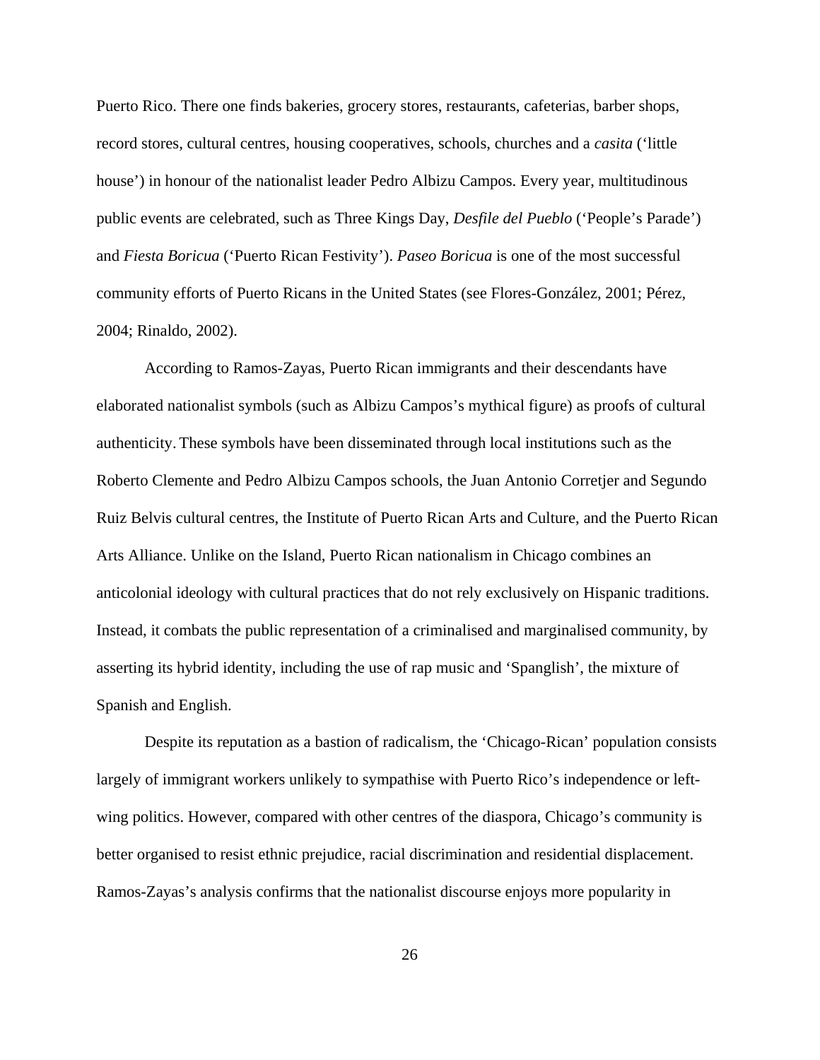Puerto Rico. There one finds bakeries, grocery stores, restaurants, cafeterias, barber shops, record stores, cultural centres, housing cooperatives, schools, churches and a *casita* ('little house') in honour of the nationalist leader Pedro Albizu Campos. Every year, multitudinous public events are celebrated, such as Three Kings Day, *Desfile del Pueblo* ('People's Parade') and *Fiesta Boricua* ('Puerto Rican Festivity'). *Paseo Boricua* is one of the most successful community efforts of Puerto Ricans in the United States (see Flores-González, 2001; Pérez, 2004; Rinaldo, 2002).

According to Ramos-Zayas, Puerto Rican immigrants and their descendants have elaborated nationalist symbols (such as Albizu Campos's mythical figure) as proofs of cultural authenticity. These symbols have been disseminated through local institutions such as the Roberto Clemente and Pedro Albizu Campos schools, the Juan Antonio Corretjer and Segundo Ruiz Belvis cultural centres, the Institute of Puerto Rican Arts and Culture, and the Puerto Rican Arts Alliance. Unlike on the Island, Puerto Rican nationalism in Chicago combines an anticolonial ideology with cultural practices that do not rely exclusively on Hispanic traditions. Instead, it combats the public representation of a criminalised and marginalised community, by asserting its hybrid identity, including the use of rap music and 'Spanglish', the mixture of Spanish and English.

Despite its reputation as a bastion of radicalism, the 'Chicago-Rican' population consists largely of immigrant workers unlikely to sympathise with Puerto Rico's independence or left-wing politics. However, compared with other centres of the diaspora, Chicago's community is better organised to resist ethnic prejudice, racial discrimination and residential displacement. Ramos-Zayas's analysis confirms that the nationalist discourse enjoys more popularity in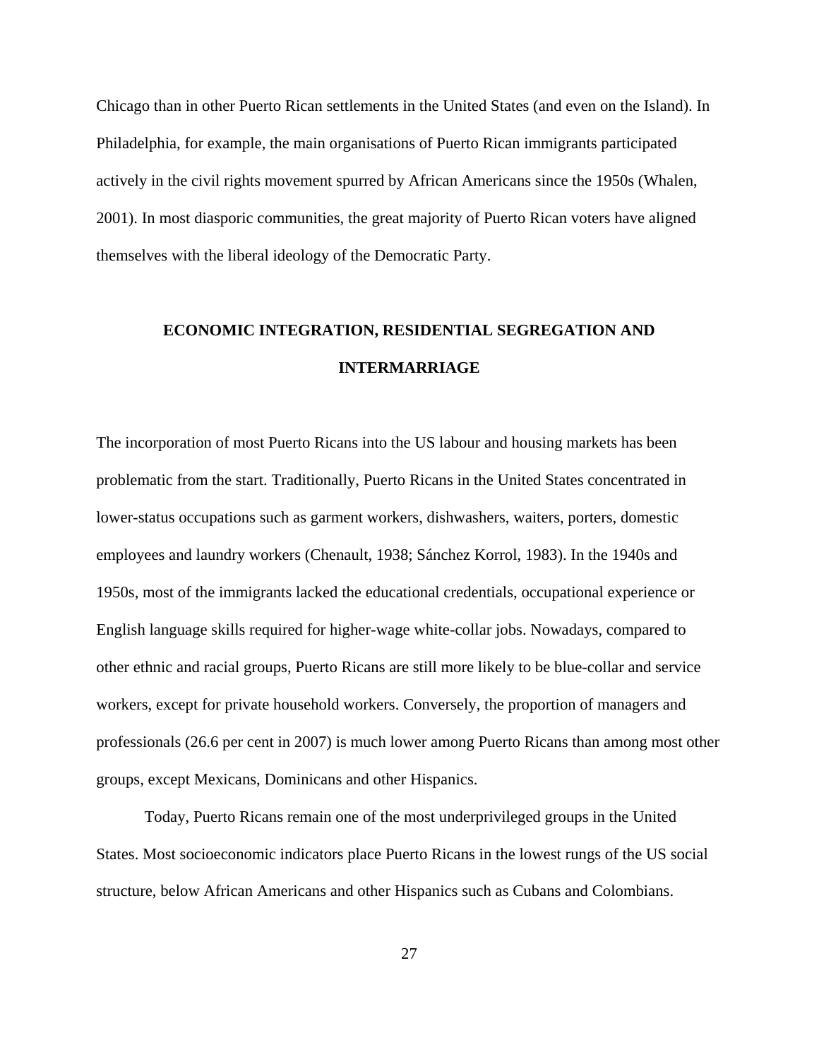Chicago than in other Puerto Rican settlements in the United States (and even on the Island). In Philadelphia, for example, the main organisations of Puerto Rican immigrants participated actively in the civil rights movement spurred by African Americans since the 1950s (Whalen, 2001). In most diasporic communities, the great majority of Puerto Rican voters have aligned themselves with the liberal ideology of the Democratic Party.

## ECONOMIC INTEGRATION, RESIDENTIAL SEGREGATION AND INTERMARRIAGE

The incorporation of most Puerto Ricans into the US labour and housing markets has been problematic from the start. Traditionally, Puerto Ricans in the United States concentrated in lower-status occupations such as garment workers, dishwashers, waiters, porters, domestic employees and laundry workers (Chenault, 1938; Sánchez Korrol, 1983). In the 1940s and 1950s, most of the immigrants lacked the educational credentials, occupational experience or English language skills required for higher-wage white-collar jobs. Nowadays, compared to other ethnic and racial groups, Puerto Ricans are still more likely to be blue-collar and service workers, except for private household workers. Conversely, the proportion of managers and professionals (26.6 per cent in 2007) is much lower among Puerto Ricans than among most other groups, except Mexicans, Dominicans and other Hispanics.

Today, Puerto Ricans remain one of the most underprivileged groups in the United States. Most socioeconomic indicators place Puerto Ricans in the lowest rungs of the US social structure, below African Americans and other Hispanics such as Cubans and Colombians.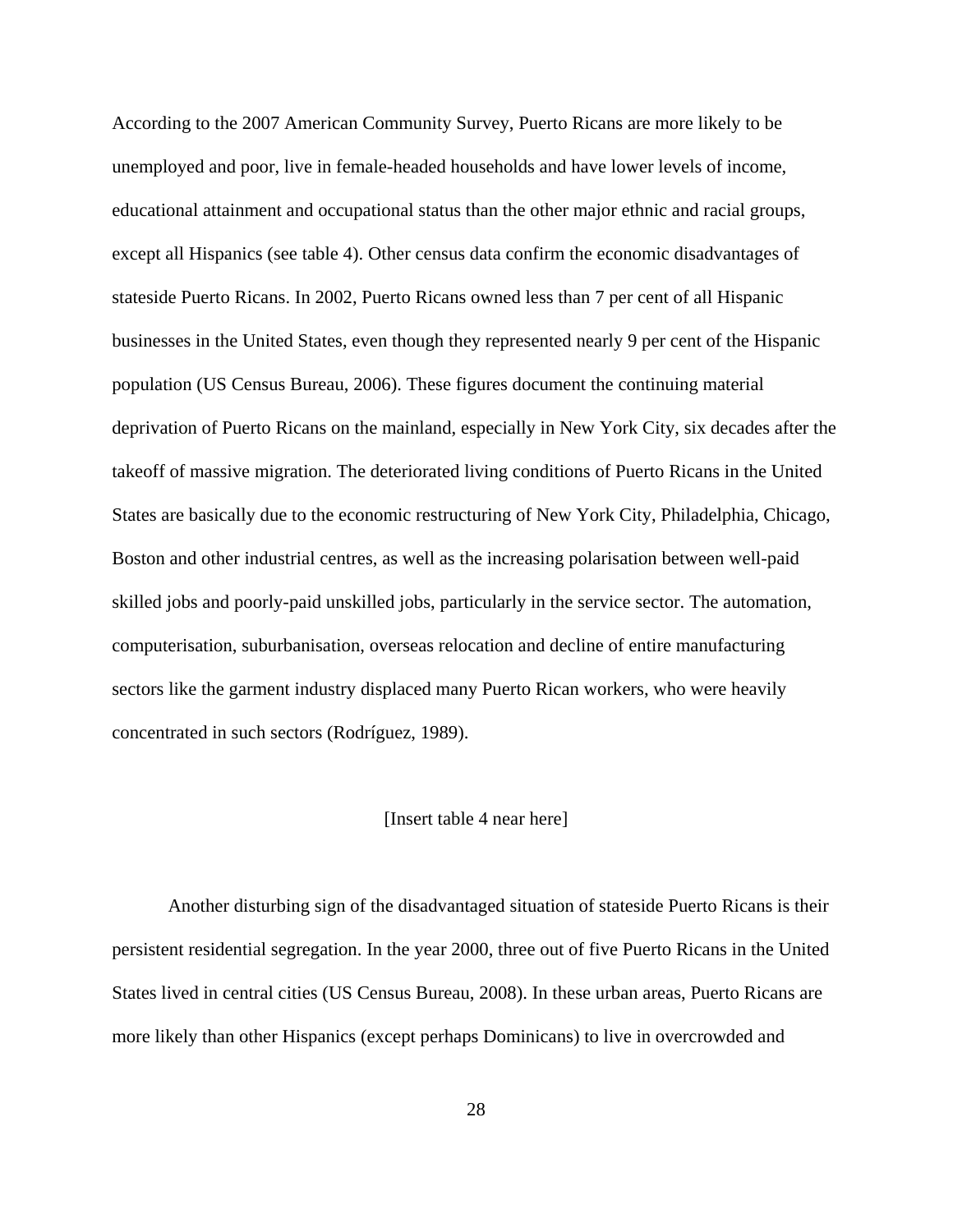According to the 2007 American Community Survey, Puerto Ricans are more likely to be unemployed and poor, live in female-headed households and have lower levels of income, educational attainment and occupational status than the other major ethnic and racial groups, except all Hispanics (see table 4). Other census data confirm the economic disadvantages of stateside Puerto Ricans. In 2002, Puerto Ricans owned less than 7 per cent of all Hispanic businesses in the United States, even though they represented nearly 9 per cent of the Hispanic population (US Census Bureau, 2006). These figures document the continuing material deprivation of Puerto Ricans on the mainland, especially in New York City, six decades after the takeoff of massive migration. The deteriorated living conditions of Puerto Ricans in the United States are basically due to the economic restructuring of New York City, Philadelphia, Chicago, Boston and other industrial centres, as well as the increasing polarisation between well-paid skilled jobs and poorly-paid unskilled jobs, particularly in the service sector. The automation, computerisation, suburbanisation, overseas relocation and decline of entire manufacturing sectors like the garment industry displaced many Puerto Rican workers, who were heavily concentrated in such sectors (Rodríguez, 1989).

[Insert table 4 near here]

Another disturbing sign of the disadvantaged situation of stateside Puerto Ricans is their persistent residential segregation. In the year 2000, three out of five Puerto Ricans in the United States lived in central cities (US Census Bureau, 2008). In these urban areas, Puerto Ricans are more likely than other Hispanics (except perhaps Dominicans) to live in overcrowded and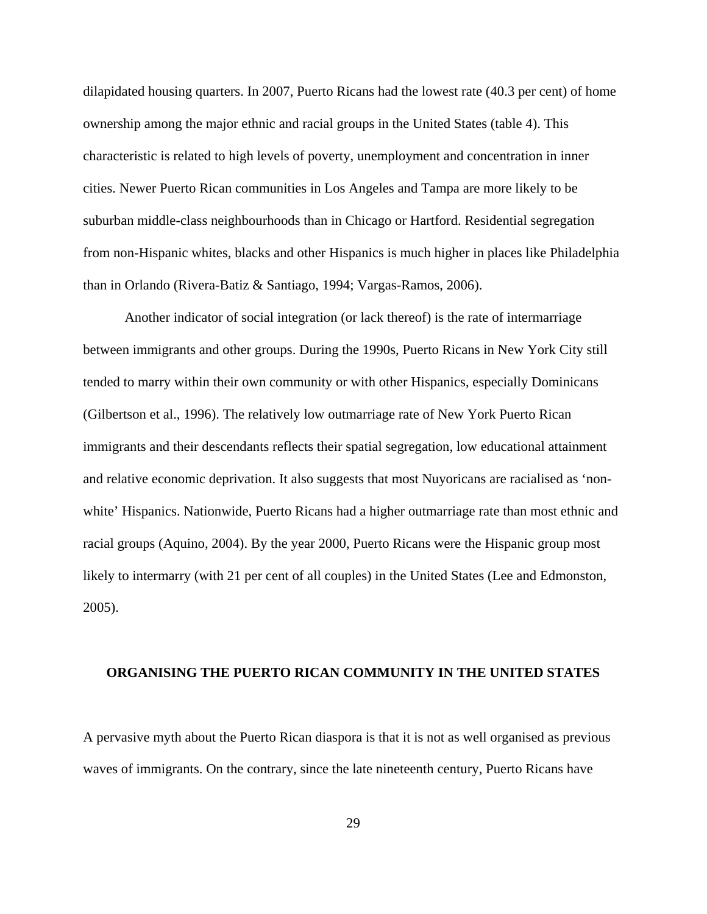dilapidated housing quarters. In 2007, Puerto Ricans had the lowest rate (40.3 per cent) of home ownership among the major ethnic and racial groups in the United States (table 4). This characteristic is related to high levels of poverty, unemployment and concentration in inner cities. Newer Puerto Rican communities in Los Angeles and Tampa are more likely to be suburban middle-class neighbourhoods than in Chicago or Hartford. Residential segregation from non-Hispanic whites, blacks and other Hispanics is much higher in places like Philadelphia than in Orlando (Rivera-Batiz & Santiago, 1994; Vargas-Ramos, 2006).

Another indicator of social integration (or lack thereof) is the rate of intermarriage between immigrants and other groups. During the 1990s, Puerto Ricans in New York City still tended to marry within their own community or with other Hispanics, especially Dominicans (Gilbertson et al., 1996). The relatively low outmarriage rate of New York Puerto Rican immigrants and their descendants reflects their spatial segregation, low educational attainment and relative economic deprivation. It also suggests that most Nuyoricans are racialised as 'non-white' Hispanics. Nationwide, Puerto Ricans had a higher outmarriage rate than most ethnic and racial groups (Aquino, 2004). By the year 2000, Puerto Ricans were the Hispanic group most likely to intermarry (with 21 per cent of all couples) in the United States (Lee and Edmonston, 2005).

## ORGANISING THE PUERTO RICAN COMMUNITY IN THE UNITED STATES

A pervasive myth about the Puerto Rican diaspora is that it is not as well organised as previous waves of immigrants. On the contrary, since the late nineteenth century, Puerto Ricans have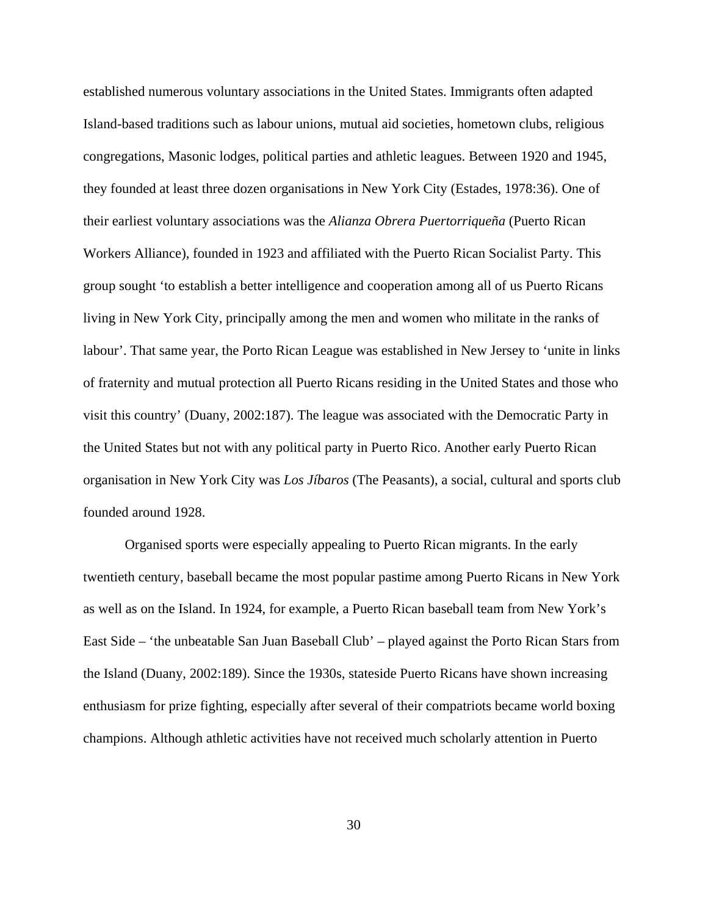established numerous voluntary associations in the United States. Immigrants often adapted Island-based traditions such as labour unions, mutual aid societies, hometown clubs, religious congregations, Masonic lodges, political parties and athletic leagues. Between 1920 and 1945, they founded at least three dozen organisations in New York City (Estades, 1978:36). One of their earliest voluntary associations was the *Alianza Obrera Puertorriqueña* (Puerto Rican Workers Alliance), founded in 1923 and affiliated with the Puerto Rican Socialist Party. This group sought 'to establish a better intelligence and cooperation among all of us Puerto Ricans living in New York City, principally among the men and women who militate in the ranks of labour'. That same year, the Porto Rican League was established in New Jersey to 'unite in links of fraternity and mutual protection all Puerto Ricans residing in the United States and those who visit this country' (Duany, 2002:187). The league was associated with the Democratic Party in the United States but not with any political party in Puerto Rico. Another early Puerto Rican organisation in New York City was *Los Jíbaros* (The Peasants), a social, cultural and sports club founded around 1928.

Organised sports were especially appealing to Puerto Rican migrants. In the early twentieth century, baseball became the most popular pastime among Puerto Ricans in New York as well as on the Island. In 1924, for example, a Puerto Rican baseball team from New York's East Side – 'the unbeatable San Juan Baseball Club' – played against the Porto Rican Stars from the Island (Duany, 2002:189). Since the 1930s, stateside Puerto Ricans have shown increasing enthusiasm for prize fighting, especially after several of their compatriots became world boxing champions. Although athletic activities have not received much scholarly attention in Puerto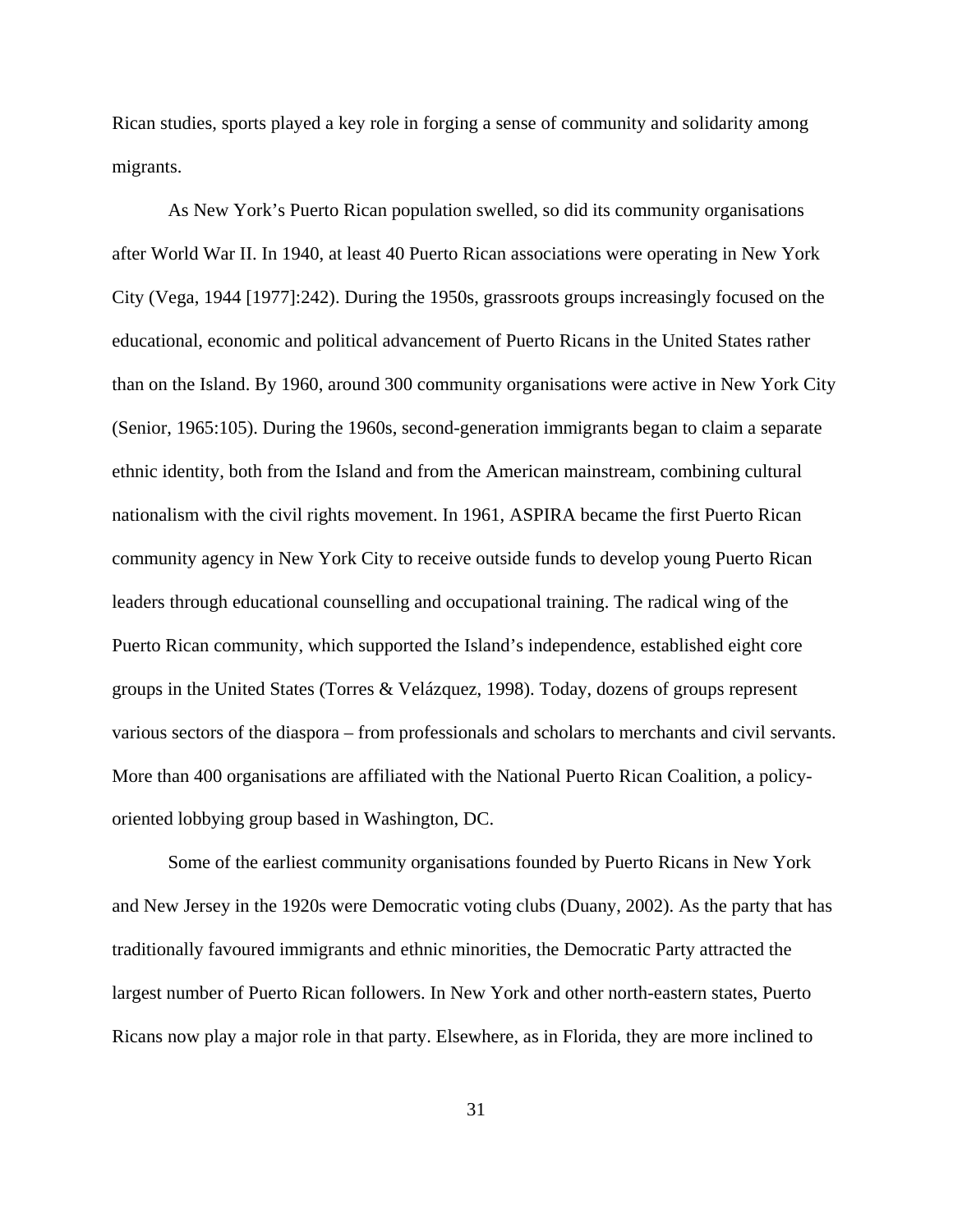Rican studies, sports played a key role in forging a sense of community and solidarity among migrants.

As New York's Puerto Rican population swelled, so did its community organisations after World War II. In 1940, at least 40 Puerto Rican associations were operating in New York City (Vega, 1944 [1977]:242). During the 1950s, grassroots groups increasingly focused on the educational, economic and political advancement of Puerto Ricans in the United States rather than on the Island. By 1960, around 300 community organisations were active in New York City (Senior, 1965:105). During the 1960s, second-generation immigrants began to claim a separate ethnic identity, both from the Island and from the American mainstream, combining cultural nationalism with the civil rights movement. In 1961, ASPIRA became the first Puerto Rican community agency in New York City to receive outside funds to develop young Puerto Rican leaders through educational counselling and occupational training. The radical wing of the Puerto Rican community, which supported the Island's independence, established eight core groups in the United States (Torres & Velázquez, 1998). Today, dozens of groups represent various sectors of the diaspora – from professionals and scholars to merchants and civil servants. More than 400 organisations are affiliated with the National Puerto Rican Coalition, a policy-oriented lobbying group based in Washington, DC.

Some of the earliest community organisations founded by Puerto Ricans in New York and New Jersey in the 1920s were Democratic voting clubs (Duany, 2002). As the party that has traditionally favoured immigrants and ethnic minorities, the Democratic Party attracted the largest number of Puerto Rican followers. In New York and other north-eastern states, Puerto Ricans now play a major role in that party. Elsewhere, as in Florida, they are more inclined to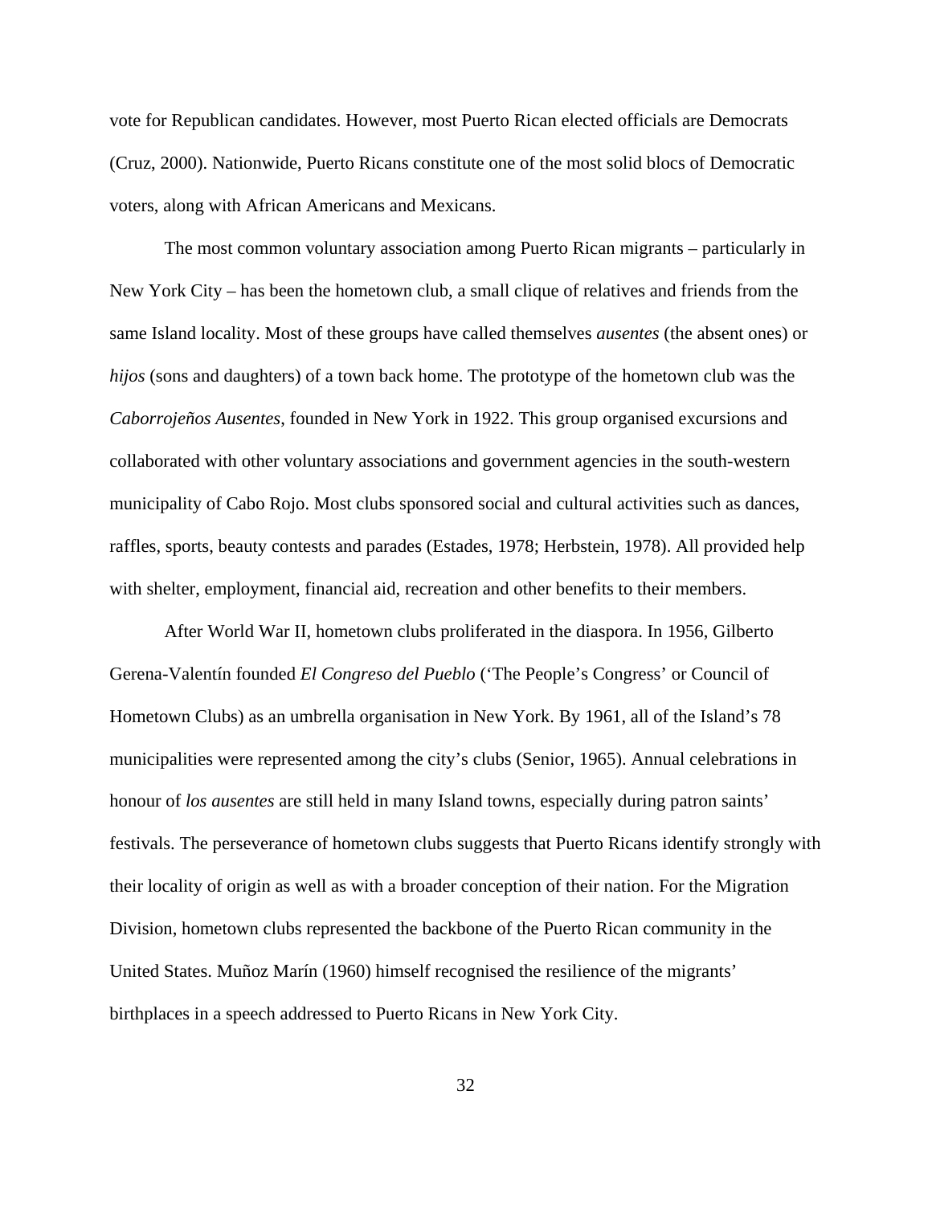vote for Republican candidates. However, most Puerto Rican elected officials are Democrats (Cruz, 2000). Nationwide, Puerto Ricans constitute one of the most solid blocs of Democratic voters, along with African Americans and Mexicans.

The most common voluntary association among Puerto Rican migrants – particularly in New York City – has been the hometown club, a small clique of relatives and friends from the same Island locality. Most of these groups have called themselves *ausentes* (the absent ones) or *hijos* (sons and daughters) of a town back home. The prototype of the hometown club was the *Caborrojeños Ausentes*, founded in New York in 1922. This group organised excursions and collaborated with other voluntary associations and government agencies in the south-western municipality of Cabo Rojo. Most clubs sponsored social and cultural activities such as dances, raffles, sports, beauty contests and parades (Estades, 1978; Herbstein, 1978). All provided help with shelter, employment, financial aid, recreation and other benefits to their members.

After World War II, hometown clubs proliferated in the diaspora. In 1956, Gilberto Gerena-Valentín founded *El Congreso del Pueblo* ('The People's Congress' or Council of Hometown Clubs) as an umbrella organisation in New York. By 1961, all of the Island's 78 municipalities were represented among the city's clubs (Senior, 1965). Annual celebrations in honour of *los ausentes* are still held in many Island towns, especially during patron saints' festivals. The perseverance of hometown clubs suggests that Puerto Ricans identify strongly with their locality of origin as well as with a broader conception of their nation. For the Migration Division, hometown clubs represented the backbone of the Puerto Rican community in the United States. Muñoz Marín (1960) himself recognised the resilience of the migrants' birthplaces in a speech addressed to Puerto Ricans in New York City.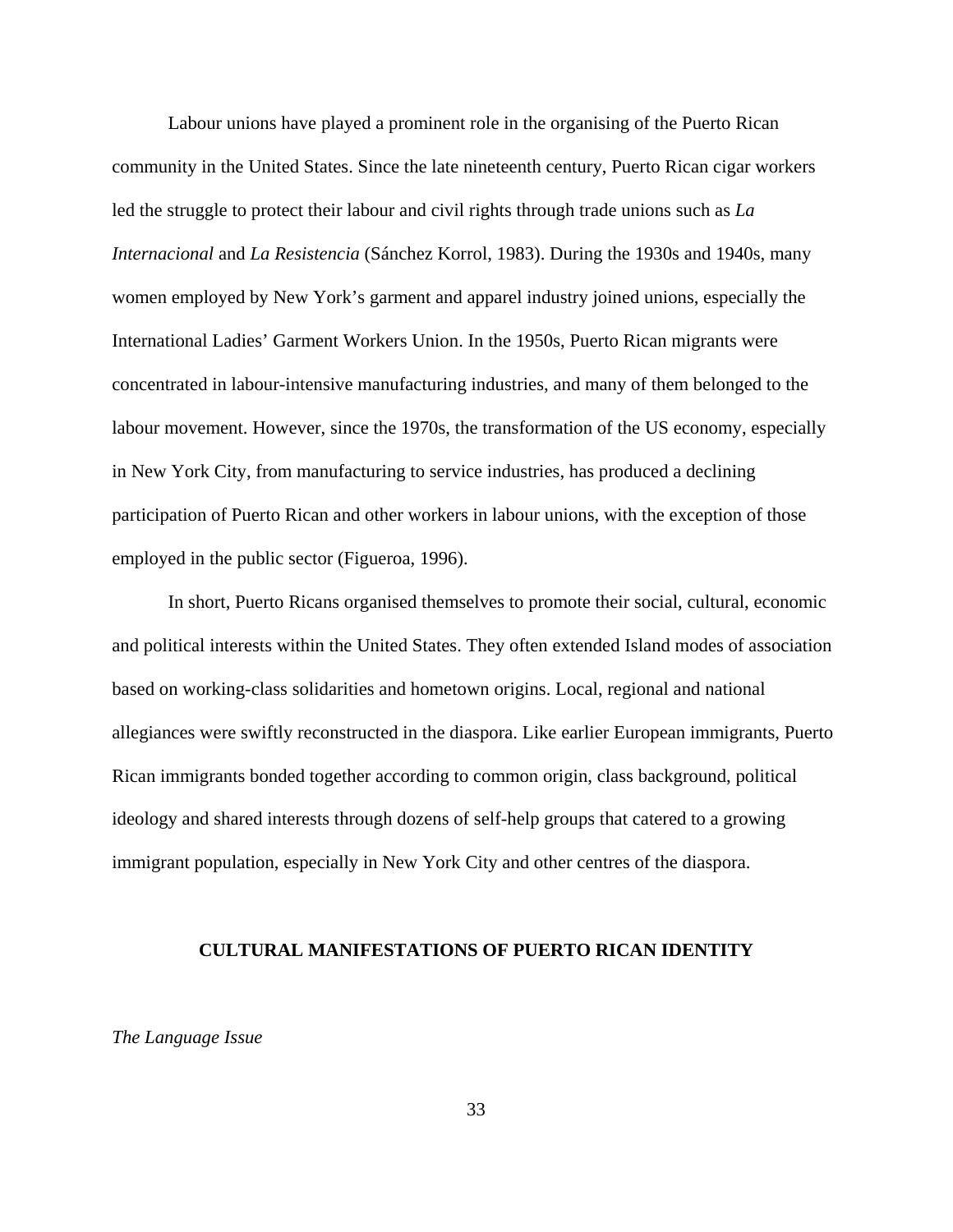Labour unions have played a prominent role in the organising of the Puerto Rican community in the United States. Since the late nineteenth century, Puerto Rican cigar workers led the struggle to protect their labour and civil rights through trade unions such as *La Internacional* and *La Resistencia* (Sánchez Korrol, 1983). During the 1930s and 1940s, many women employed by New York's garment and apparel industry joined unions, especially the International Ladies' Garment Workers Union. In the 1950s, Puerto Rican migrants were concentrated in labour-intensive manufacturing industries, and many of them belonged to the labour movement. However, since the 1970s, the transformation of the US economy, especially in New York City, from manufacturing to service industries, has produced a declining participation of Puerto Rican and other workers in labour unions, with the exception of those employed in the public sector (Figueroa, 1996).

In short, Puerto Ricans organised themselves to promote their social, cultural, economic and political interests within the United States. They often extended Island modes of association based on working-class solidarities and hometown origins. Local, regional and national allegiances were swiftly reconstructed in the diaspora. Like earlier European immigrants, Puerto Rican immigrants bonded together according to common origin, class background, political ideology and shared interests through dozens of self-help groups that catered to a growing immigrant population, especially in New York City and other centres of the diaspora.

## CULTURAL MANIFESTATIONS OF PUERTO RICAN IDENTITY

### *The Language Issue*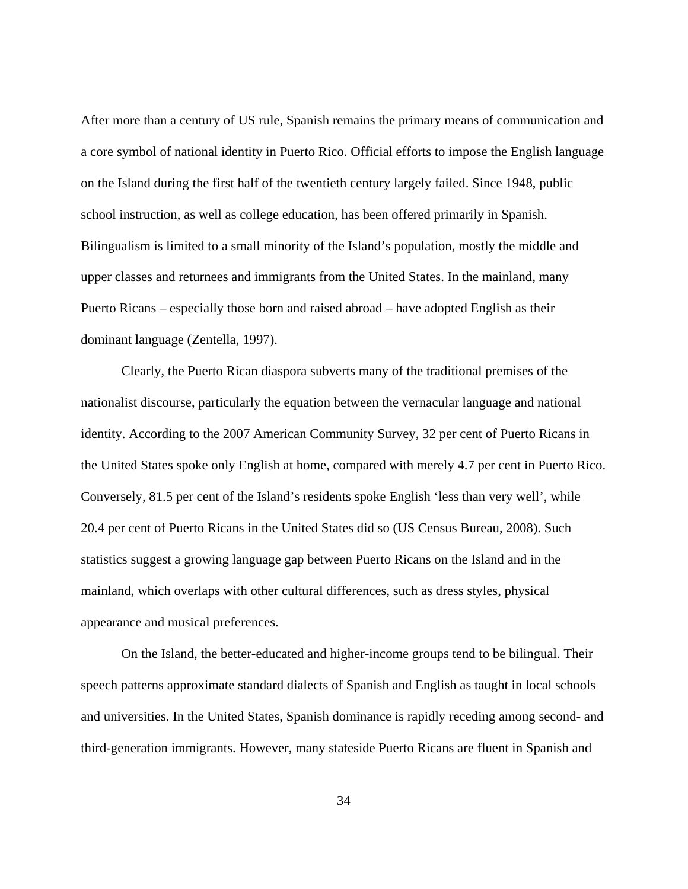After more than a century of US rule, Spanish remains the primary means of communication and a core symbol of national identity in Puerto Rico. Official efforts to impose the English language on the Island during the first half of the twentieth century largely failed. Since 1948, public school instruction, as well as college education, has been offered primarily in Spanish. Bilingualism is limited to a small minority of the Island's population, mostly the middle and upper classes and returnees and immigrants from the United States. In the mainland, many Puerto Ricans – especially those born and raised abroad – have adopted English as their dominant language (Zentella, 1997).

Clearly, the Puerto Rican diaspora subverts many of the traditional premises of the nationalist discourse, particularly the equation between the vernacular language and national identity. According to the 2007 American Community Survey, 32 per cent of Puerto Ricans in the United States spoke only English at home, compared with merely 4.7 per cent in Puerto Rico. Conversely, 81.5 per cent of the Island's residents spoke English 'less than very well', while 20.4 per cent of Puerto Ricans in the United States did so (US Census Bureau, 2008). Such statistics suggest a growing language gap between Puerto Ricans on the Island and in the mainland, which overlaps with other cultural differences, such as dress styles, physical appearance and musical preferences.

On the Island, the better-educated and higher-income groups tend to be bilingual. Their speech patterns approximate standard dialects of Spanish and English as taught in local schools and universities. In the United States, Spanish dominance is rapidly receding among second- and third-generation immigrants. However, many stateside Puerto Ricans are fluent in Spanish and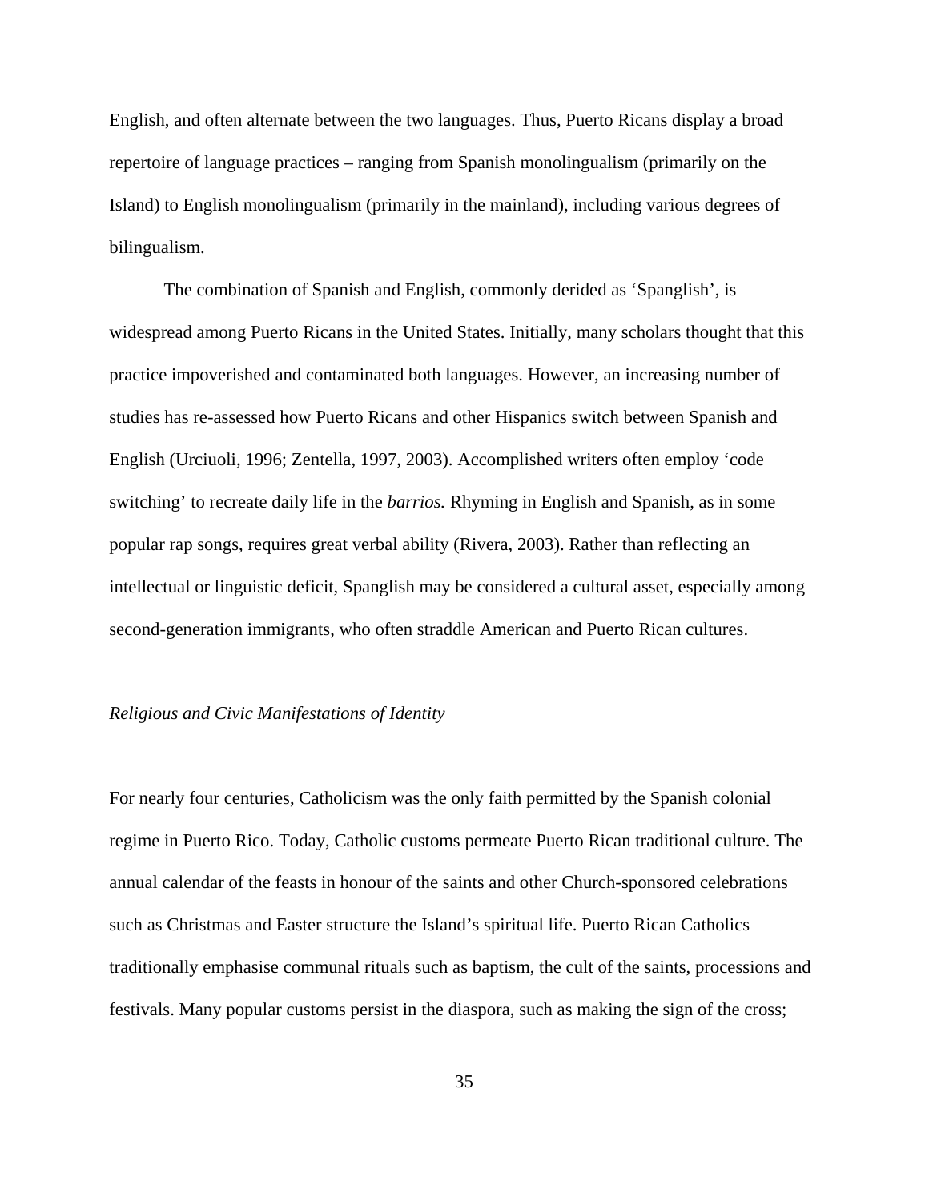English, and often alternate between the two languages. Thus, Puerto Ricans display a broad repertoire of language practices – ranging from Spanish monolingualism (primarily on the Island) to English monolingualism (primarily in the mainland), including various degrees of bilingualism.

The combination of Spanish and English, commonly derided as 'Spanglish', is widespread among Puerto Ricans in the United States. Initially, many scholars thought that this practice impoverished and contaminated both languages. However, an increasing number of studies has re-assessed how Puerto Ricans and other Hispanics switch between Spanish and English (Urciuoli, 1996; Zentella, 1997, 2003). Accomplished writers often employ 'code switching' to recreate daily life in the *barrios.* Rhyming in English and Spanish, as in some popular rap songs, requires great verbal ability (Rivera, 2003). Rather than reflecting an intellectual or linguistic deficit, Spanglish may be considered a cultural asset, especially among second-generation immigrants, who often straddle American and Puerto Rican cultures.

*Religious and Civic Manifestations of Identity*

For nearly four centuries, Catholicism was the only faith permitted by the Spanish colonial regime in Puerto Rico. Today, Catholic customs permeate Puerto Rican traditional culture. The annual calendar of the feasts in honour of the saints and other Church-sponsored celebrations such as Christmas and Easter structure the Island's spiritual life. Puerto Rican Catholics traditionally emphasise communal rituals such as baptism, the cult of the saints, processions and festivals. Many popular customs persist in the diaspora, such as making the sign of the cross;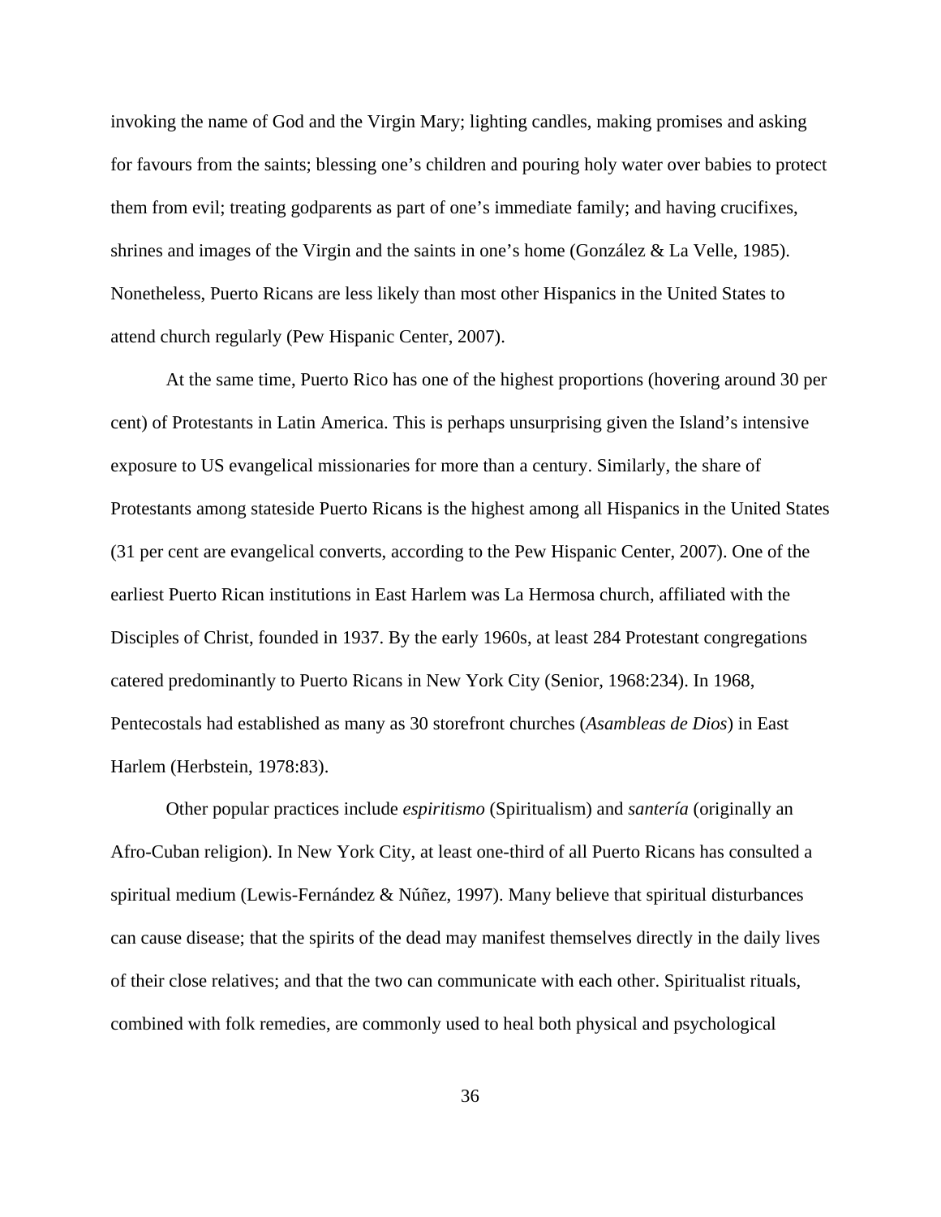invoking the name of God and the Virgin Mary; lighting candles, making promises and asking for favours from the saints; blessing one's children and pouring holy water over babies to protect them from evil; treating godparents as part of one's immediate family; and having crucifixes, shrines and images of the Virgin and the saints in one's home (González & La Velle, 1985). Nonetheless, Puerto Ricans are less likely than most other Hispanics in the United States to attend church regularly (Pew Hispanic Center, 2007).

At the same time, Puerto Rico has one of the highest proportions (hovering around 30 per cent) of Protestants in Latin America. This is perhaps unsurprising given the Island's intensive exposure to US evangelical missionaries for more than a century. Similarly, the share of Protestants among stateside Puerto Ricans is the highest among all Hispanics in the United States (31 per cent are evangelical converts, according to the Pew Hispanic Center, 2007). One of the earliest Puerto Rican institutions in East Harlem was La Hermosa church, affiliated with the Disciples of Christ, founded in 1937. By the early 1960s, at least 284 Protestant congregations catered predominantly to Puerto Ricans in New York City (Senior, 1968:234). In 1968, Pentecostals had established as many as 30 storefront churches (*Asambleas de Dios*) in East Harlem (Herbstein, 1978:83).

Other popular practices include *espiritismo* (Spiritualism) and *santería* (originally an Afro-Cuban religion). In New York City, at least one-third of all Puerto Ricans has consulted a spiritual medium (Lewis-Fernández & Núñez, 1997). Many believe that spiritual disturbances can cause disease; that the spirits of the dead may manifest themselves directly in the daily lives of their close relatives; and that the two can communicate with each other. Spiritualist rituals, combined with folk remedies, are commonly used to heal both physical and psychological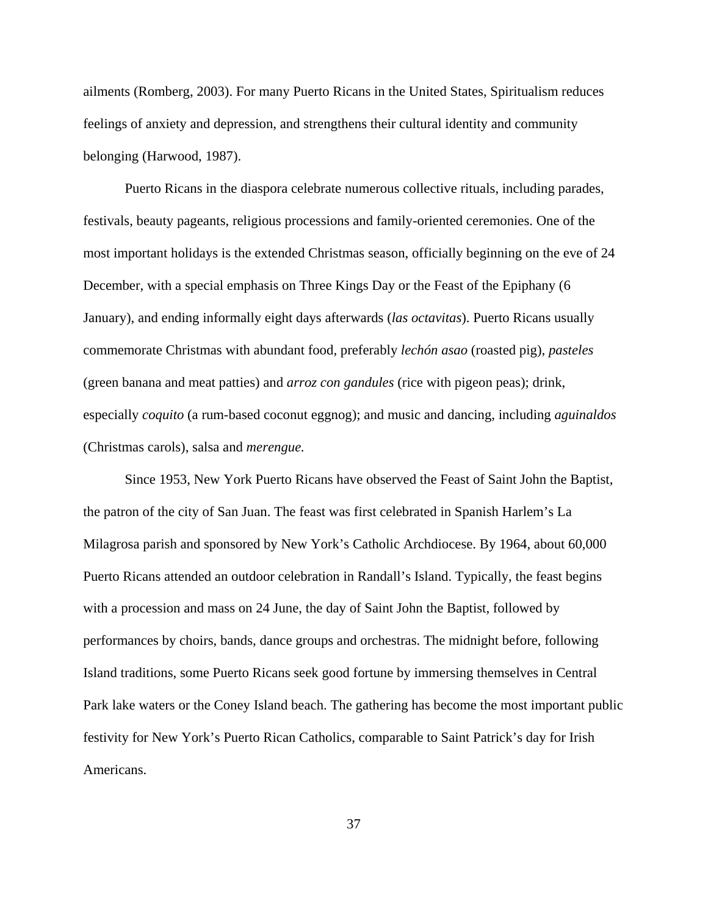ailments (Romberg, 2003). For many Puerto Ricans in the United States, Spiritualism reduces feelings of anxiety and depression, and strengthens their cultural identity and community belonging (Harwood, 1987).

Puerto Ricans in the diaspora celebrate numerous collective rituals, including parades, festivals, beauty pageants, religious processions and family-oriented ceremonies. One of the most important holidays is the extended Christmas season, officially beginning on the eve of 24 December, with a special emphasis on Three Kings Day or the Feast of the Epiphany (6 January), and ending informally eight days afterwards (*las octavitas*). Puerto Ricans usually commemorate Christmas with abundant food, preferably *lechón asao* (roasted pig), *pasteles* (green banana and meat patties) and *arroz con gandules* (rice with pigeon peas); drink, especially *coquito* (a rum-based coconut eggnog); and music and dancing, including *aguinaldos* (Christmas carols), salsa and *merengue.*

Since 1953, New York Puerto Ricans have observed the Feast of Saint John the Baptist, the patron of the city of San Juan. The feast was first celebrated in Spanish Harlem's La Milagrosa parish and sponsored by New York's Catholic Archdiocese. By 1964, about 60,000 Puerto Ricans attended an outdoor celebration in Randall's Island. Typically, the feast begins with a procession and mass on 24 June, the day of Saint John the Baptist, followed by performances by choirs, bands, dance groups and orchestras. The midnight before, following Island traditions, some Puerto Ricans seek good fortune by immersing themselves in Central Park lake waters or the Coney Island beach. The gathering has become the most important public festivity for New York's Puerto Rican Catholics, comparable to Saint Patrick's day for Irish Americans.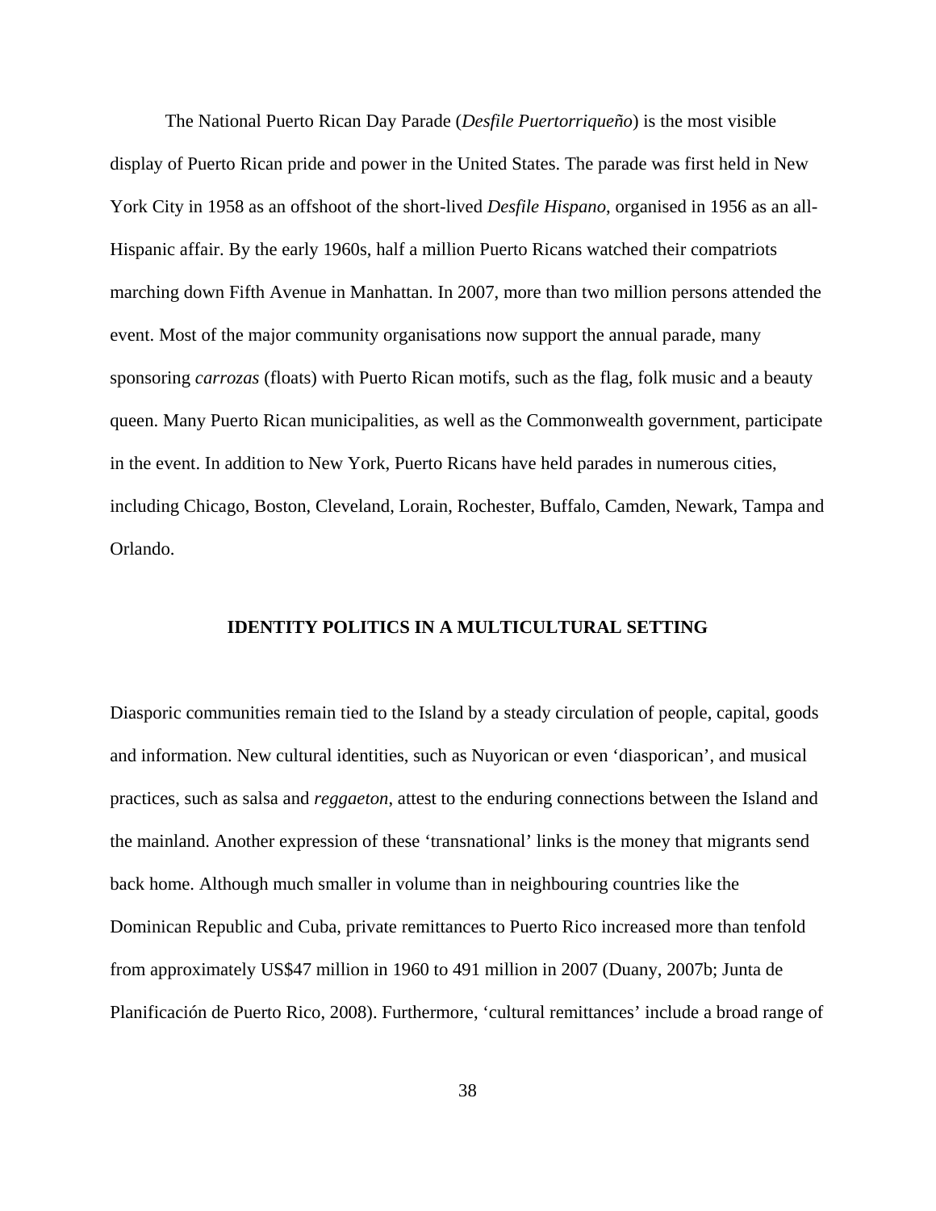The National Puerto Rican Day Parade (*Desfile Puertorriqueño*) is the most visible display of Puerto Rican pride and power in the United States. The parade was first held in New York City in 1958 as an offshoot of the short-lived *Desfile Hispano*, organised in 1956 as an all-Hispanic affair. By the early 1960s, half a million Puerto Ricans watched their compatriots marching down Fifth Avenue in Manhattan. In 2007, more than two million persons attended the event. Most of the major community organisations now support the annual parade, many sponsoring *carrozas* (floats) with Puerto Rican motifs, such as the flag, folk music and a beauty queen. Many Puerto Rican municipalities, as well as the Commonwealth government, participate in the event. In addition to New York, Puerto Ricans have held parades in numerous cities, including Chicago, Boston, Cleveland, Lorain, Rochester, Buffalo, Camden, Newark, Tampa and Orlando.

## IDENTITY POLITICS IN A MULTICULTURAL SETTING

Diasporic communities remain tied to the Island by a steady circulation of people, capital, goods and information. New cultural identities, such as Nuyorican or even 'diasporican', and musical practices, such as salsa and *reggaeton*, attest to the enduring connections between the Island and the mainland. Another expression of these 'transnational' links is the money that migrants send back home. Although much smaller in volume than in neighbouring countries like the Dominican Republic and Cuba, private remittances to Puerto Rico increased more than tenfold from approximately US$47 million in 1960 to 491 million in 2007 (Duany, 2007b; Junta de Planificación de Puerto Rico, 2008). Furthermore, 'cultural remittances' include a broad range of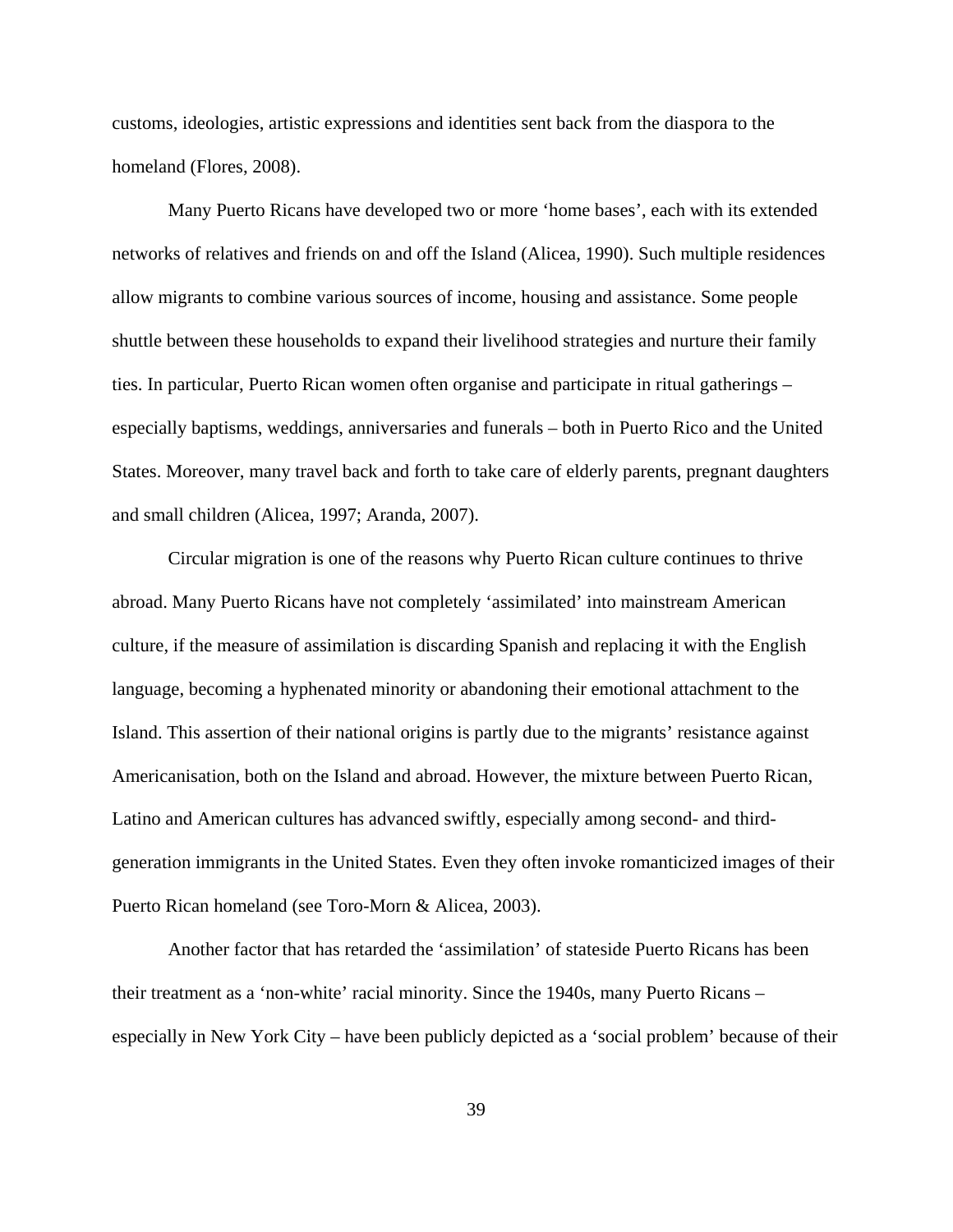customs, ideologies, artistic expressions and identities sent back from the diaspora to the homeland (Flores, 2008).

Many Puerto Ricans have developed two or more ‘home bases’, each with its extended networks of relatives and friends on and off the Island (Alicea, 1990). Such multiple residences allow migrants to combine various sources of income, housing and assistance. Some people shuttle between these households to expand their livelihood strategies and nurture their family ties. In particular, Puerto Rican women often organise and participate in ritual gatherings – especially baptisms, weddings, anniversaries and funerals – both in Puerto Rico and the United States. Moreover, many travel back and forth to take care of elderly parents, pregnant daughters and small children (Alicea, 1997; Aranda, 2007).

Circular migration is one of the reasons why Puerto Rican culture continues to thrive abroad. Many Puerto Ricans have not completely ‘assimilated’ into mainstream American culture, if the measure of assimilation is discarding Spanish and replacing it with the English language, becoming a hyphenated minority or abandoning their emotional attachment to the Island. This assertion of their national origins is partly due to the migrants’ resistance against Americanisation, both on the Island and abroad. However, the mixture between Puerto Rican, Latino and American cultures has advanced swiftly, especially among second- and third-generation immigrants in the United States. Even they often invoke romanticized images of their Puerto Rican homeland (see Toro-Morn & Alicea, 2003).

Another factor that has retarded the ‘assimilation’ of stateside Puerto Ricans has been their treatment as a ‘non-white’ racial minority. Since the 1940s, many Puerto Ricans – especially in New York City – have been publicly depicted as a ‘social problem’ because of their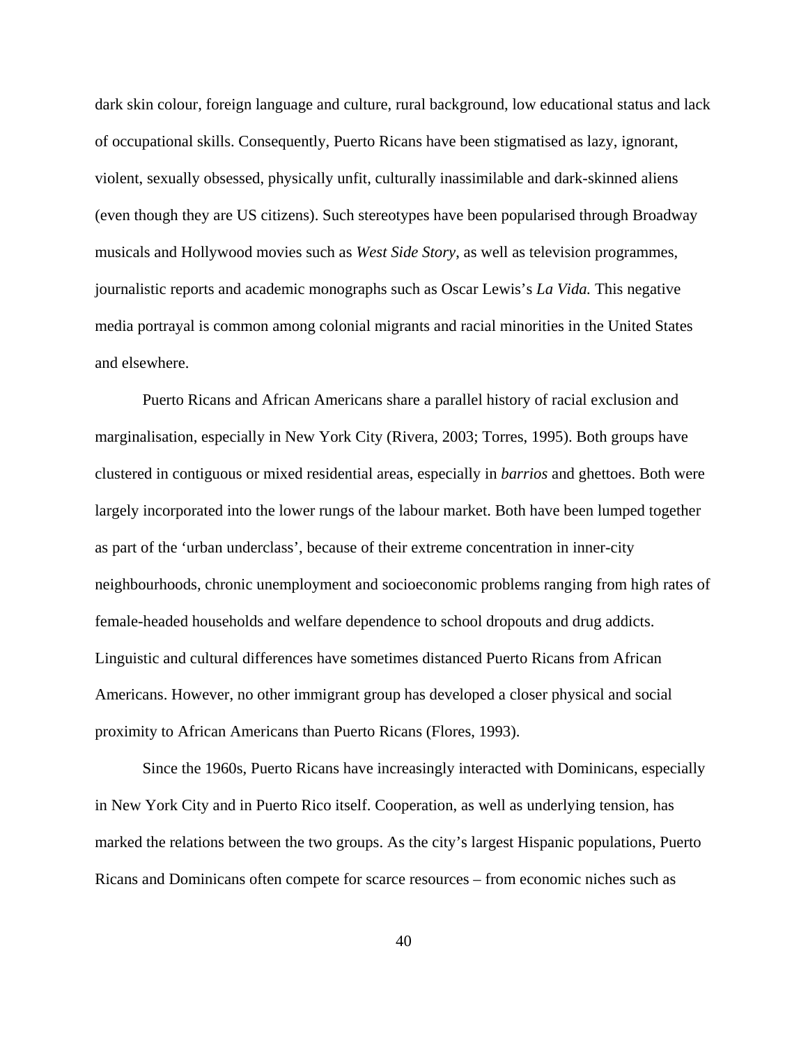dark skin colour, foreign language and culture, rural background, low educational status and lack of occupational skills. Consequently, Puerto Ricans have been stigmatised as lazy, ignorant, violent, sexually obsessed, physically unfit, culturally inassimilable and dark-skinned aliens (even though they are US citizens). Such stereotypes have been popularised through Broadway musicals and Hollywood movies such as *West Side Story*, as well as television programmes, journalistic reports and academic monographs such as Oscar Lewis's *La Vida.* This negative media portrayal is common among colonial migrants and racial minorities in the United States and elsewhere.

Puerto Ricans and African Americans share a parallel history of racial exclusion and marginalisation, especially in New York City (Rivera, 2003; Torres, 1995). Both groups have clustered in contiguous or mixed residential areas, especially in *barrios* and ghettoes. Both were largely incorporated into the lower rungs of the labour market. Both have been lumped together as part of the 'urban underclass', because of their extreme concentration in inner-city neighbourhoods, chronic unemployment and socioeconomic problems ranging from high rates of female-headed households and welfare dependence to school dropouts and drug addicts. Linguistic and cultural differences have sometimes distanced Puerto Ricans from African Americans. However, no other immigrant group has developed a closer physical and social proximity to African Americans than Puerto Ricans (Flores, 1993).

Since the 1960s, Puerto Ricans have increasingly interacted with Dominicans, especially in New York City and in Puerto Rico itself. Cooperation, as well as underlying tension, has marked the relations between the two groups. As the city's largest Hispanic populations, Puerto Ricans and Dominicans often compete for scarce resources – from economic niches such as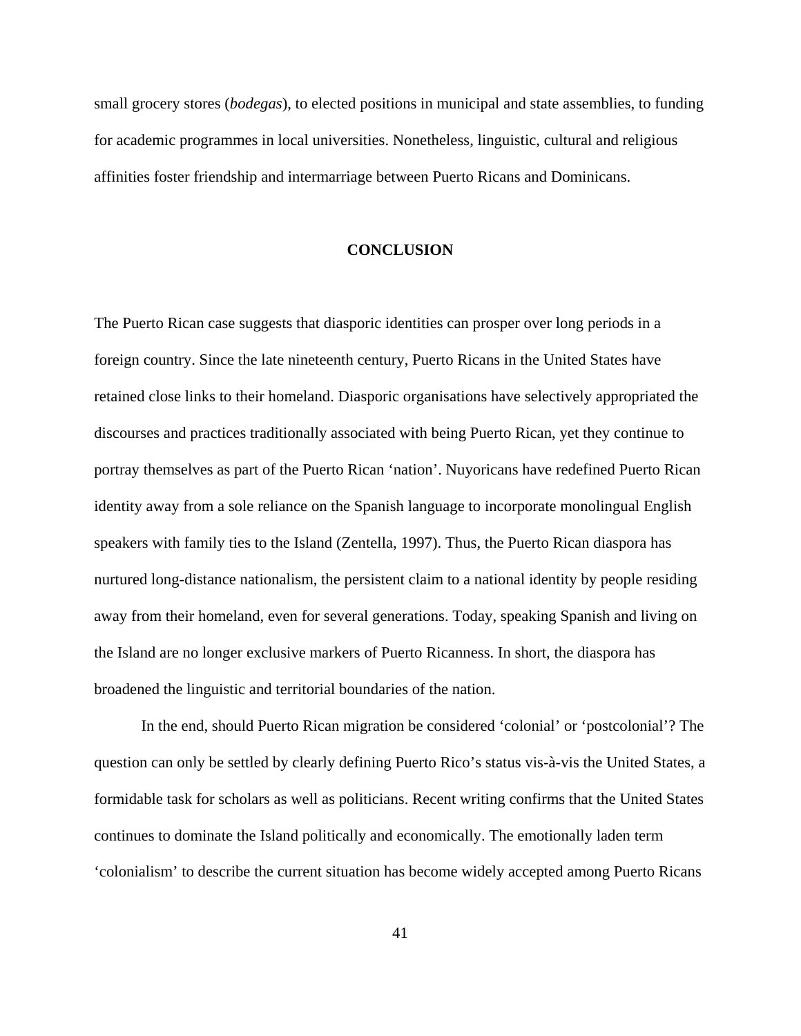small grocery stores (*bodegas*), to elected positions in municipal and state assemblies, to funding for academic programmes in local universities. Nonetheless, linguistic, cultural and religious affinities foster friendship and intermarriage between Puerto Ricans and Dominicans.

## CONCLUSION

The Puerto Rican case suggests that diasporic identities can prosper over long periods in a foreign country. Since the late nineteenth century, Puerto Ricans in the United States have retained close links to their homeland. Diasporic organisations have selectively appropriated the discourses and practices traditionally associated with being Puerto Rican, yet they continue to portray themselves as part of the Puerto Rican 'nation'. Nuyoricans have redefined Puerto Rican identity away from a sole reliance on the Spanish language to incorporate monolingual English speakers with family ties to the Island (Zentella, 1997). Thus, the Puerto Rican diaspora has nurtured long-distance nationalism, the persistent claim to a national identity by people residing away from their homeland, even for several generations. Today, speaking Spanish and living on the Island are no longer exclusive markers of Puerto Ricanness. In short, the diaspora has broadened the linguistic and territorial boundaries of the nation.

In the end, should Puerto Rican migration be considered 'colonial' or 'postcolonial'? The question can only be settled by clearly defining Puerto Rico's status vis-à-vis the United States, a formidable task for scholars as well as politicians. Recent writing confirms that the United States continues to dominate the Island politically and economically. The emotionally laden term 'colonialism' to describe the current situation has become widely accepted among Puerto Ricans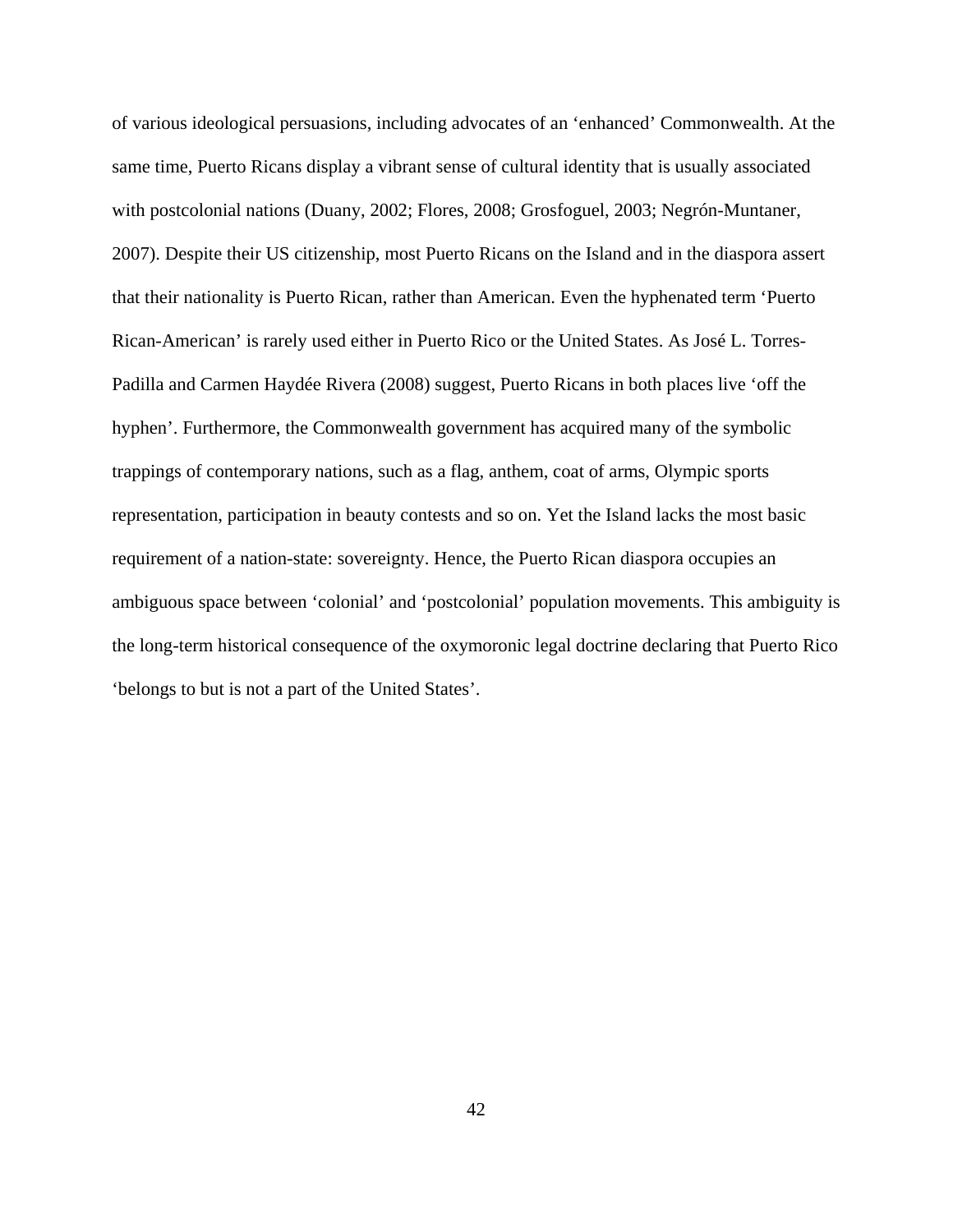of various ideological persuasions, including advocates of an 'enhanced' Commonwealth. At the same time, Puerto Ricans display a vibrant sense of cultural identity that is usually associated with postcolonial nations (Duany, 2002; Flores, 2008; Grosfoguel, 2003; Negrón-Muntaner, 2007). Despite their US citizenship, most Puerto Ricans on the Island and in the diaspora assert that their nationality is Puerto Rican, rather than American. Even the hyphenated term 'Puerto Rican-American' is rarely used either in Puerto Rico or the United States. As José L. Torres-Padilla and Carmen Haydée Rivera (2008) suggest, Puerto Ricans in both places live 'off the hyphen'. Furthermore, the Commonwealth government has acquired many of the symbolic trappings of contemporary nations, such as a flag, anthem, coat of arms, Olympic sports representation, participation in beauty contests and so on. Yet the Island lacks the most basic requirement of a nation-state: sovereignty. Hence, the Puerto Rican diaspora occupies an ambiguous space between 'colonial' and 'postcolonial' population movements. This ambiguity is the long-term historical consequence of the oxymoronic legal doctrine declaring that Puerto Rico 'belongs to but is not a part of the United States'.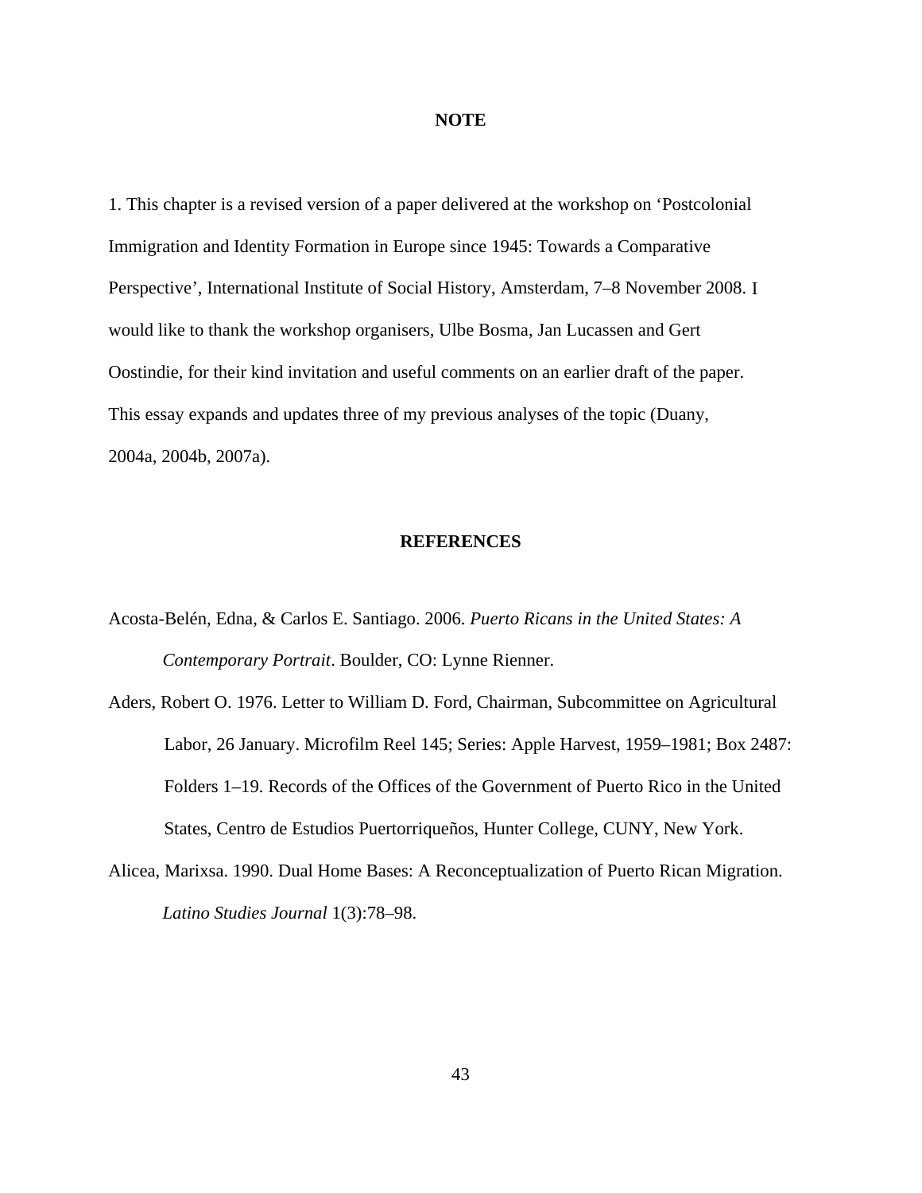## NOTE

1. This chapter is a revised version of a paper delivered at the workshop on 'Postcolonial Immigration and Identity Formation in Europe since 1945: Towards a Comparative Perspective', International Institute of Social History, Amsterdam, 7–8 November 2008. I would like to thank the workshop organisers, Ulbe Bosma, Jan Lucassen and Gert Oostindie, for their kind invitation and useful comments on an earlier draft of the paper. This essay expands and updates three of my previous analyses of the topic (Duany, 2004a, 2004b, 2007a).

## REFERENCES

Acosta-Belén, Edna, & Carlos E. Santiago. 2006. *Puerto Ricans in the United States: A Contemporary Portrait*. Boulder, CO: Lynne Rienner.

Aders, Robert O. 1976. Letter to William D. Ford, Chairman, Subcommittee on Agricultural Labor, 26 January. Microfilm Reel 145; Series: Apple Harvest, 1959–1981; Box 2487: Folders 1–19. Records of the Offices of the Government of Puerto Rico in the United States, Centro de Estudios Puertorriqueños, Hunter College, CUNY, New York.

Alicea, Marixsa. 1990. Dual Home Bases: A Reconceptualization of Puerto Rican Migration. *Latino Studies Journal* 1(3):78–98.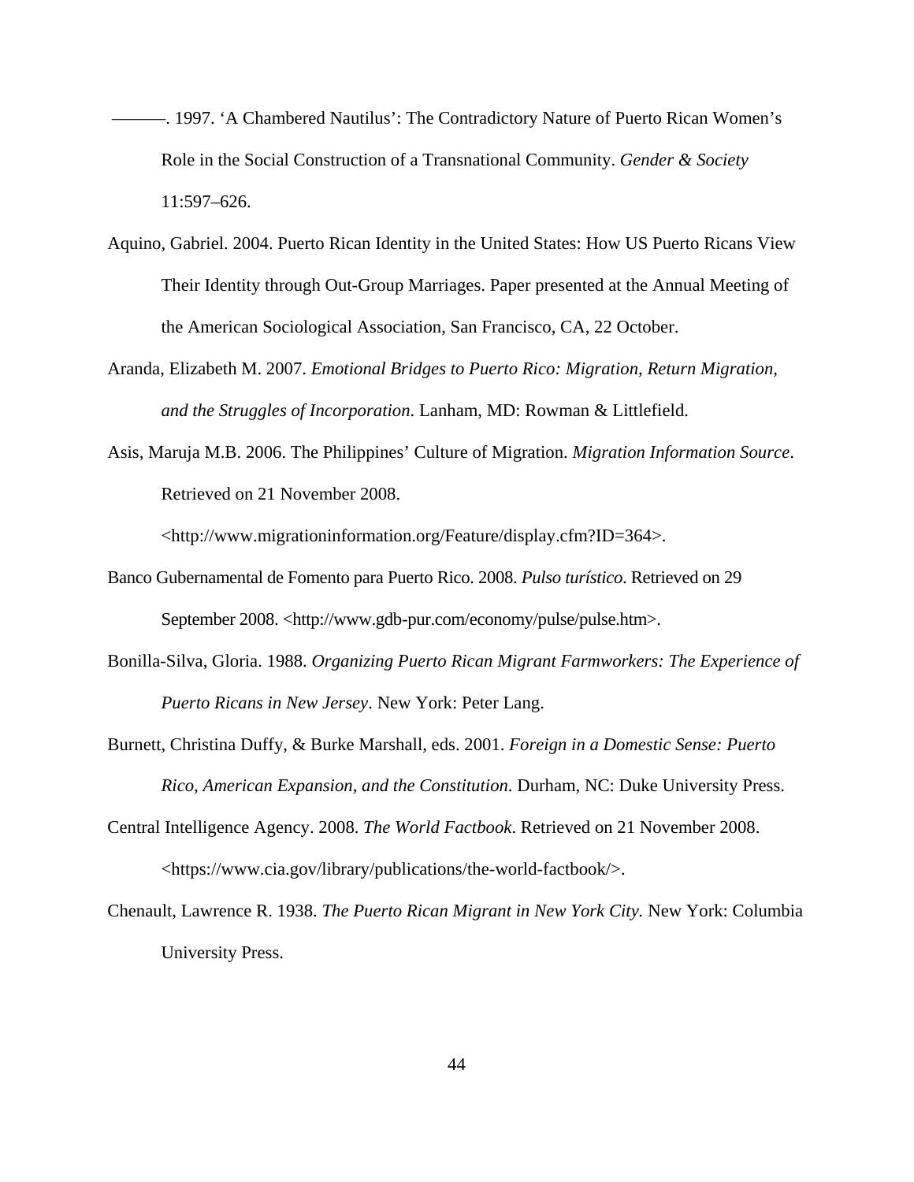———. 1997. 'A Chambered Nautilus': The Contradictory Nature of Puerto Rican Women's Role in the Social Construction of a Transnational Community. *Gender & Society* 11:597–626.

Aquino, Gabriel. 2004. Puerto Rican Identity in the United States: How US Puerto Ricans View Their Identity through Out-Group Marriages. Paper presented at the Annual Meeting of the American Sociological Association, San Francisco, CA, 22 October.

Aranda, Elizabeth M. 2007. *Emotional Bridges to Puerto Rico: Migration, Return Migration, and the Struggles of Incorporation*. Lanham, MD: Rowman & Littlefield.

Asis, Maruja M.B. 2006. The Philippines' Culture of Migration. *Migration Information Source*. Retrieved on 21 November 2008. <http://www.migrationinformation.org/Feature/display.cfm?ID=364>.

Banco Gubernamental de Fomento para Puerto Rico. 2008. *Pulso turístico*. Retrieved on 29 September 2008. <http://www.gdb-pur.com/economy/pulse/pulse.htm>.

Bonilla-Silva, Gloria. 1988. *Organizing Puerto Rican Migrant Farmworkers: The Experience of Puerto Ricans in New Jersey*. New York: Peter Lang.

Burnett, Christina Duffy, & Burke Marshall, eds. 2001. *Foreign in a Domestic Sense: Puerto Rico, American Expansion, and the Constitution*. Durham, NC: Duke University Press.

Central Intelligence Agency. 2008. *The World Factbook*. Retrieved on 21 November 2008. <https://www.cia.gov/library/publications/the-world-factbook/>.

Chenault, Lawrence R. 1938. *The Puerto Rican Migrant in New York City.* New York: Columbia University Press.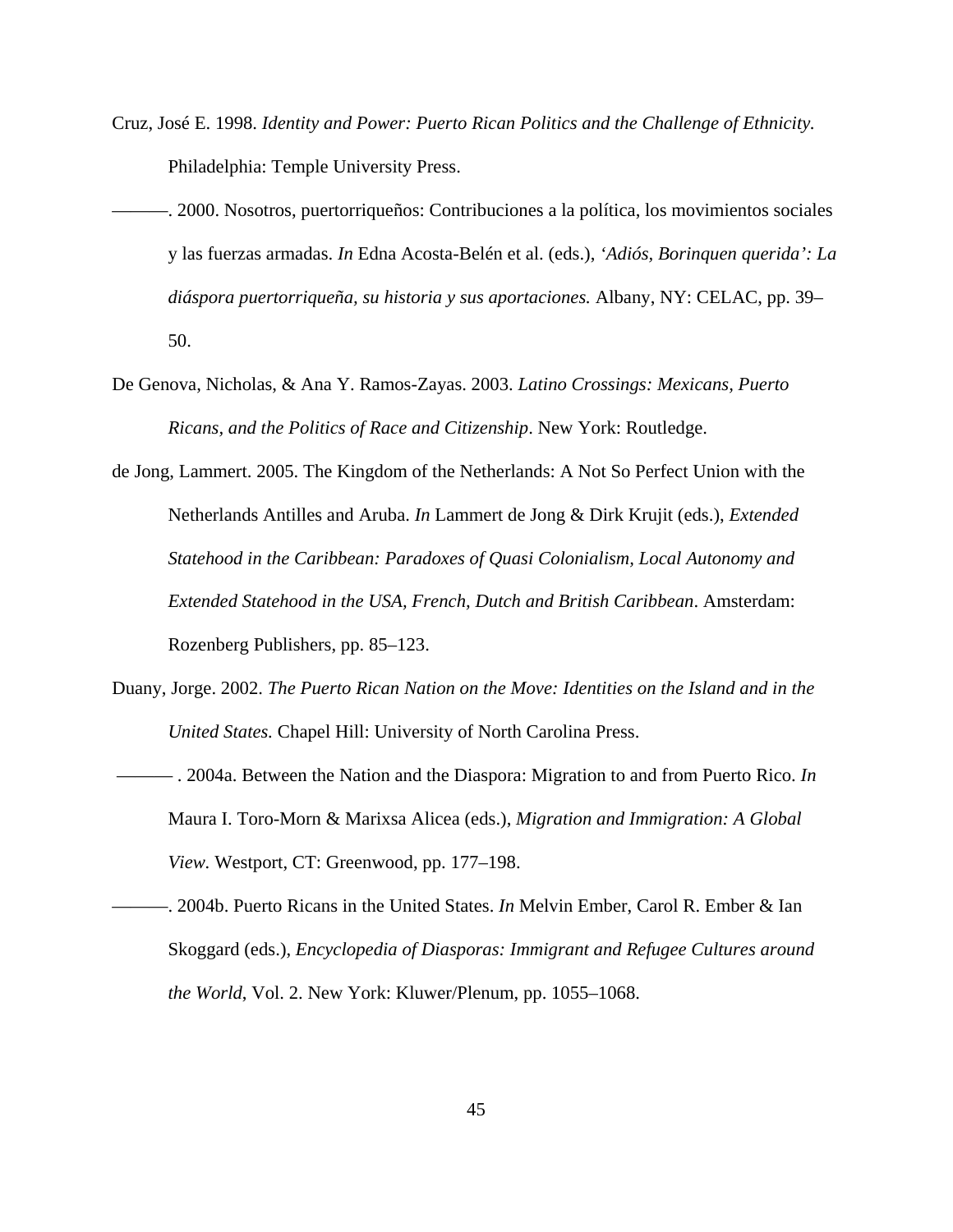Cruz, José E. 1998. *Identity and Power: Puerto Rican Politics and the Challenge of Ethnicity.* Philadelphia: Temple University Press.

———. 2000. Nosotros, puertorriqueños: Contribuciones a la política, los movimientos sociales y las fuerzas armadas. *In* Edna Acosta-Belén et al. (eds.), *'Adiós, Borinquen querida': La diáspora puertorriqueña, su historia y sus aportaciones.* Albany, NY: CELAC, pp. 39–50.

De Genova, Nicholas, & Ana Y. Ramos-Zayas. 2003. *Latino Crossings: Mexicans, Puerto Ricans, and the Politics of Race and Citizenship*. New York: Routledge.

de Jong, Lammert. 2005. The Kingdom of the Netherlands: A Not So Perfect Union with the Netherlands Antilles and Aruba. *In* Lammert de Jong & Dirk Krujit (eds.), *Extended Statehood in the Caribbean: Paradoxes of Quasi Colonialism, Local Autonomy and Extended Statehood in the USA, French, Dutch and British Caribbean*. Amsterdam: Rozenberg Publishers, pp. 85–123.

Duany, Jorge. 2002. *The Puerto Rican Nation on the Move: Identities on the Island and in the United States.* Chapel Hill: University of North Carolina Press.

———. 2004a. Between the Nation and the Diaspora: Migration to and from Puerto Rico. *In* Maura I. Toro-Morn & Marixsa Alicea (eds.), *Migration and Immigration: A Global View.* Westport, CT: Greenwood, pp. 177–198.

———. 2004b. Puerto Ricans in the United States. *In* Melvin Ember, Carol R. Ember & Ian Skoggard (eds.), *Encyclopedia of Diasporas: Immigrant and Refugee Cultures around the World*, Vol. 2. New York: Kluwer/Plenum, pp. 1055–1068.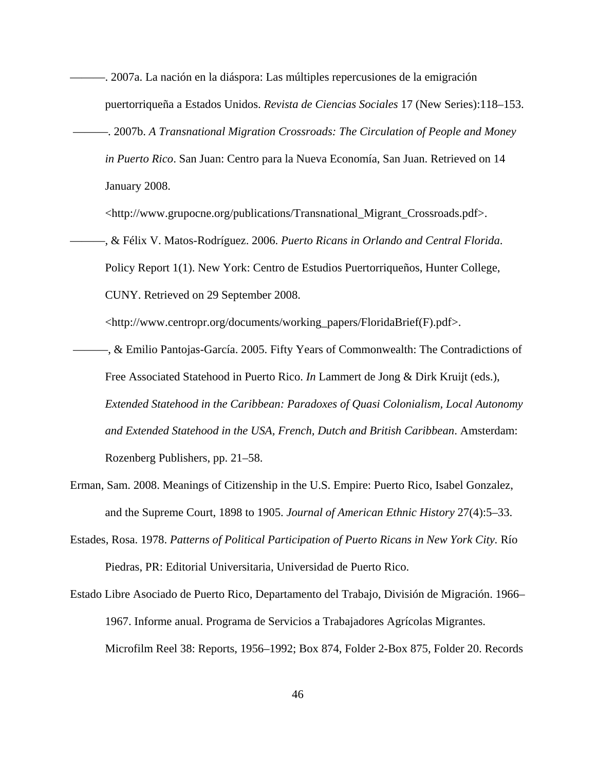———. 2007a. La nación en la diáspora: Las múltiples repercusiones de la emigración puertorriqueña a Estados Unidos. *Revista de Ciencias Sociales* 17 (New Series):118–153.

———. 2007b. *A Transnational Migration Crossroads: The Circulation of People and Money in Puerto Rico*. San Juan: Centro para la Nueva Economía, San Juan. Retrieved on 14 January 2008. <http://www.grupocne.org/publications/Transnational_Migrant_Crossroads.pdf>.

———, & Félix V. Matos-Rodríguez. 2006. *Puerto Ricans in Orlando and Central Florida*. Policy Report 1(1). New York: Centro de Estudios Puertorriqueños, Hunter College, CUNY. Retrieved on 29 September 2008. <http://www.centropr.org/documents/working_papers/FloridaBrief(F).pdf>.

———, & Emilio Pantojas-García. 2005. Fifty Years of Commonwealth: The Contradictions of Free Associated Statehood in Puerto Rico. *In* Lammert de Jong & Dirk Kruijt (eds.), *Extended Statehood in the Caribbean: Paradoxes of Quasi Colonialism, Local Autonomy and Extended Statehood in the USA, French, Dutch and British Caribbean*. Amsterdam: Rozenberg Publishers, pp. 21–58.

Erman, Sam. 2008. Meanings of Citizenship in the U.S. Empire: Puerto Rico, Isabel Gonzalez, and the Supreme Court, 1898 to 1905. *Journal of American Ethnic History* 27(4):5–33.

Estades, Rosa. 1978. *Patterns of Political Participation of Puerto Ricans in New York City.* Río Piedras, PR: Editorial Universitaria, Universidad de Puerto Rico.

Estado Libre Asociado de Puerto Rico, Departamento del Trabajo, División de Migración. 1966–1967. Informe anual. Programa de Servicios a Trabajadores Agrícolas Migrantes. Microfilm Reel 38: Reports, 1956–1992; Box 874, Folder 2-Box 875, Folder 20. Records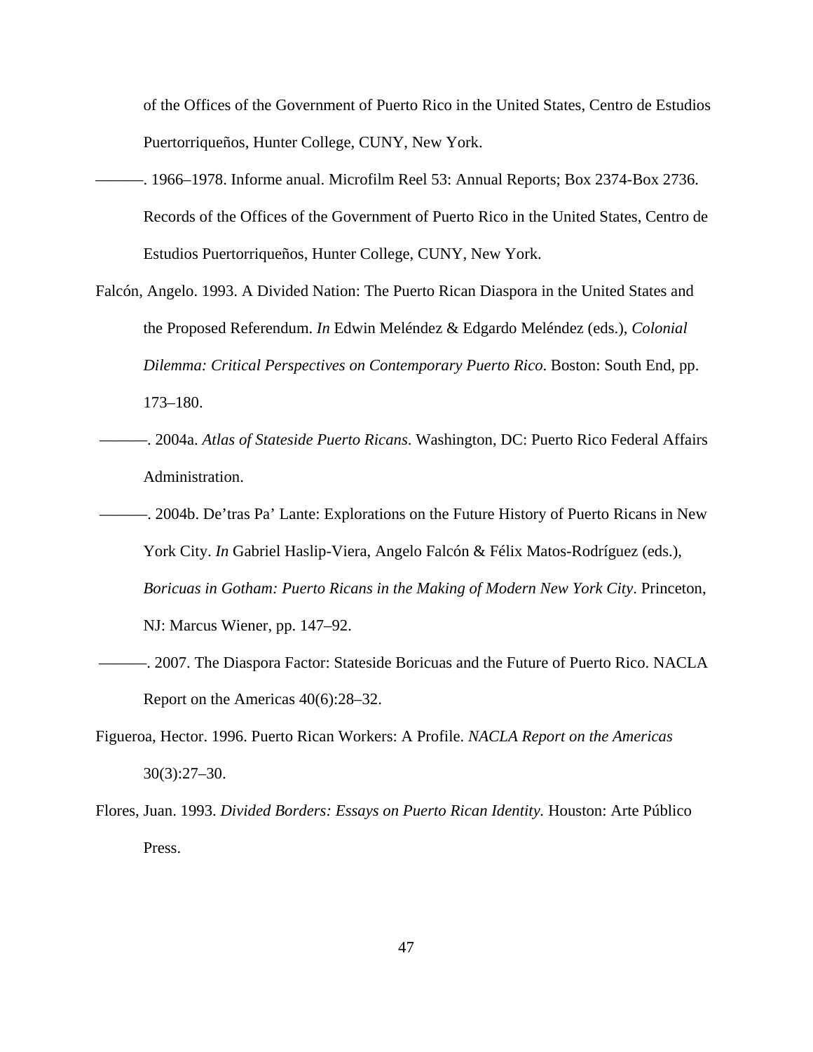of the Offices of the Government of Puerto Rico in the United States, Centro de Estudios Puertorriqueños, Hunter College, CUNY, New York.

———. 1966–1978. Informe anual. Microfilm Reel 53: Annual Reports; Box 2374-Box 2736. Records of the Offices of the Government of Puerto Rico in the United States, Centro de Estudios Puertorriqueños, Hunter College, CUNY, New York.

Falcón, Angelo. 1993. A Divided Nation: The Puerto Rican Diaspora in the United States and the Proposed Referendum. *In* Edwin Meléndez & Edgardo Meléndez (eds.), *Colonial Dilemma: Critical Perspectives on Contemporary Puerto Rico*. Boston: South End, pp. 173–180.

———. 2004a. *Atlas of Stateside Puerto Ricans*. Washington, DC: Puerto Rico Federal Affairs Administration.

———. 2004b. De'tras Pa' Lante: Explorations on the Future History of Puerto Ricans in New York City. *In* Gabriel Haslip-Viera, Angelo Falcón & Félix Matos-Rodríguez (eds.), *Boricuas in Gotham: Puerto Ricans in the Making of Modern New York City*. Princeton, NJ: Marcus Wiener, pp. 147–92.

———. 2007. The Diaspora Factor: Stateside Boricuas and the Future of Puerto Rico. NACLA Report on the Americas 40(6):28–32.

Figueroa, Hector. 1996. Puerto Rican Workers: A Profile. *NACLA Report on the Americas* 30(3):27–30.

Flores, Juan. 1993. *Divided Borders: Essays on Puerto Rican Identity.* Houston: Arte Público Press.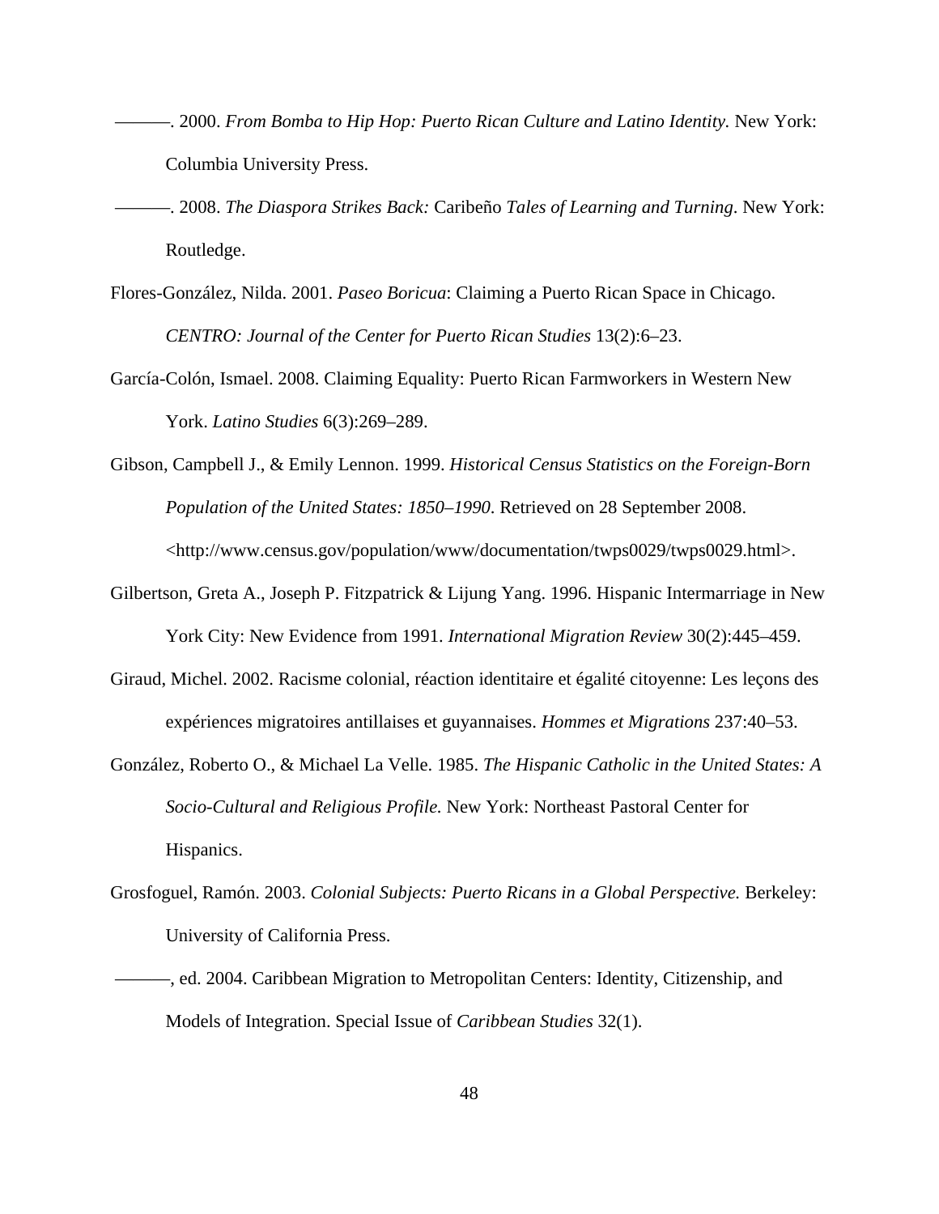———. 2000. *From Bomba to Hip Hop: Puerto Rican Culture and Latino Identity.* New York: Columbia University Press.

———. 2008. *The Diaspora Strikes Back:* Caribeño *Tales of Learning and Turning*. New York: Routledge.

Flores-González, Nilda. 2001. *Paseo Boricua*: Claiming a Puerto Rican Space in Chicago. *CENTRO: Journal of the Center for Puerto Rican Studies* 13(2):6–23.

García-Colón, Ismael. 2008. Claiming Equality: Puerto Rican Farmworkers in Western New York. *Latino Studies* 6(3):269–289.

Gibson, Campbell J., & Emily Lennon. 1999. *Historical Census Statistics on the Foreign-Born Population of the United States: 1850–1990*. Retrieved on 28 September 2008. <http://www.census.gov/population/www/documentation/twps0029/twps0029.html>.

Gilbertson, Greta A., Joseph P. Fitzpatrick & Lijung Yang. 1996. Hispanic Intermarriage in New York City: New Evidence from 1991. *International Migration Review* 30(2):445–459.

Giraud, Michel. 2002. Racisme colonial, réaction identitaire et égalité citoyenne: Les leçons des expériences migratoires antillaises et guyannaises. *Hommes et Migrations* 237:40–53.

González, Roberto O., & Michael La Velle. 1985. *The Hispanic Catholic in the United States: A Socio-Cultural and Religious Profile.* New York: Northeast Pastoral Center for Hispanics.

Grosfoguel, Ramón. 2003. *Colonial Subjects: Puerto Ricans in a Global Perspective.* Berkeley: University of California Press.

———, ed. 2004. Caribbean Migration to Metropolitan Centers: Identity, Citizenship, and Models of Integration. Special Issue of *Caribbean Studies* 32(1).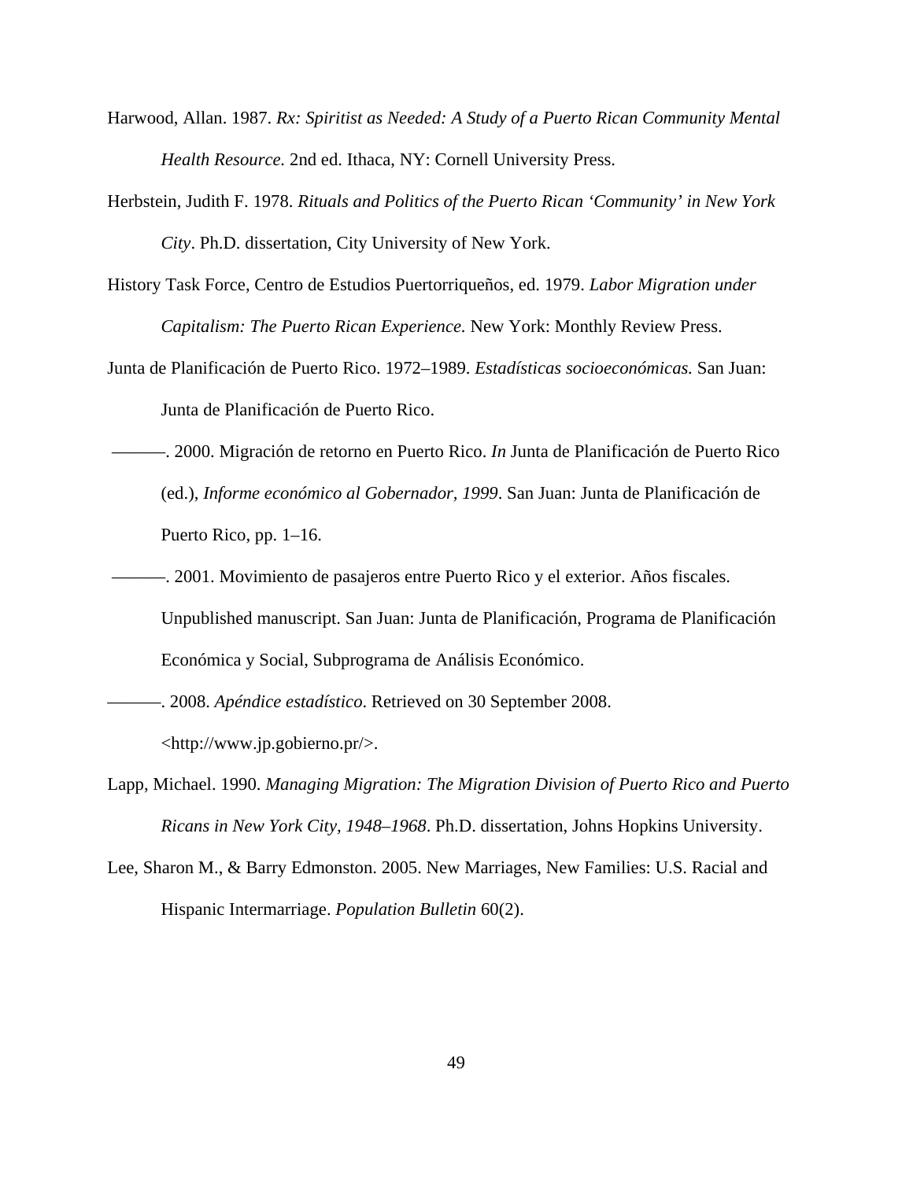Harwood, Allan. 1987. *Rx: Spiritist as Needed: A Study of a Puerto Rican Community Mental Health Resource.* 2nd ed. Ithaca, NY: Cornell University Press.

Herbstein, Judith F. 1978. *Rituals and Politics of the Puerto Rican 'Community' in New York City*. Ph.D. dissertation, City University of New York.

History Task Force, Centro de Estudios Puertorriqueños, ed. 1979. *Labor Migration under Capitalism: The Puerto Rican Experience.* New York: Monthly Review Press.

Junta de Planificación de Puerto Rico. 1972–1989. *Estadísticas socioeconómicas.* San Juan: Junta de Planificación de Puerto Rico.

———. 2000. Migración de retorno en Puerto Rico. *In* Junta de Planificación de Puerto Rico (ed.), *Informe económico al Gobernador, 1999*. San Juan: Junta de Planificación de Puerto Rico, pp. 1–16.

———. 2001. Movimiento de pasajeros entre Puerto Rico y el exterior. Años fiscales. Unpublished manuscript. San Juan: Junta de Planificación, Programa de Planificación Económica y Social, Subprograma de Análisis Económico.

———. 2008. *Apéndice estadístico*. Retrieved on 30 September 2008. <http://www.jp.gobierno.pr/>.

Lapp, Michael. 1990. *Managing Migration: The Migration Division of Puerto Rico and Puerto Ricans in New York City, 1948–1968*. Ph.D. dissertation, Johns Hopkins University.

Lee, Sharon M., & Barry Edmonston. 2005. New Marriages, New Families: U.S. Racial and Hispanic Intermarriage. *Population Bulletin* 60(2).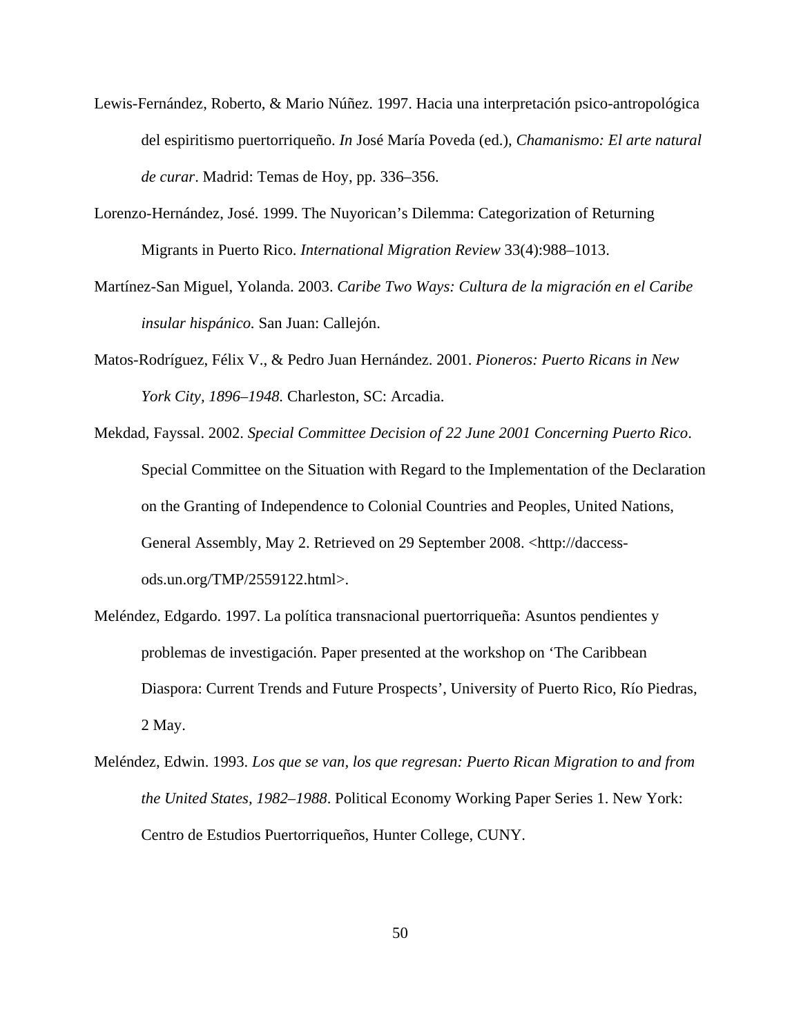Lewis-Fernández, Roberto, & Mario Núñez. 1997. Hacia una interpretación psico-antropológica del espiritismo puertorriqueño. *In* José María Poveda (ed.), *Chamanismo: El arte natural de curar*. Madrid: Temas de Hoy, pp. 336–356.

Lorenzo-Hernández, José. 1999. The Nuyorican's Dilemma: Categorization of Returning Migrants in Puerto Rico. *International Migration Review* 33(4):988–1013.

Martínez-San Miguel, Yolanda. 2003. *Caribe Two Ways: Cultura de la migración en el Caribe insular hispánico.* San Juan: Callejón.

Matos-Rodríguez, Félix V., & Pedro Juan Hernández. 2001. *Pioneros: Puerto Ricans in New York City, 1896–1948.* Charleston, SC: Arcadia.

Mekdad, Fayssal. 2002. *Special Committee Decision of 22 June 2001 Concerning Puerto Rico*. Special Committee on the Situation with Regard to the Implementation of the Declaration on the Granting of Independence to Colonial Countries and Peoples, United Nations, General Assembly, May 2. Retrieved on 29 September 2008. <http://daccess-ods.un.org/TMP/2559122.html>.

Meléndez, Edgardo. 1997. La política transnacional puertorriqueña: Asuntos pendientes y problemas de investigación. Paper presented at the workshop on 'The Caribbean Diaspora: Current Trends and Future Prospects', University of Puerto Rico, Río Piedras, 2 May.

Meléndez, Edwin. 1993. *Los que se van, los que regresan: Puerto Rican Migration to and from the United States, 1982–1988*. Political Economy Working Paper Series 1. New York: Centro de Estudios Puertorriqueños, Hunter College, CUNY.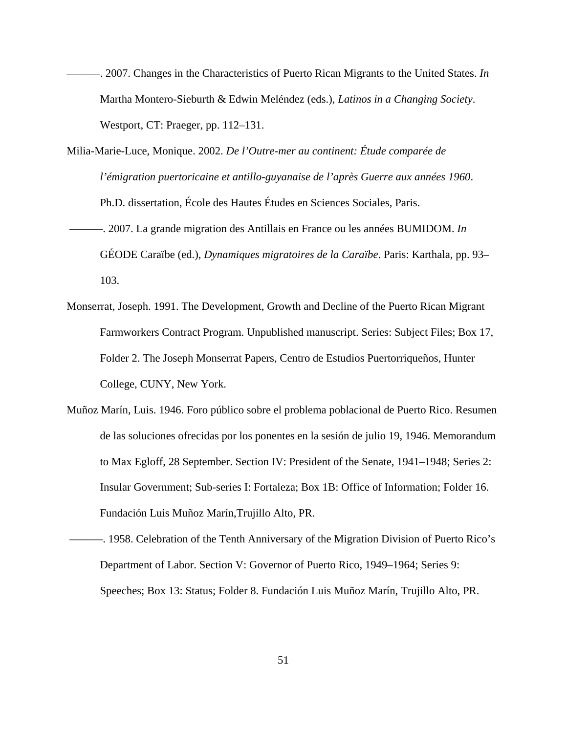———. 2007. Changes in the Characteristics of Puerto Rican Migrants to the United States. *In* Martha Montero-Sieburth & Edwin Meléndez (eds.), *Latinos in a Changing Society*. Westport, CT: Praeger, pp. 112–131.

Milia-Marie-Luce, Monique. 2002. *De l'Outre-mer au continent: Étude comparée de l'émigration puertoricaine et antillo-guyanaise de l'après Guerre aux années 1960*. Ph.D. dissertation, École des Hautes Études en Sciences Sociales, Paris.

———. 2007. La grande migration des Antillais en France ou les années BUMIDOM. *In* GÉODE Caraïbe (ed.), *Dynamiques migratoires de la Caraïbe*. Paris: Karthala, pp. 93–103.

Monserrat, Joseph. 1991. The Development, Growth and Decline of the Puerto Rican Migrant Farmworkers Contract Program. Unpublished manuscript. Series: Subject Files; Box 17, Folder 2. The Joseph Monserrat Papers, Centro de Estudios Puertorriqueños, Hunter College, CUNY, New York.

Muñoz Marín, Luis. 1946. Foro público sobre el problema poblacional de Puerto Rico. Resumen de las soluciones ofrecidas por los ponentes en la sesión de julio 19, 1946. Memorandum to Max Egloff, 28 September. Section IV: President of the Senate, 1941–1948; Series 2: Insular Government; Sub-series I: Fortaleza; Box 1B: Office of Information; Folder 16. Fundación Luis Muñoz Marín,Trujillo Alto, PR.

———. 1958. Celebration of the Tenth Anniversary of the Migration Division of Puerto Rico's Department of Labor. Section V: Governor of Puerto Rico, 1949–1964; Series 9: Speeches; Box 13: Status; Folder 8. Fundación Luis Muñoz Marín, Trujillo Alto, PR.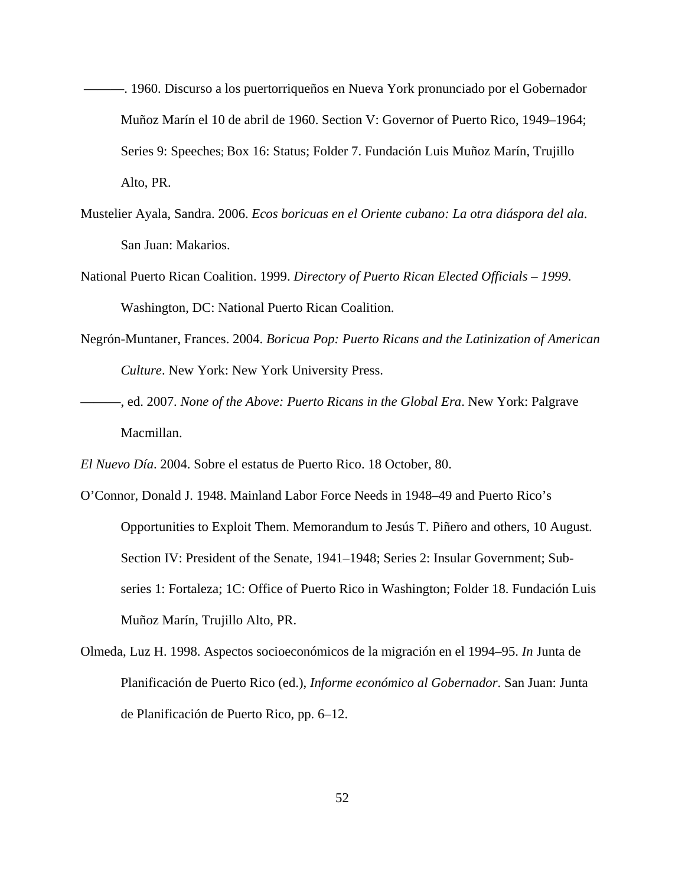———. 1960. Discurso a los puertorriqueños en Nueva York pronunciado por el Gobernador Muñoz Marín el 10 de abril de 1960. Section V: Governor of Puerto Rico, 1949–1964; Series 9: Speeches; Box 16: Status; Folder 7. Fundación Luis Muñoz Marín, Trujillo Alto, PR.

Mustelier Ayala, Sandra. 2006. *Ecos boricuas en el Oriente cubano: La otra diáspora del ala*. San Juan: Makarios.

National Puerto Rican Coalition. 1999. *Directory of Puerto Rican Elected Officials – 1999*. Washington, DC: National Puerto Rican Coalition.

Negrón-Muntaner, Frances. 2004. *Boricua Pop: Puerto Ricans and the Latinization of American Culture*. New York: New York University Press.

———, ed. 2007. *None of the Above: Puerto Ricans in the Global Era*. New York: Palgrave Macmillan.

*El Nuevo Día*. 2004. Sobre el estatus de Puerto Rico. 18 October, 80.

O'Connor, Donald J. 1948. Mainland Labor Force Needs in 1948–49 and Puerto Rico's Opportunities to Exploit Them. Memorandum to Jesús T. Piñero and others, 10 August. Section IV: President of the Senate, 1941–1948; Series 2: Insular Government; Sub-series 1: Fortaleza; 1C: Office of Puerto Rico in Washington; Folder 18. Fundación Luis Muñoz Marín, Trujillo Alto, PR.

Olmeda, Luz H. 1998. Aspectos socioeconómicos de la migración en el 1994–95. *In* Junta de Planificación de Puerto Rico (ed.), *Informe económico al Gobernador*. San Juan: Junta de Planificación de Puerto Rico, pp. 6–12.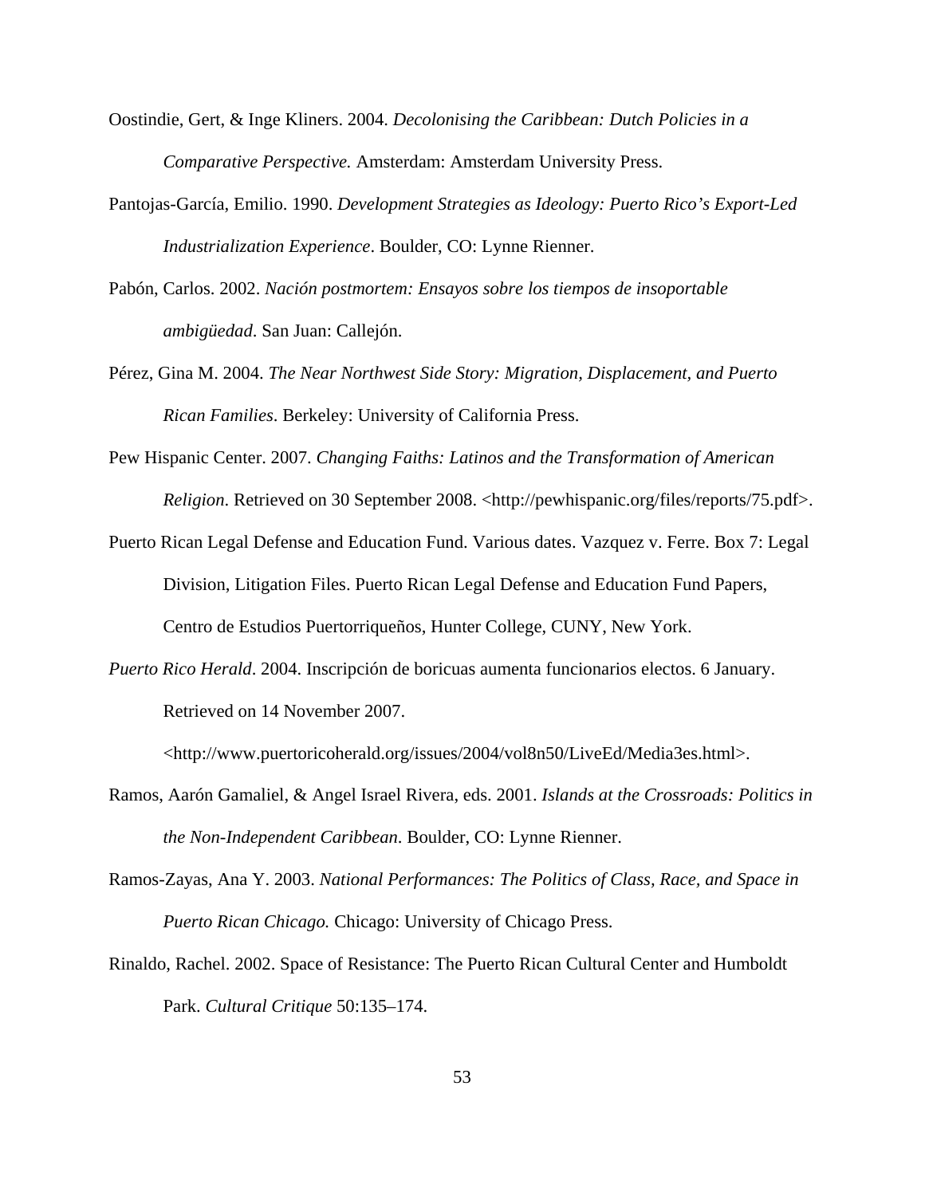Oostindie, Gert, & Inge Kliners. 2004. *Decolonising the Caribbean: Dutch Policies in a Comparative Perspective.* Amsterdam: Amsterdam University Press.

Pantojas-García, Emilio. 1990. *Development Strategies as Ideology: Puerto Rico's Export-Led Industrialization Experience*. Boulder, CO: Lynne Rienner.

Pabón, Carlos. 2002. *Nación postmortem: Ensayos sobre los tiempos de insoportable ambigüedad*. San Juan: Callejón.

Pérez, Gina M. 2004. *The Near Northwest Side Story: Migration, Displacement, and Puerto Rican Families*. Berkeley: University of California Press.

Pew Hispanic Center. 2007. *Changing Faiths: Latinos and the Transformation of American Religion*. Retrieved on 30 September 2008. <http://pewhispanic.org/files/reports/75.pdf>.

Puerto Rican Legal Defense and Education Fund. Various dates. Vazquez v. Ferre. Box 7: Legal Division, Litigation Files. Puerto Rican Legal Defense and Education Fund Papers, Centro de Estudios Puertorriqueños, Hunter College, CUNY, New York.

*Puerto Rico Herald*. 2004. Inscripción de boricuas aumenta funcionarios electos. 6 January. Retrieved on 14 November 2007. <http://www.puertoricoherald.org/issues/2004/vol8n50/LiveEd/Media3es.html>.

Ramos, Aarón Gamaliel, & Angel Israel Rivera, eds. 2001. *Islands at the Crossroads: Politics in the Non-Independent Caribbean*. Boulder, CO: Lynne Rienner.

Ramos-Zayas, Ana Y. 2003. *National Performances: The Politics of Class, Race, and Space in Puerto Rican Chicago.* Chicago: University of Chicago Press.

Rinaldo, Rachel. 2002. Space of Resistance: The Puerto Rican Cultural Center and Humboldt Park. *Cultural Critique* 50:135–174.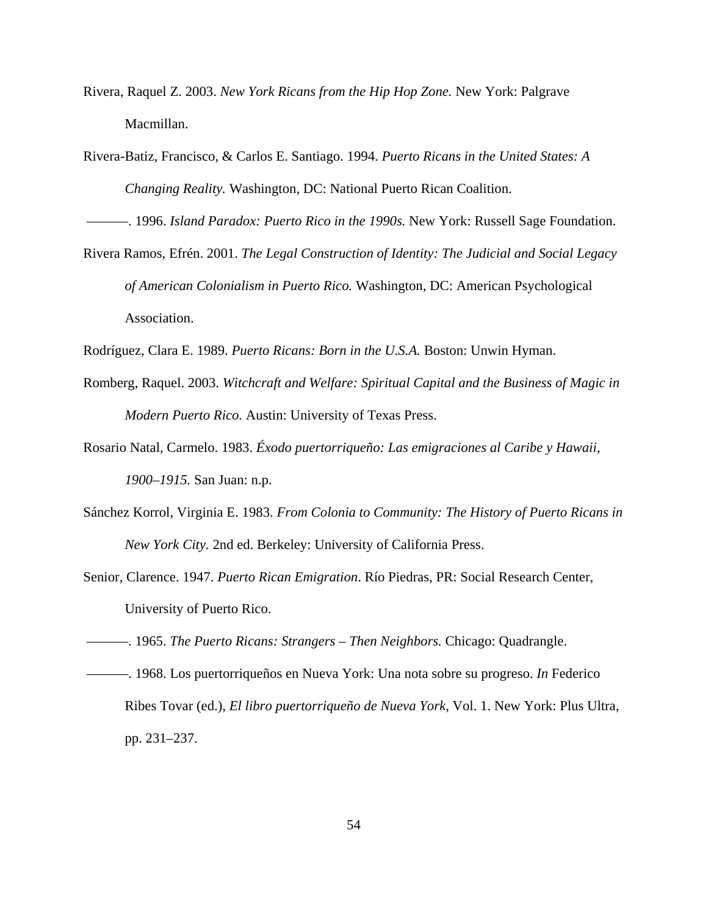Rivera, Raquel Z. 2003. *New York Ricans from the Hip Hop Zone.* New York: Palgrave Macmillan.

Rivera-Batiz, Francisco, & Carlos E. Santiago. 1994. *Puerto Ricans in the United States: A Changing Reality.* Washington, DC: National Puerto Rican Coalition.

———. 1996. *Island Paradox: Puerto Rico in the 1990s.* New York: Russell Sage Foundation.

Rivera Ramos, Efrén. 2001. *The Legal Construction of Identity: The Judicial and Social Legacy of American Colonialism in Puerto Rico.* Washington, DC: American Psychological Association.

Rodríguez, Clara E. 1989. *Puerto Ricans: Born in the U.S.A.* Boston: Unwin Hyman.

Romberg, Raquel. 2003. *Witchcraft and Welfare: Spiritual Capital and the Business of Magic in Modern Puerto Rico.* Austin: University of Texas Press.

Rosario Natal, Carmelo. 1983. *Éxodo puertorriqueño: Las emigraciones al Caribe y Hawaii, 1900–1915.* San Juan: n.p.

Sánchez Korrol, Virginia E. 1983. *From Colonia to Community: The History of Puerto Ricans in New York City.* 2nd ed. Berkeley: University of California Press.

Senior, Clarence. 1947. *Puerto Rican Emigration*. Río Piedras, PR: Social Research Center, University of Puerto Rico.

———. 1965. *The Puerto Ricans: Strangers – Then Neighbors.* Chicago: Quadrangle.

———. 1968. Los puertorriqueños en Nueva York: Una nota sobre su progreso. *In* Federico Ribes Tovar (ed.), *El libro puertorriqueño de Nueva York*, Vol. 1. New York: Plus Ultra, pp. 231–237.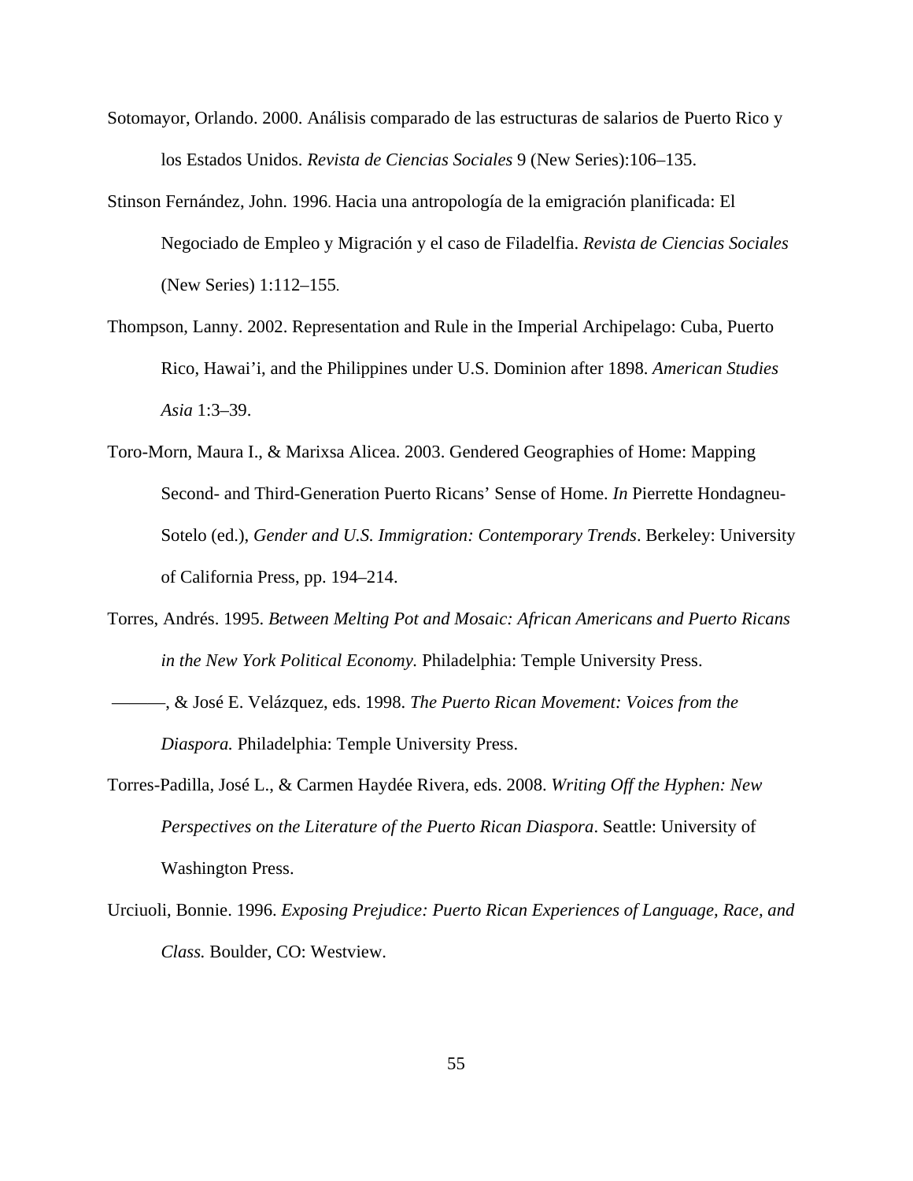Sotomayor, Orlando. 2000. Análisis comparado de las estructuras de salarios de Puerto Rico y los Estados Unidos. *Revista de Ciencias Sociales* 9 (New Series):106–135.

Stinson Fernández, John. 1996. Hacia una antropología de la emigración planificada: El Negociado de Empleo y Migración y el caso de Filadelfia. *Revista de Ciencias Sociales* (New Series) 1:112–155.

Thompson, Lanny. 2002. Representation and Rule in the Imperial Archipelago: Cuba, Puerto Rico, Hawai'i, and the Philippines under U.S. Dominion after 1898. *American Studies Asia* 1:3–39.

Toro-Morn, Maura I., & Marixsa Alicea. 2003. Gendered Geographies of Home: Mapping Second- and Third-Generation Puerto Ricans' Sense of Home. *In* Pierrette Hondagneu-Sotelo (ed.), *Gender and U.S. Immigration: Contemporary Trends*. Berkeley: University of California Press, pp. 194–214.

Torres, Andrés. 1995. *Between Melting Pot and Mosaic: African Americans and Puerto Ricans in the New York Political Economy.* Philadelphia: Temple University Press.

———, & José E. Velázquez, eds. 1998. *The Puerto Rican Movement: Voices from the Diaspora.* Philadelphia: Temple University Press.

Torres-Padilla, José L., & Carmen Haydée Rivera, eds. 2008. *Writing Off the Hyphen: New Perspectives on the Literature of the Puerto Rican Diaspora*. Seattle: University of Washington Press.

Urciuoli, Bonnie. 1996. *Exposing Prejudice: Puerto Rican Experiences of Language, Race, and Class.* Boulder, CO: Westview.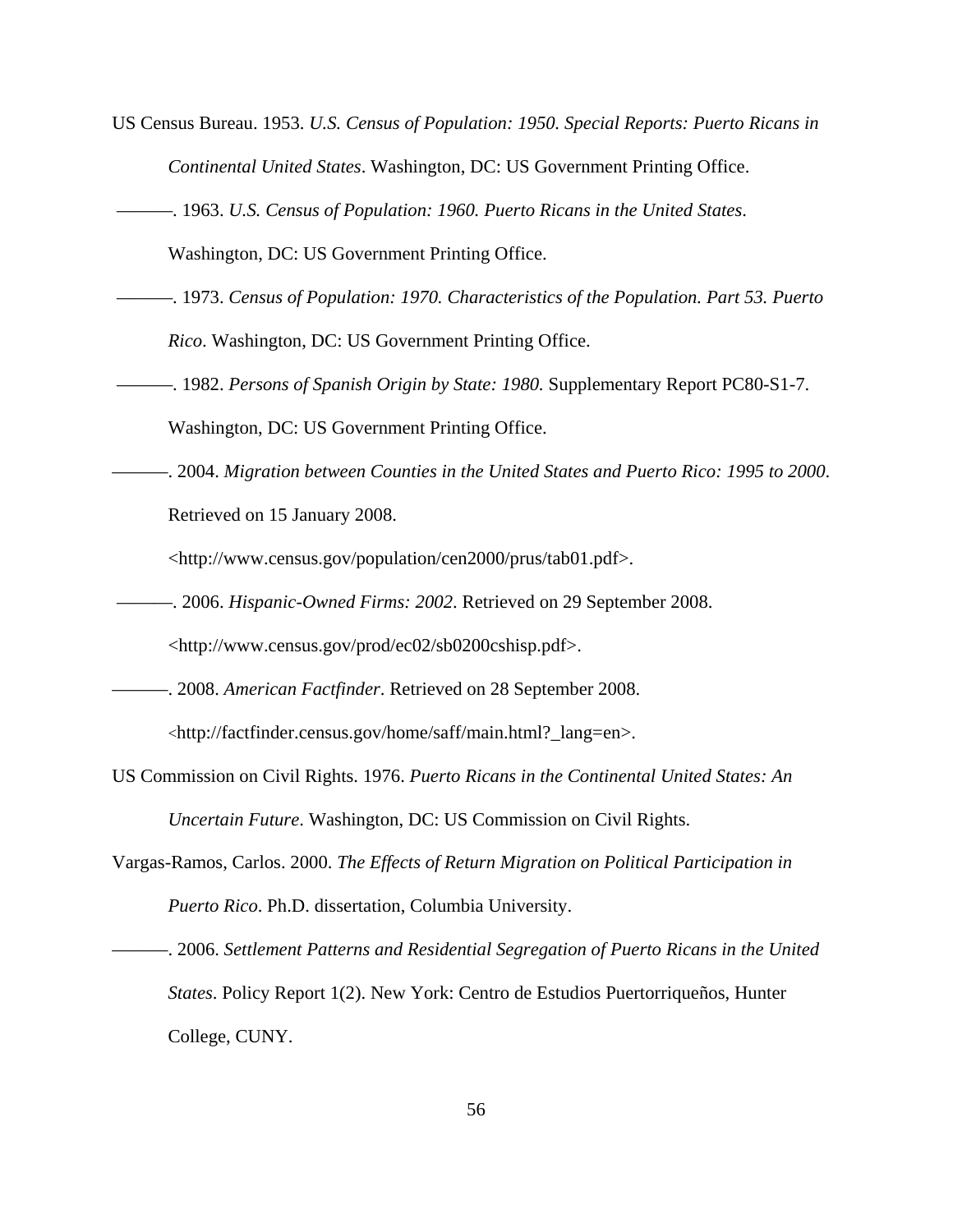US Census Bureau. 1953. *U.S. Census of Population: 1950. Special Reports: Puerto Ricans in Continental United States*. Washington, DC: US Government Printing Office.

———. 1963. *U.S. Census of Population: 1960. Puerto Ricans in the United States*. Washington, DC: US Government Printing Office.

———. 1973. *Census of Population: 1970. Characteristics of the Population. Part 53. Puerto Rico*. Washington, DC: US Government Printing Office.

———. 1982. *Persons of Spanish Origin by State: 1980.* Supplementary Report PC80-S1-7. Washington, DC: US Government Printing Office.

———. 2004. *Migration between Counties in the United States and Puerto Rico: 1995 to 2000*. Retrieved on 15 January 2008. <http://www.census.gov/population/cen2000/prus/tab01.pdf>.

———. 2006. *Hispanic-Owned Firms: 2002*. Retrieved on 29 September 2008. <http://www.census.gov/prod/ec02/sb0200cshisp.pdf>.

———. 2008. *American Factfinder*. Retrieved on 28 September 2008. <http://factfinder.census.gov/home/saff/main.html?_lang=en>.

US Commission on Civil Rights. 1976. *Puerto Ricans in the Continental United States: An Uncertain Future*. Washington, DC: US Commission on Civil Rights.

Vargas-Ramos, Carlos. 2000. *The Effects of Return Migration on Political Participation in Puerto Rico*. Ph.D. dissertation, Columbia University.

———. 2006. *Settlement Patterns and Residential Segregation of Puerto Ricans in the United States*. Policy Report 1(2). New York: Centro de Estudios Puertorriqueños, Hunter College, CUNY.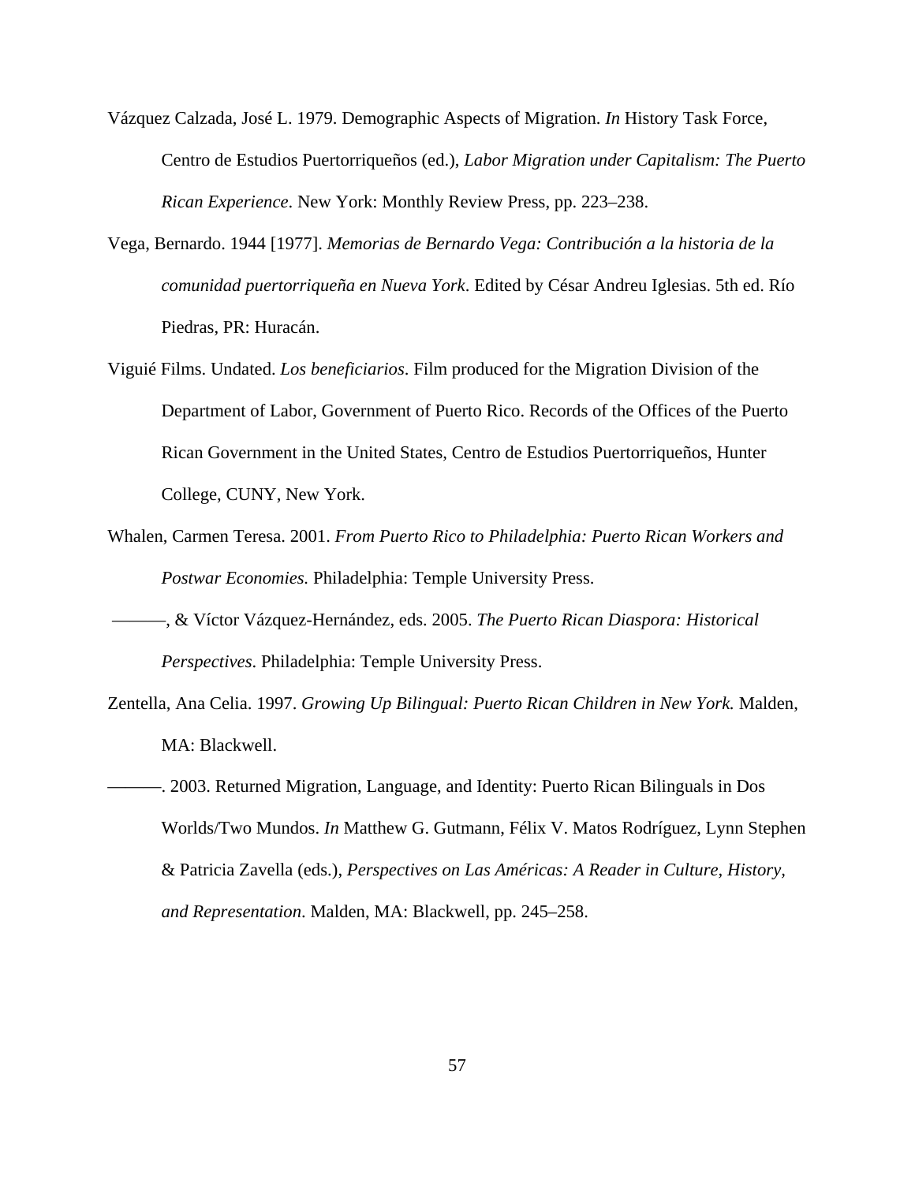Vázquez Calzada, José L. 1979. Demographic Aspects of Migration. *In* History Task Force, Centro de Estudios Puertorriqueños (ed.), *Labor Migration under Capitalism: The Puerto Rican Experience*. New York: Monthly Review Press, pp. 223–238.

Vega, Bernardo. 1944 [1977]. *Memorias de Bernardo Vega: Contribución a la historia de la comunidad puertorriqueña en Nueva York*. Edited by César Andreu Iglesias. 5th ed. Río Piedras, PR: Huracán.

Viguié Films. Undated. *Los beneficiarios*. Film produced for the Migration Division of the Department of Labor, Government of Puerto Rico. Records of the Offices of the Puerto Rican Government in the United States, Centro de Estudios Puertorriqueños, Hunter College, CUNY, New York.

Whalen, Carmen Teresa. 2001. *From Puerto Rico to Philadelphia: Puerto Rican Workers and Postwar Economies.* Philadelphia: Temple University Press.

———, & Víctor Vázquez-Hernández, eds. 2005. *The Puerto Rican Diaspora: Historical Perspectives*. Philadelphia: Temple University Press.

Zentella, Ana Celia. 1997. *Growing Up Bilingual: Puerto Rican Children in New York.* Malden, MA: Blackwell.

———. 2003. Returned Migration, Language, and Identity: Puerto Rican Bilinguals in Dos Worlds/Two Mundos. *In* Matthew G. Gutmann, Félix V. Matos Rodríguez, Lynn Stephen & Patricia Zavella (eds.), *Perspectives on Las Américas: A Reader in Culture, History, and Representation*. Malden, MA: Blackwell, pp. 245–258.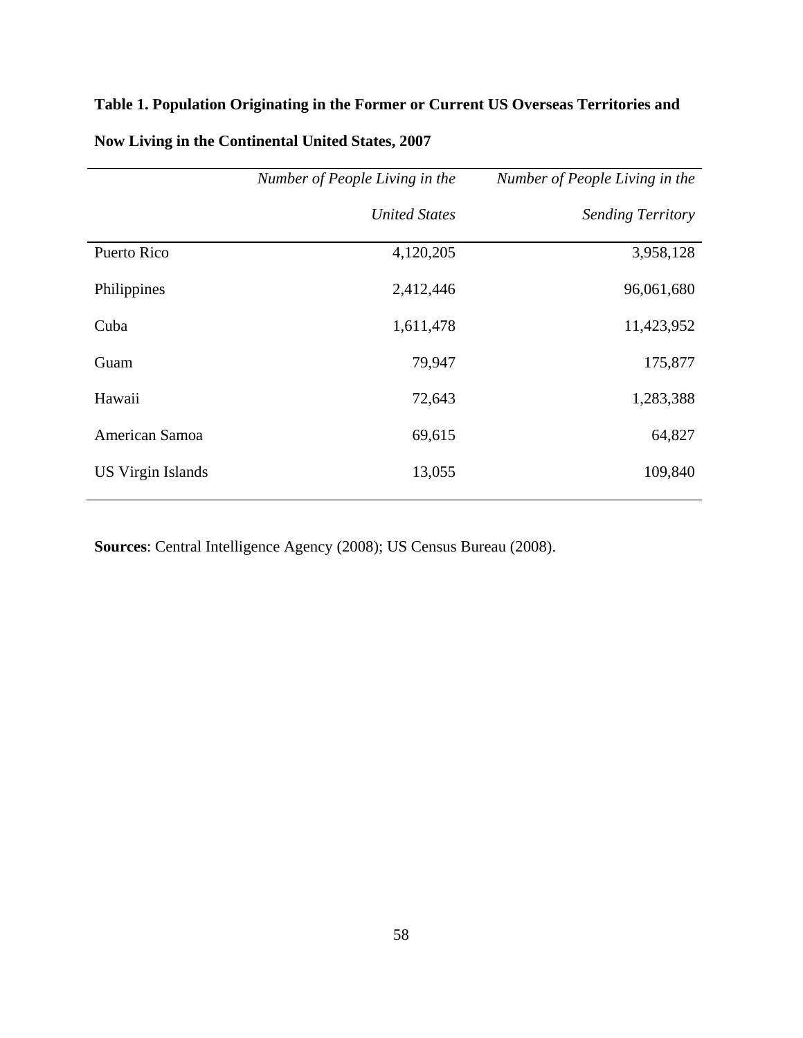**Table 1. Population Originating in the Former or Current US Overseas Territories and Now Living in the Continental United States, 2007**

| | *Number of People Living in the United States* | *Number of People Living in the Sending Territory* |
|---|---:|---:|
| Puerto Rico | 4,120,205 | 3,958,128 |
| Philippines | 2,412,446 | 96,061,680 |
| Cuba | 1,611,478 | 11,423,952 |
| Guam | 79,947 | 175,877 |
| Hawaii | 72,643 | 1,283,388 |
| American Samoa | 69,615 | 64,827 |
| US Virgin Islands | 13,055 | 109,840 |

**Sources**: Central Intelligence Agency (2008); US Census Bureau (2008).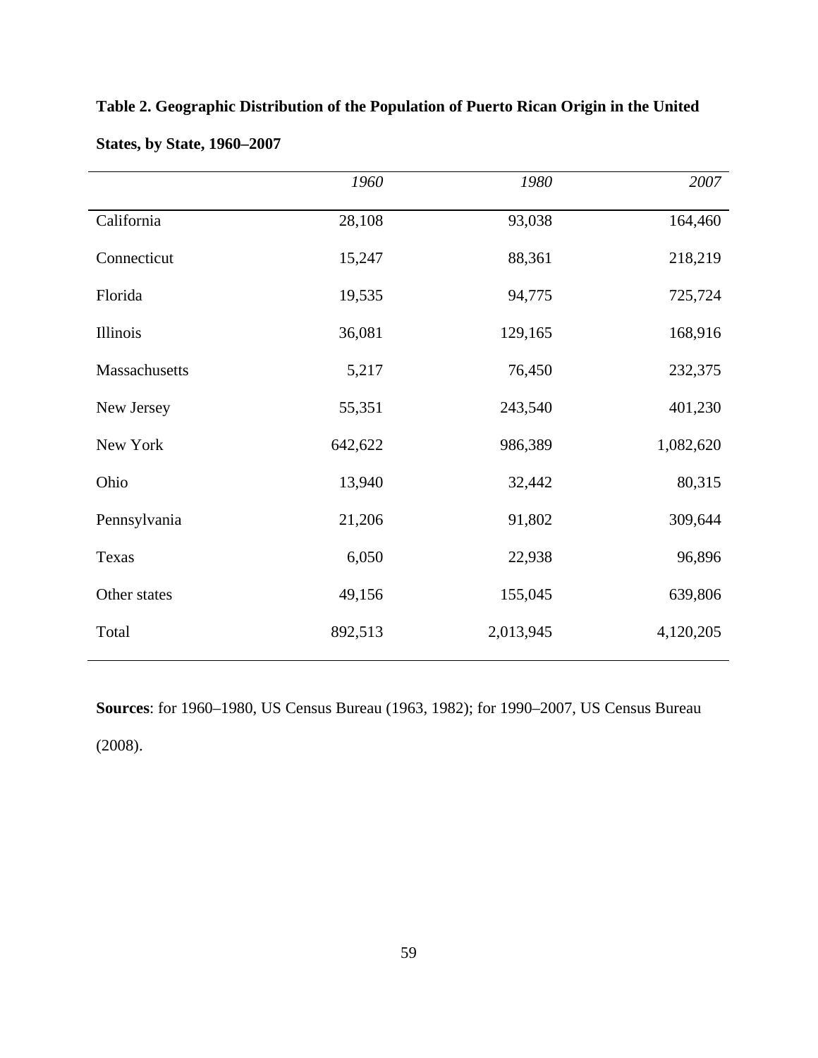**Table 2. Geographic Distribution of the Population of Puerto Rican Origin in the United States, by State, 1960–2007**

| | *1960* | *1980* | *2007* |
|---|---|---|---|
| California | 28,108 | 93,038 | 164,460 |
| Connecticut | 15,247 | 88,361 | 218,219 |
| Florida | 19,535 | 94,775 | 725,724 |
| Illinois | 36,081 | 129,165 | 168,916 |
| Massachusetts | 5,217 | 76,450 | 232,375 |
| New Jersey | 55,351 | 243,540 | 401,230 |
| New York | 642,622 | 986,389 | 1,082,620 |
| Ohio | 13,940 | 32,442 | 80,315 |
| Pennsylvania | 21,206 | 91,802 | 309,644 |
| Texas | 6,050 | 22,938 | 96,896 |
| Other states | 49,156 | 155,045 | 639,806 |
| Total | 892,513 | 2,013,945 | 4,120,205 |

**Sources**: for 1960–1980, US Census Bureau (1963, 1982); for 1990–2007, US Census Bureau (2008).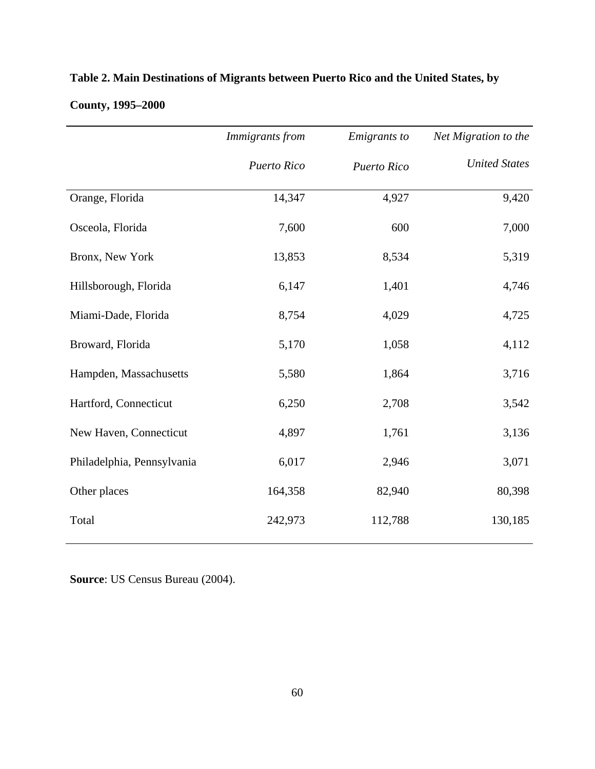**Table 2. Main Destinations of Migrants between Puerto Rico and the United States, by County, 1995–2000**

| | *Immigrants from Puerto Rico* | *Emigrants to Puerto Rico* | *Net Migration to the United States* |
|---|---|---|---|
| Orange, Florida | 14,347 | 4,927 | 9,420 |
| Osceola, Florida | 7,600 | 600 | 7,000 |
| Bronx, New York | 13,853 | 8,534 | 5,319 |
| Hillsborough, Florida | 6,147 | 1,401 | 4,746 |
| Miami-Dade, Florida | 8,754 | 4,029 | 4,725 |
| Broward, Florida | 5,170 | 1,058 | 4,112 |
| Hampden, Massachusetts | 5,580 | 1,864 | 3,716 |
| Hartford, Connecticut | 6,250 | 2,708 | 3,542 |
| New Haven, Connecticut | 4,897 | 1,761 | 3,136 |
| Philadelphia, Pennsylvania | 6,017 | 2,946 | 3,071 |
| Other places | 164,358 | 82,940 | 80,398 |
| Total | 242,973 | 112,788 | 130,185 |

**Source**: US Census Bureau (2004).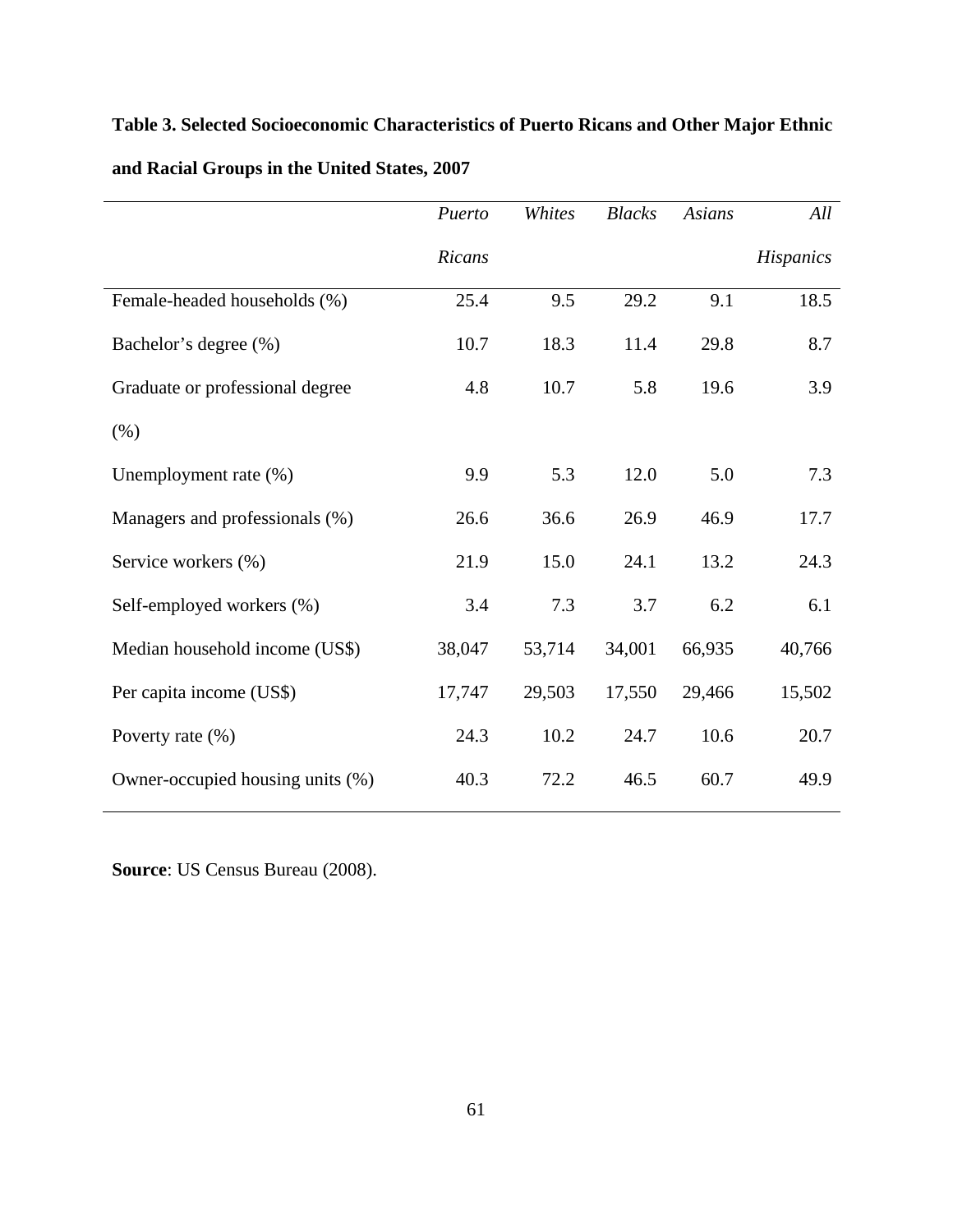**Table 3. Selected Socioeconomic Characteristics of Puerto Ricans and Other Major Ethnic and Racial Groups in the United States, 2007**

| | *Puerto Ricans* | *Whites* | *Blacks* | *Asians* | *All Hispanics* |
|---|---|---|---|---|---|
| Female-headed households (%) | 25.4 | 9.5 | 29.2 | 9.1 | 18.5 |
| Bachelor's degree (%) | 10.7 | 18.3 | 11.4 | 29.8 | 8.7 |
| Graduate or professional degree (%) | 4.8 | 10.7 | 5.8 | 19.6 | 3.9 |
| Unemployment rate (%) | 9.9 | 5.3 | 12.0 | 5.0 | 7.3 |
| Managers and professionals (%) | 26.6 | 36.6 | 26.9 | 46.9 | 17.7 |
| Service workers (%) | 21.9 | 15.0 | 24.1 | 13.2 | 24.3 |
| Self-employed workers (%) | 3.4 | 7.3 | 3.7 | 6.2 | 6.1 |
| Median household income (US$) | 38,047 | 53,714 | 34,001 | 66,935 | 40,766 |
| Per capita income (US$) | 17,747 | 29,503 | 17,550 | 29,466 | 15,502 |
| Poverty rate (%) | 24.3 | 10.2 | 24.7 | 10.6 | 20.7 |
| Owner-occupied housing units (%) | 40.3 | 72.2 | 46.5 | 60.7 | 49.9 |

**Source**: US Census Bureau (2008).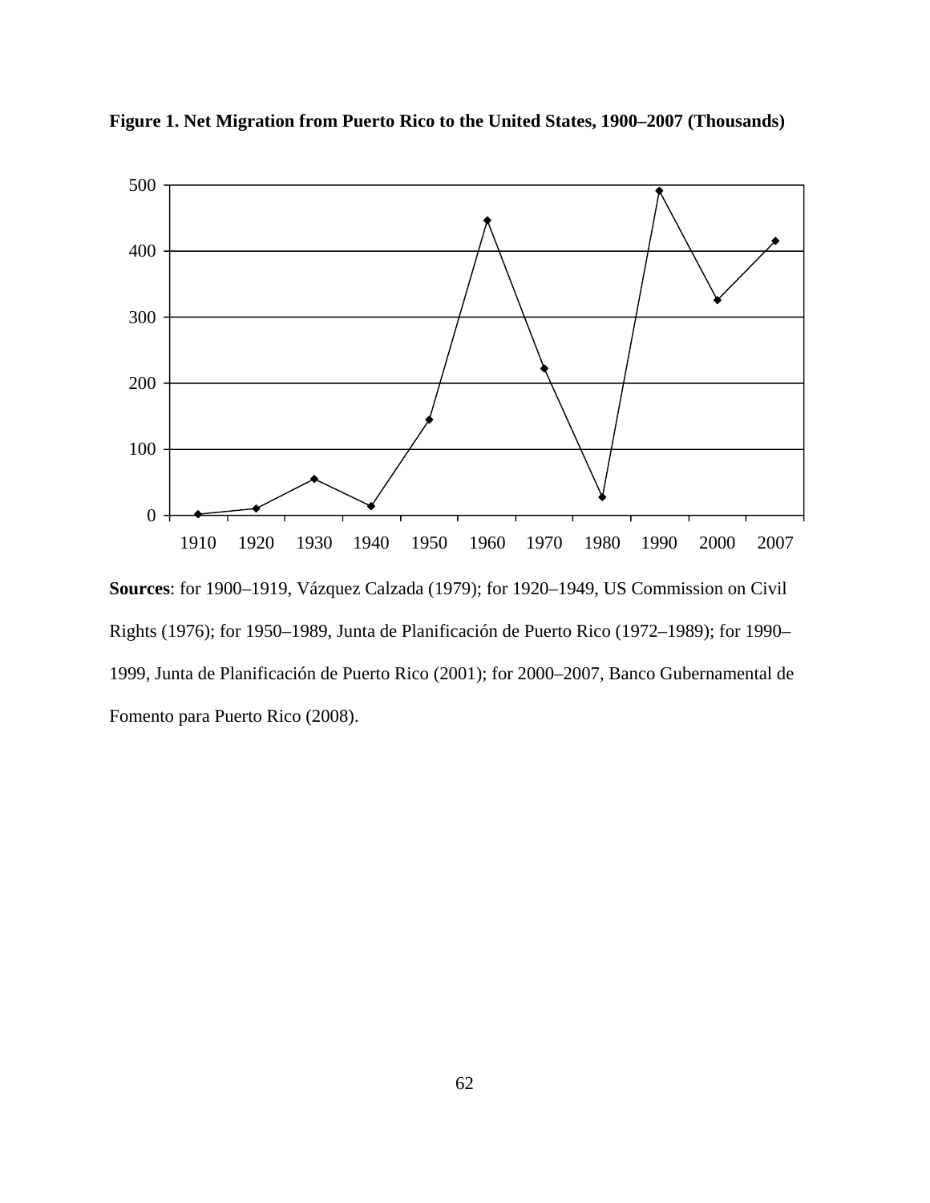**Figure 1. Net Migration from Puerto Rico to the United States, 1900–2007 (Thousands)**

**Sources**: for 1900–1919, Vázquez Calzada (1979); for 1920–1949, US Commission on Civil Rights (1976); for 1950–1989, Junta de Planificación de Puerto Rico (1972–1989); for 1990–1999, Junta de Planificación de Puerto Rico (2001); for 2000–2007, Banco Gubernamental de Fomento para Puerto Rico (2008).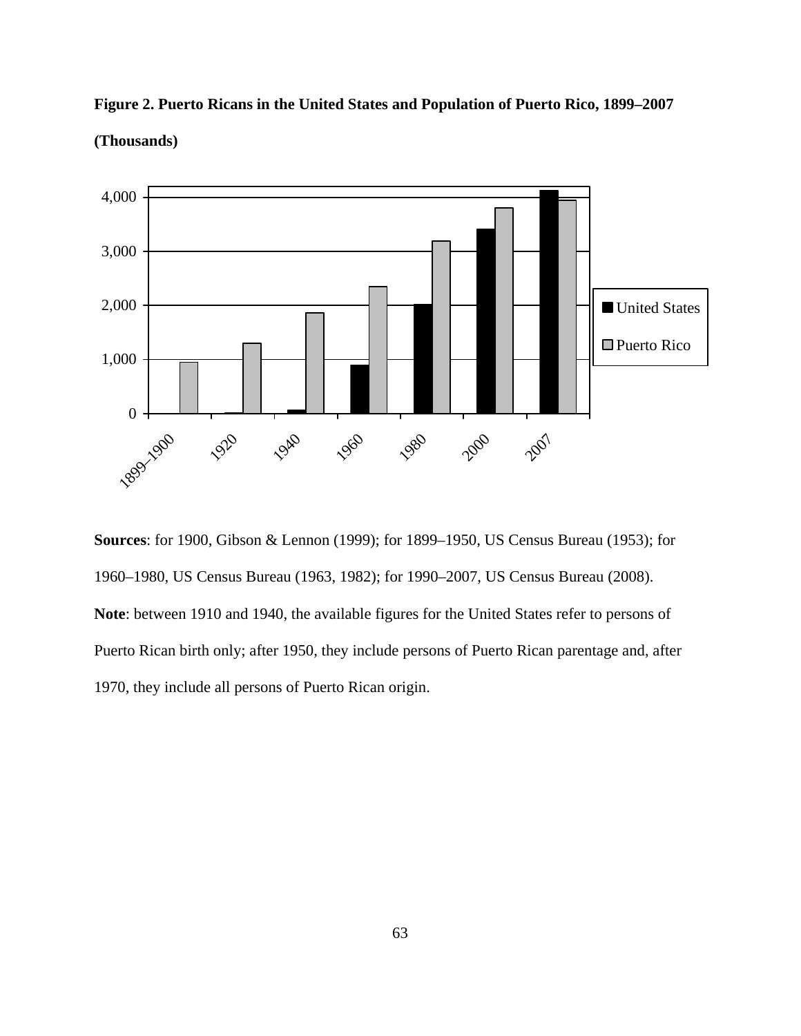**Figure 2. Puerto Ricans in the United States and Population of Puerto Rico, 1899–2007 (Thousands)**

**Sources**: for 1900, Gibson & Lennon (1999); for 1899–1950, US Census Bureau (1953); for 1960–1980, US Census Bureau (1963, 1982); for 1990–2007, US Census Bureau (2008).

**Note**: between 1910 and 1940, the available figures for the United States refer to persons of Puerto Rican birth only; after 1950, they include persons of Puerto Rican parentage and, after 1970, they include all persons of Puerto Rican origin.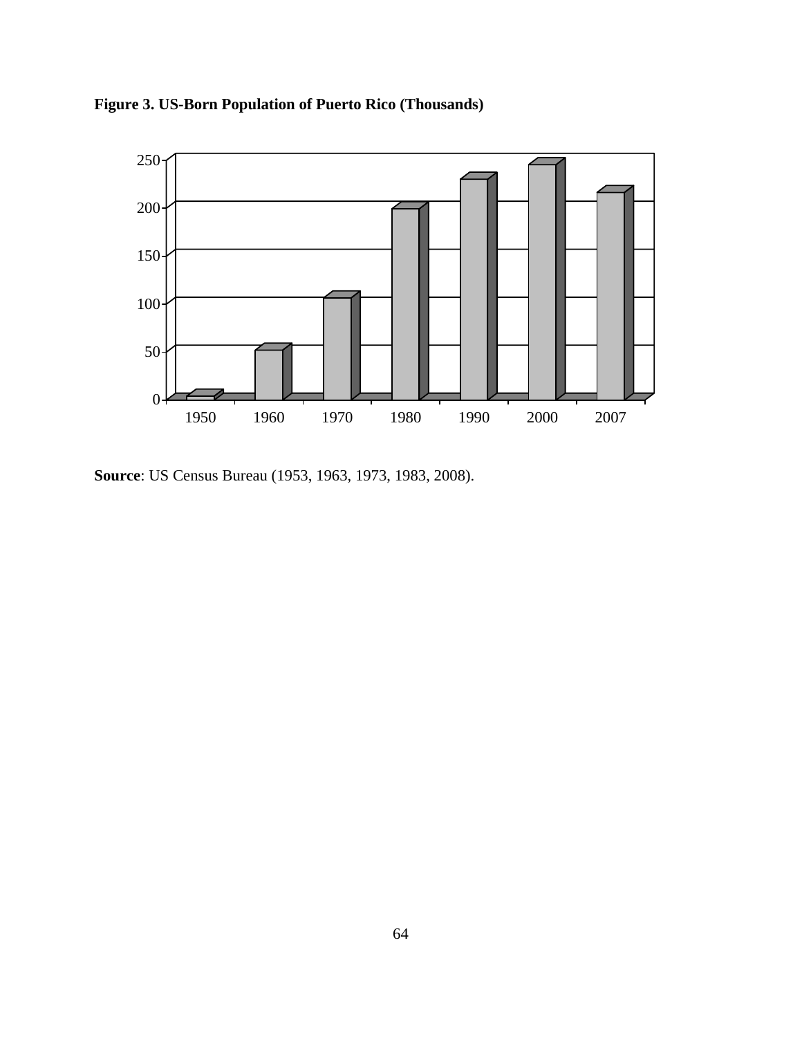**Figure 3. US-Born Population of Puerto Rico (Thousands)**

250
200
150
100
50
0

1950 1960 1970 1980 1990 2000 2007

**Source**: US Census Bureau (1953, 1963, 1973, 1983, 2008).